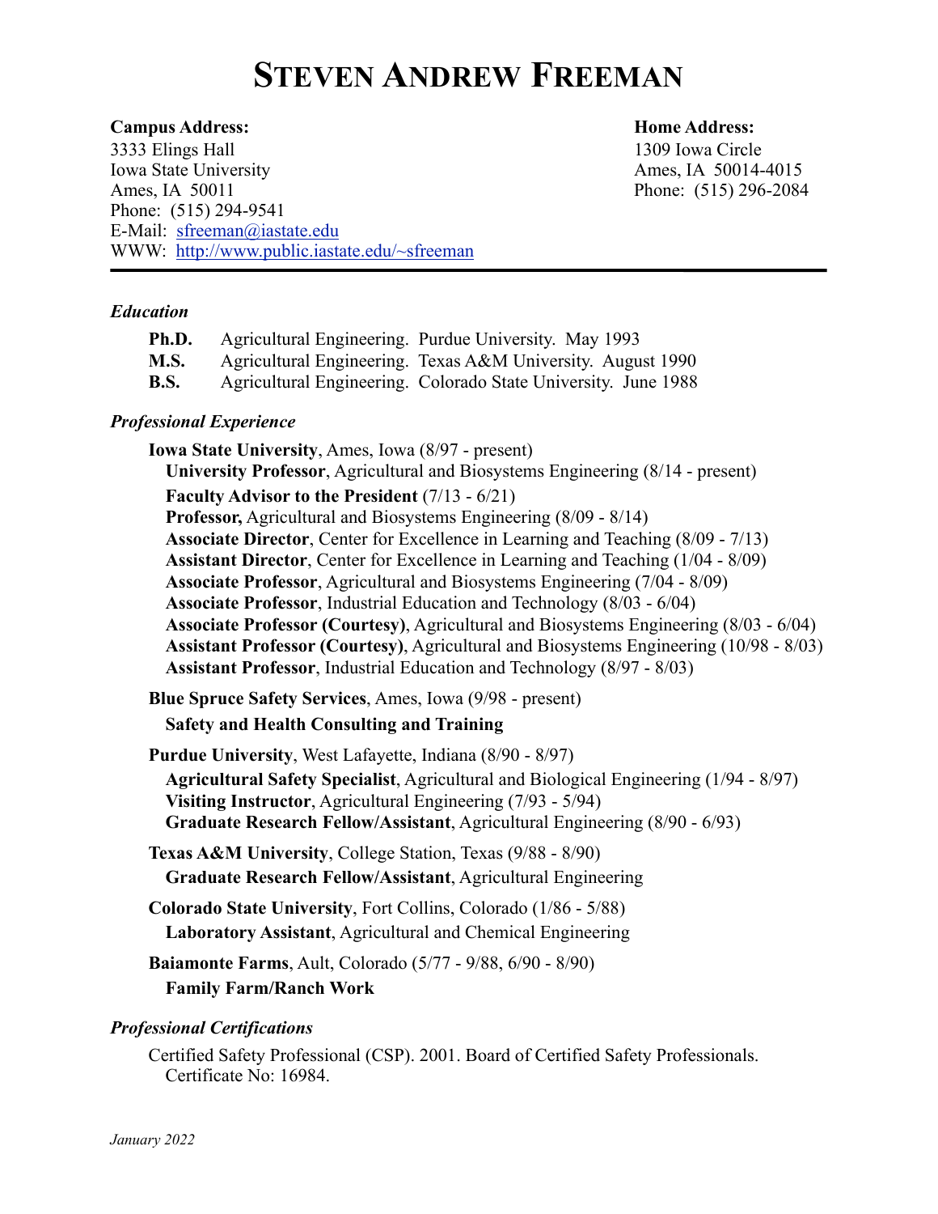# STEVEN ANDREW FREEMAN

**Campus Address:**
3333 Elings Hall
Iowa State University
Ames, IA 50011
Phone: (515) 294-9541
E-Mail: sfreeman@iastate.edu
WWW: http://www.public.iastate.edu/~sfreeman

**Home Address:**
1309 Iowa Circle
Ames, IA 50014-4015
Phone: (515) 296-2084

---

### *Education*

**Ph.D.** Agricultural Engineering. Purdue University. May 1993
**M.S.** Agricultural Engineering. Texas A&M University. August 1990
**B.S.** Agricultural Engineering. Colorado State University. June 1988

### *Professional Experience*

**Iowa State University**, Ames, Iowa (8/97 - present)
- **University Professor**, Agricultural and Biosystems Engineering (8/14 - present)
- **Faculty Advisor to the President** (7/13 - 6/21)
- **Professor,** Agricultural and Biosystems Engineering (8/09 - 8/14)
- **Associate Director**, Center for Excellence in Learning and Teaching (8/09 - 7/13)
- **Assistant Director**, Center for Excellence in Learning and Teaching (1/04 - 8/09)
- **Associate Professor**, Agricultural and Biosystems Engineering (7/04 - 8/09)
- **Associate Professor**, Industrial Education and Technology (8/03 - 6/04)
- **Associate Professor (Courtesy)**, Agricultural and Biosystems Engineering (8/03 - 6/04)
- **Assistant Professor (Courtesy)**, Agricultural and Biosystems Engineering (10/98 - 8/03)
- **Assistant Professor**, Industrial Education and Technology (8/97 - 8/03)

**Blue Spruce Safety Services**, Ames, Iowa (9/98 - present)
- **Safety and Health Consulting and Training**

**Purdue University**, West Lafayette, Indiana (8/90 - 8/97)
- **Agricultural Safety Specialist**, Agricultural and Biological Engineering (1/94 - 8/97)
- **Visiting Instructor**, Agricultural Engineering (7/93 - 5/94)
- **Graduate Research Fellow/Assistant**, Agricultural Engineering (8/90 - 6/93)

**Texas A&M University**, College Station, Texas (9/88 - 8/90)
- **Graduate Research Fellow/Assistant**, Agricultural Engineering

**Colorado State University**, Fort Collins, Colorado (1/86 - 5/88)
- **Laboratory Assistant**, Agricultural and Chemical Engineering

**Baiamonte Farms**, Ault, Colorado (5/77 - 9/88, 6/90 - 8/90)
- **Family Farm/Ranch Work**

### *Professional Certifications*

Certified Safety Professional (CSP). 2001. Board of Certified Safety Professionals. Certificate No: 16984.

*January 2022*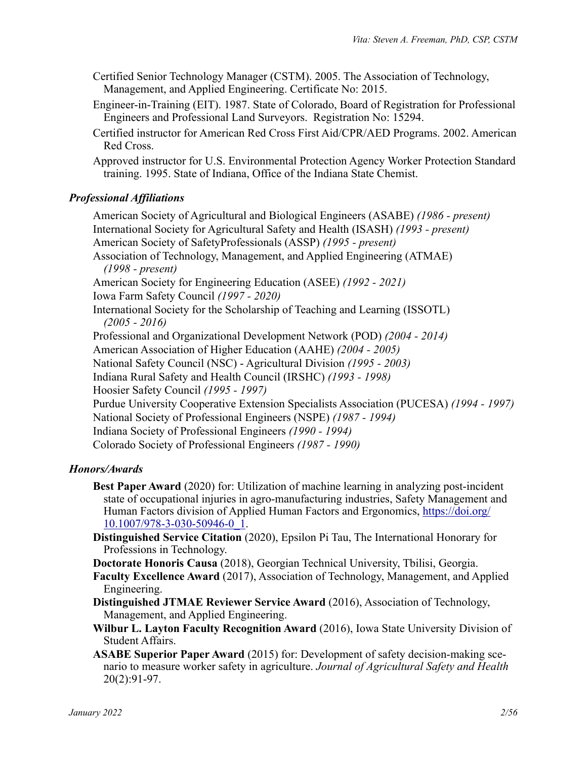Certified Senior Technology Manager (CSTM). 2005. The Association of Technology, Management, and Applied Engineering. Certificate No: 2015.

Engineer-in-Training (EIT). 1987. State of Colorado, Board of Registration for Professional Engineers and Professional Land Surveyors. Registration No: 15294.

Certified instructor for American Red Cross First Aid/CPR/AED Programs. 2002. American Red Cross.

Approved instructor for U.S. Environmental Protection Agency Worker Protection Standard training. 1995. State of Indiana, Office of the Indiana State Chemist.

### *Professional Affiliations*

American Society of Agricultural and Biological Engineers (ASABE) *(1986 - present)*
International Society for Agricultural Safety and Health (ISASH) *(1993 - present)*
American Society of SafetyProfessionals (ASSP) *(1995 - present)*
Association of Technology, Management, and Applied Engineering (ATMAE) *(1998 - present)*
American Society for Engineering Education (ASEE) *(1992 - 2021)*
Iowa Farm Safety Council *(1997 - 2020)*
International Society for the Scholarship of Teaching and Learning (ISSOTL) *(2005 - 2016)*
Professional and Organizational Development Network (POD) *(2004 - 2014)*
American Association of Higher Education (AAHE) *(2004 - 2005)*
National Safety Council (NSC) - Agricultural Division *(1995 - 2003)*
Indiana Rural Safety and Health Council (IRSHC) *(1993 - 1998)*
Hoosier Safety Council *(1995 - 1997)*
Purdue University Cooperative Extension Specialists Association (PUCESA) *(1994 - 1997)*
National Society of Professional Engineers (NSPE) *(1987 - 1994)*
Indiana Society of Professional Engineers *(1990 - 1994)*
Colorado Society of Professional Engineers *(1987 - 1990)*

### *Honors/Awards*

**Best Paper Award** (2020) for: Utilization of machine learning in analyzing post-incident state of occupational injuries in agro-manufacturing industries, Safety Management and Human Factors division of Applied Human Factors and Ergonomics, https://doi.org/10.1007/978-3-030-50946-0_1.

**Distinguished Service Citation** (2020), Epsilon Pi Tau, The International Honorary for Professions in Technology.

**Doctorate Honoris Causa** (2018), Georgian Technical University, Tbilisi, Georgia.

**Faculty Excellence Award** (2017), Association of Technology, Management, and Applied Engineering.

**Distinguished JTMAE Reviewer Service Award** (2016), Association of Technology, Management, and Applied Engineering.

**Wilbur L. Layton Faculty Recognition Award** (2016), Iowa State University Division of Student Affairs.

**ASABE Superior Paper Award** (2015) for: Development of safety decision-making scenario to measure worker safety in agriculture. *Journal of Agricultural Safety and Health* 20(2):91-97.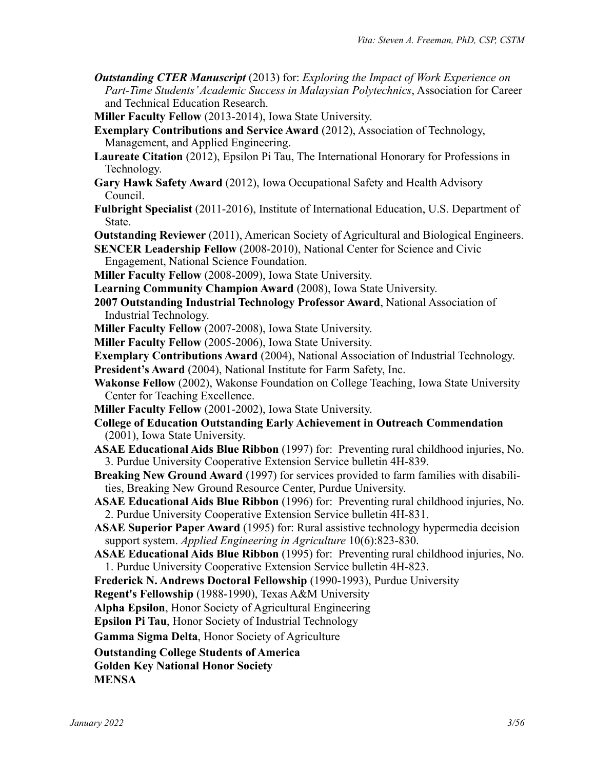***Outstanding CTER Manuscript*** (2013) for: *Exploring the Impact of Work Experience on Part-Time Students' Academic Success in Malaysian Polytechnics*, Association for Career and Technical Education Research.

**Miller Faculty Fellow** (2013-2014), Iowa State University.

**Exemplary Contributions and Service Award** (2012), Association of Technology, Management, and Applied Engineering.

**Laureate Citation** (2012), Epsilon Pi Tau, The International Honorary for Professions in Technology.

**Gary Hawk Safety Award** (2012), Iowa Occupational Safety and Health Advisory Council.

**Fulbright Specialist** (2011-2016), Institute of International Education, U.S. Department of State.

**Outstanding Reviewer** (2011), American Society of Agricultural and Biological Engineers.

**SENCER Leadership Fellow** (2008-2010), National Center for Science and Civic Engagement, National Science Foundation.

**Miller Faculty Fellow** (2008-2009), Iowa State University.

**Learning Community Champion Award** (2008), Iowa State University.

**2007 Outstanding Industrial Technology Professor Award**, National Association of Industrial Technology.

**Miller Faculty Fellow** (2007-2008), Iowa State University.

**Miller Faculty Fellow** (2005-2006), Iowa State University.

**Exemplary Contributions Award** (2004), National Association of Industrial Technology.

**President's Award** (2004), National Institute for Farm Safety, Inc.

**Wakonse Fellow** (2002), Wakonse Foundation on College Teaching, Iowa State University Center for Teaching Excellence.

**Miller Faculty Fellow** (2001-2002), Iowa State University.

**College of Education Outstanding Early Achievement in Outreach Commendation** (2001), Iowa State University.

**ASAE Educational Aids Blue Ribbon** (1997) for: Preventing rural childhood injuries, No. 3. Purdue University Cooperative Extension Service bulletin 4H-839.

**Breaking New Ground Award** (1997) for services provided to farm families with disabilities, Breaking New Ground Resource Center, Purdue University.

**ASAE Educational Aids Blue Ribbon** (1996) for: Preventing rural childhood injuries, No. 2. Purdue University Cooperative Extension Service bulletin 4H-831.

**ASAE Superior Paper Award** (1995) for: Rural assistive technology hypermedia decision support system. *Applied Engineering in Agriculture* 10(6):823-830.

**ASAE Educational Aids Blue Ribbon** (1995) for: Preventing rural childhood injuries, No. 1. Purdue University Cooperative Extension Service bulletin 4H-823.

**Frederick N. Andrews Doctoral Fellowship** (1990-1993), Purdue University

**Regent's Fellowship** (1988-1990), Texas A&M University

**Alpha Epsilon**, Honor Society of Agricultural Engineering

**Epsilon Pi Tau**, Honor Society of Industrial Technology

**Gamma Sigma Delta**, Honor Society of Agriculture

**Outstanding College Students of America**

**Golden Key National Honor Society**

**MENSA**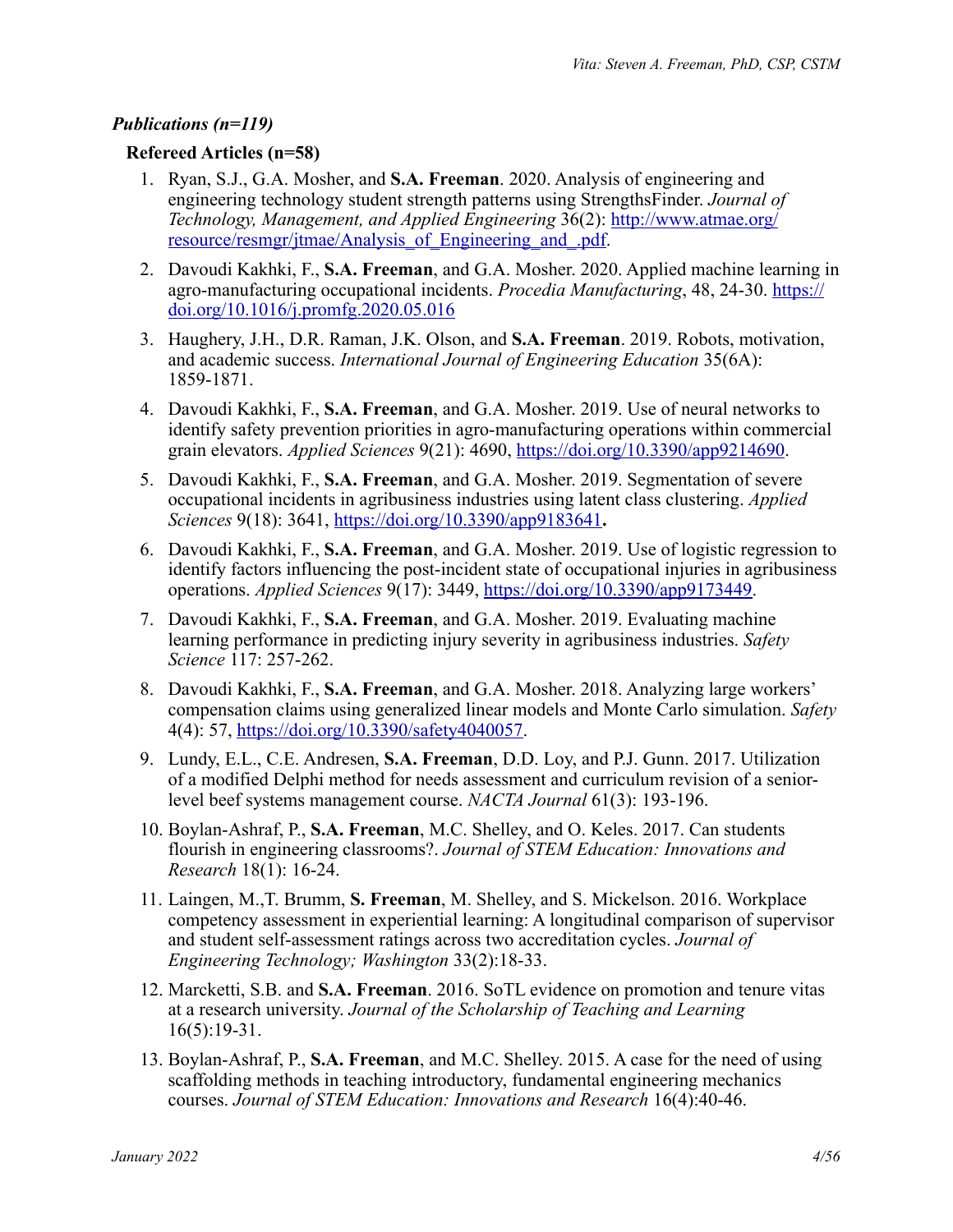### *Publications (n=119)*

**Refereed Articles (n=58)**

1. Ryan, S.J., G.A. Mosher, and **S.A. Freeman**. 2020. Analysis of engineering and engineering technology student strength patterns using StrengthsFinder. *Journal of Technology, Management, and Applied Engineering* 36(2): http://www.atmae.org/resource/resmgr/jtmae/Analysis_of_Engineering_and_.pdf.
2. Davoudi Kakhki, F., **S.A. Freeman**, and G.A. Mosher. 2020. Applied machine learning in agro-manufacturing occupational incidents. *Procedia Manufacturing*, 48, 24-30. https://doi.org/10.1016/j.promfg.2020.05.016
3. Haughery, J.H., D.R. Raman, J.K. Olson, and **S.A. Freeman**. 2019. Robots, motivation, and academic success. *International Journal of Engineering Education* 35(6A): 1859-1871.
4. Davoudi Kakhki, F., **S.A. Freeman**, and G.A. Mosher. 2019. Use of neural networks to identify safety prevention priorities in agro-manufacturing operations within commercial grain elevators. *Applied Sciences* 9(21): 4690, https://doi.org/10.3390/app9214690.
5. Davoudi Kakhki, F., **S.A. Freeman**, and G.A. Mosher. 2019. Segmentation of severe occupational incidents in agribusiness industries using latent class clustering. *Applied Sciences* 9(18): 3641, https://doi.org/10.3390/app9183641**.**
6. Davoudi Kakhki, F., **S.A. Freeman**, and G.A. Mosher. 2019. Use of logistic regression to identify factors influencing the post-incident state of occupational injuries in agribusiness operations. *Applied Sciences* 9(17): 3449, https://doi.org/10.3390/app9173449.
7. Davoudi Kakhki, F., **S.A. Freeman**, and G.A. Mosher. 2019. Evaluating machine learning performance in predicting injury severity in agribusiness industries. *Safety Science* 117: 257-262.
8. Davoudi Kakhki, F., **S.A. Freeman**, and G.A. Mosher. 2018. Analyzing large workers' compensation claims using generalized linear models and Monte Carlo simulation. *Safety* 4(4): 57, https://doi.org/10.3390/safety4040057.
9. Lundy, E.L., C.E. Andresen, **S.A. Freeman**, D.D. Loy, and P.J. Gunn. 2017. Utilization of a modified Delphi method for needs assessment and curriculum revision of a senior-level beef systems management course. *NACTA Journal* 61(3): 193-196.
10. Boylan-Ashraf, P., **S.A. Freeman**, M.C. Shelley, and O. Keles. 2017. Can students flourish in engineering classrooms?. *Journal of STEM Education: Innovations and Research* 18(1): 16-24.
11. Laingen, M.,T. Brumm, **S. Freeman**, M. Shelley, and S. Mickelson. 2016. Workplace competency assessment in experiential learning: A longitudinal comparison of supervisor and student self-assessment ratings across two accreditation cycles. *Journal of Engineering Technology; Washington* 33(2):18-33.
12. Marcketti, S.B. and **S.A. Freeman**. 2016. SoTL evidence on promotion and tenure vitas at a research university. *Journal of the Scholarship of Teaching and Learning* 16(5):19-31.
13. Boylan-Ashraf, P., **S.A. Freeman**, and M.C. Shelley. 2015. A case for the need of using scaffolding methods in teaching introductory, fundamental engineering mechanics courses. *Journal of STEM Education: Innovations and Research* 16(4):40-46.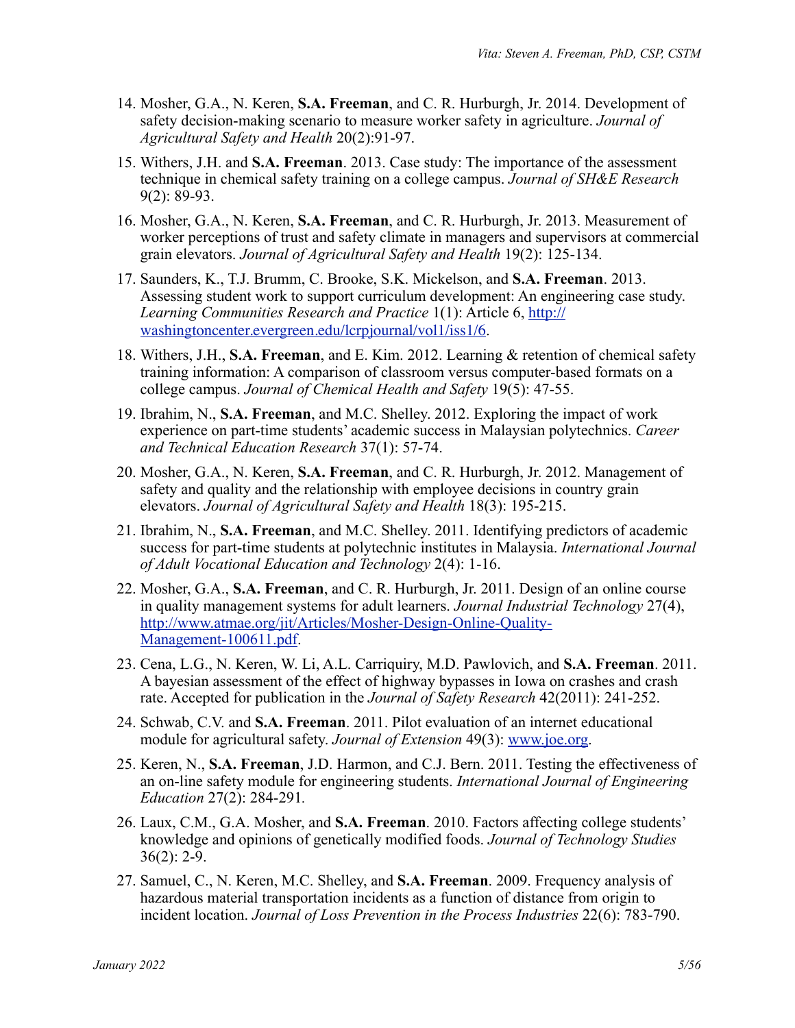14. Mosher, G.A., N. Keren, **S.A. Freeman**, and C. R. Hurburgh, Jr. 2014. Development of safety decision-making scenario to measure worker safety in agriculture. *Journal of Agricultural Safety and Health* 20(2):91-97.

15. Withers, J.H. and **S.A. Freeman**. 2013. Case study: The importance of the assessment technique in chemical safety training on a college campus. *Journal of SH&E Research* 9(2): 89-93.

16. Mosher, G.A., N. Keren, **S.A. Freeman**, and C. R. Hurburgh, Jr. 2013. Measurement of worker perceptions of trust and safety climate in managers and supervisors at commercial grain elevators. *Journal of Agricultural Safety and Health* 19(2): 125-134.

17. Saunders, K., T.J. Brumm, C. Brooke, S.K. Mickelson, and **S.A. Freeman**. 2013. Assessing student work to support curriculum development: An engineering case study. *Learning Communities Research and Practice* 1(1): Article 6, [http://washingtoncenter.evergreen.edu/lcrpjournal/vol1/iss1/6](http://washingtoncenter.evergreen.edu/lcrpjournal/vol1/iss1/6).

18. Withers, J.H., **S.A. Freeman**, and E. Kim. 2012. Learning & retention of chemical safety training information: A comparison of classroom versus computer-based formats on a college campus. *Journal of Chemical Health and Safety* 19(5): 47-55.

19. Ibrahim, N., **S.A. Freeman**, and M.C. Shelley. 2012. Exploring the impact of work experience on part-time students' academic success in Malaysian polytechnics. *Career and Technical Education Research* 37(1): 57-74.

20. Mosher, G.A., N. Keren, **S.A. Freeman**, and C. R. Hurburgh, Jr. 2012. Management of safety and quality and the relationship with employee decisions in country grain elevators. *Journal of Agricultural Safety and Health* 18(3): 195-215.

21. Ibrahim, N., **S.A. Freeman**, and M.C. Shelley. 2011. Identifying predictors of academic success for part-time students at polytechnic institutes in Malaysia. *International Journal of Adult Vocational Education and Technology* 2(4): 1-16.

22. Mosher, G.A., **S.A. Freeman**, and C. R. Hurburgh, Jr. 2011. Design of an online course in quality management systems for adult learners. *Journal Industrial Technology* 27(4), [http://www.atmae.org/jit/Articles/Mosher-Design-Online-Quality-Management-100611.pdf](http://www.atmae.org/jit/Articles/Mosher-Design-Online-Quality-Management-100611.pdf).

23. Cena, L.G., N. Keren, W. Li, A.L. Carriquiry, M.D. Pawlovich, and **S.A. Freeman**. 2011. A bayesian assessment of the effect of highway bypasses in Iowa on crashes and crash rate. Accepted for publication in the *Journal of Safety Research* 42(2011): 241-252.

24. Schwab, C.V. and **S.A. Freeman**. 2011. Pilot evaluation of an internet educational module for agricultural safety. *Journal of Extension* 49(3): [www.joe.org](http://www.joe.org).

25. Keren, N., **S.A. Freeman**, J.D. Harmon, and C.J. Bern. 2011. Testing the effectiveness of an on-line safety module for engineering students. *International Journal of Engineering Education* 27(2): 284-291.

26. Laux, C.M., G.A. Mosher, and **S.A. Freeman**. 2010. Factors affecting college students' knowledge and opinions of genetically modified foods. *Journal of Technology Studies* 36(2): 2-9.

27. Samuel, C., N. Keren, M.C. Shelley, and **S.A. Freeman**. 2009. Frequency analysis of hazardous material transportation incidents as a function of distance from origin to incident location. *Journal of Loss Prevention in the Process Industries* 22(6): 783-790.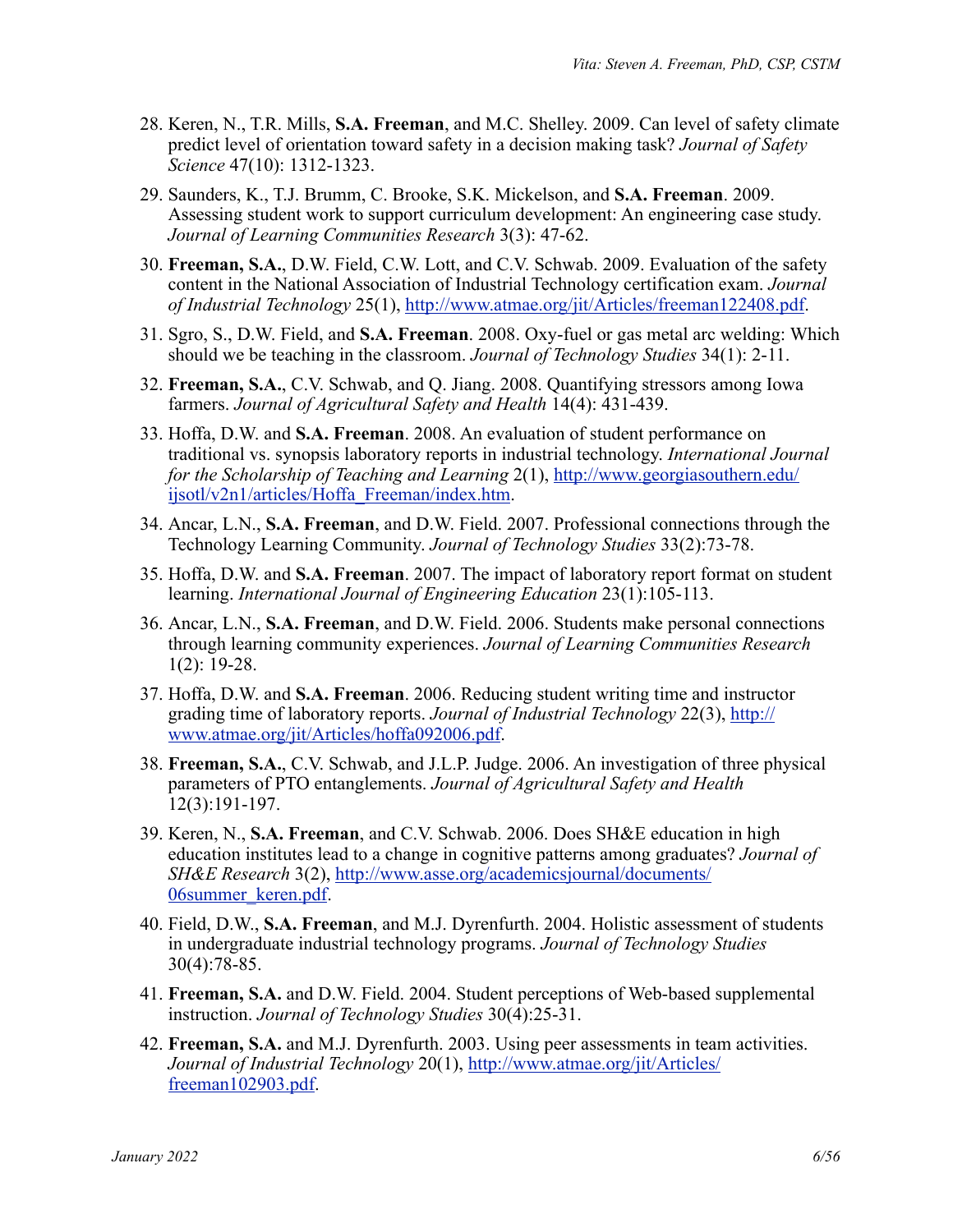28. Keren, N., T.R. Mills, **S.A. Freeman**, and M.C. Shelley. 2009. Can level of safety climate predict level of orientation toward safety in a decision making task? *Journal of Safety Science* 47(10): 1312-1323.

29. Saunders, K., T.J. Brumm, C. Brooke, S.K. Mickelson, and **S.A. Freeman**. 2009. Assessing student work to support curriculum development: An engineering case study. *Journal of Learning Communities Research* 3(3): 47-62.

30. **Freeman, S.A.**, D.W. Field, C.W. Lott, and C.V. Schwab. 2009. Evaluation of the safety content in the National Association of Industrial Technology certification exam. *Journal of Industrial Technology* 25(1), http://www.atmae.org/jit/Articles/freeman122408.pdf.

31. Sgro, S., D.W. Field, and **S.A. Freeman**. 2008. Oxy-fuel or gas metal arc welding: Which should we be teaching in the classroom. *Journal of Technology Studies* 34(1): 2-11.

32. **Freeman, S.A.**, C.V. Schwab, and Q. Jiang. 2008. Quantifying stressors among Iowa farmers. *Journal of Agricultural Safety and Health* 14(4): 431-439.

33. Hoffa, D.W. and **S.A. Freeman**. 2008. An evaluation of student performance on traditional vs. synopsis laboratory reports in industrial technology. *International Journal for the Scholarship of Teaching and Learning* 2(1), http://www.georgiasouthern.edu/ijsotl/v2n1/articles/Hoffa_Freeman/index.htm.

34. Ancar, L.N., **S.A. Freeman**, and D.W. Field. 2007. Professional connections through the Technology Learning Community. *Journal of Technology Studies* 33(2):73-78.

35. Hoffa, D.W. and **S.A. Freeman**. 2007. The impact of laboratory report format on student learning. *International Journal of Engineering Education* 23(1):105-113.

36. Ancar, L.N., **S.A. Freeman**, and D.W. Field. 2006. Students make personal connections through learning community experiences. *Journal of Learning Communities Research* 1(2): 19-28.

37. Hoffa, D.W. and **S.A. Freeman**. 2006. Reducing student writing time and instructor grading time of laboratory reports. *Journal of Industrial Technology* 22(3), http://www.atmae.org/jit/Articles/hoffa092006.pdf.

38. **Freeman, S.A.**, C.V. Schwab, and J.L.P. Judge. 2006. An investigation of three physical parameters of PTO entanglements. *Journal of Agricultural Safety and Health* 12(3):191-197.

39. Keren, N., **S.A. Freeman**, and C.V. Schwab. 2006. Does SH&E education in high education institutes lead to a change in cognitive patterns among graduates? *Journal of SH&E Research* 3(2), http://www.asse.org/academicsjournal/documents/06summer_keren.pdf.

40. Field, D.W., **S.A. Freeman**, and M.J. Dyrenfurth. 2004. Holistic assessment of students in undergraduate industrial technology programs. *Journal of Technology Studies* 30(4):78-85.

41. **Freeman, S.A.** and D.W. Field. 2004. Student perceptions of Web-based supplemental instruction. *Journal of Technology Studies* 30(4):25-31.

42. **Freeman, S.A.** and M.J. Dyrenfurth. 2003. Using peer assessments in team activities. *Journal of Industrial Technology* 20(1), http://www.atmae.org/jit/Articles/freeman102903.pdf.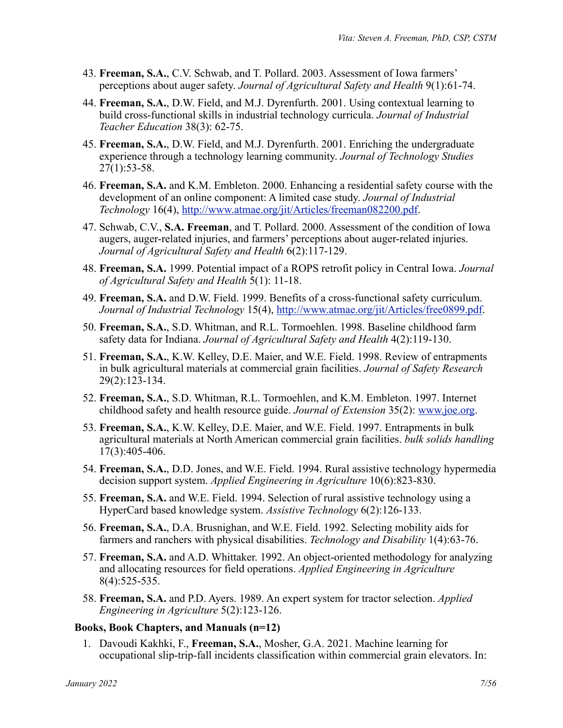43. **Freeman, S.A.**, C.V. Schwab, and T. Pollard. 2003. Assessment of Iowa farmers' perceptions about auger safety. *Journal of Agricultural Safety and Health* 9(1):61-74.

44. **Freeman, S.A.**, D.W. Field, and M.J. Dyrenfurth. 2001. Using contextual learning to build cross-functional skills in industrial technology curricula. *Journal of Industrial Teacher Education* 38(3): 62-75.

45. **Freeman, S.A.**, D.W. Field, and M.J. Dyrenfurth. 2001. Enriching the undergraduate experience through a technology learning community. *Journal of Technology Studies* 27(1):53-58.

46. **Freeman, S.A.** and K.M. Embleton. 2000. Enhancing a residential safety course with the development of an online component: A limited case study. *Journal of Industrial Technology* 16(4), http://www.atmae.org/jit/Articles/freeman082200.pdf.

47. Schwab, C.V., **S.A. Freeman**, and T. Pollard. 2000. Assessment of the condition of Iowa augers, auger-related injuries, and farmers' perceptions about auger-related injuries. *Journal of Agricultural Safety and Health* 6(2):117-129.

48. **Freeman, S.A.** 1999. Potential impact of a ROPS retrofit policy in Central Iowa. *Journal of Agricultural Safety and Health* 5(1): 11-18.

49. **Freeman, S.A.** and D.W. Field. 1999. Benefits of a cross-functional safety curriculum. *Journal of Industrial Technology* 15(4), http://www.atmae.org/jit/Articles/free0899.pdf.

50. **Freeman, S.A.**, S.D. Whitman, and R.L. Tormoehlen. 1998. Baseline childhood farm safety data for Indiana. *Journal of Agricultural Safety and Health* 4(2):119-130.

51. **Freeman, S.A.**, K.W. Kelley, D.E. Maier, and W.E. Field. 1998. Review of entrapments in bulk agricultural materials at commercial grain facilities. *Journal of Safety Research* 29(2):123-134.

52. **Freeman, S.A.**, S.D. Whitman, R.L. Tormoehlen, and K.M. Embleton. 1997. Internet childhood safety and health resource guide. *Journal of Extension* 35(2): www.joe.org.

53. **Freeman, S.A.**, K.W. Kelley, D.E. Maier, and W.E. Field. 1997. Entrapments in bulk agricultural materials at North American commercial grain facilities. *bulk solids handling* 17(3):405-406.

54. **Freeman, S.A.**, D.D. Jones, and W.E. Field. 1994. Rural assistive technology hypermedia decision support system. *Applied Engineering in Agriculture* 10(6):823-830.

55. **Freeman, S.A.** and W.E. Field. 1994. Selection of rural assistive technology using a HyperCard based knowledge system. *Assistive Technology* 6(2):126-133.

56. **Freeman, S.A.**, D.A. Brusnighan, and W.E. Field. 1992. Selecting mobility aids for farmers and ranchers with physical disabilities. *Technology and Disability* 1(4):63-76.

57. **Freeman, S.A.** and A.D. Whittaker. 1992. An object-oriented methodology for analyzing and allocating resources for field operations. *Applied Engineering in Agriculture* 8(4):525-535.

58. **Freeman, S.A.** and P.D. Ayers. 1989. An expert system for tractor selection. *Applied Engineering in Agriculture* 5(2):123-126.

### Books, Book Chapters, and Manuals (n=12)

1. Davoudi Kakhki, F., **Freeman, S.A.**, Mosher, G.A. 2021. Machine learning for occupational slip-trip-fall incidents classification within commercial grain elevators. In: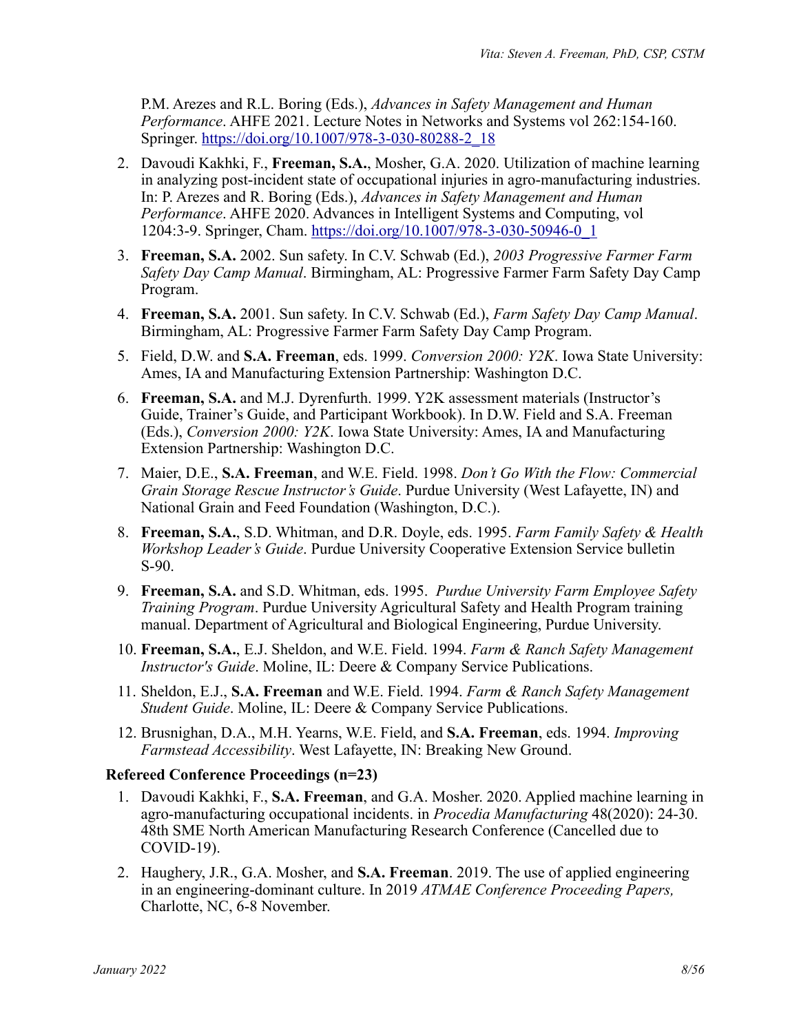P.M. Arezes and R.L. Boring (Eds.), *Advances in Safety Management and Human Performance*. AHFE 2021. Lecture Notes in Networks and Systems vol 262:154-160. Springer. https://doi.org/10.1007/978-3-030-80288-2_18

2. Davoudi Kakhki, F., **Freeman, S.A.**, Mosher, G.A. 2020. Utilization of machine learning in analyzing post-incident state of occupational injuries in agro-manufacturing industries. In: P. Arezes and R. Boring (Eds.), *Advances in Safety Management and Human Performance*. AHFE 2020. Advances in Intelligent Systems and Computing, vol 1204:3-9. Springer, Cham. https://doi.org/10.1007/978-3-030-50946-0_1
3. **Freeman, S.A.** 2002. Sun safety. In C.V. Schwab (Ed.), *2003 Progressive Farmer Farm Safety Day Camp Manual*. Birmingham, AL: Progressive Farmer Farm Safety Day Camp Program.
4. **Freeman, S.A.** 2001. Sun safety. In C.V. Schwab (Ed.), *Farm Safety Day Camp Manual*. Birmingham, AL: Progressive Farmer Farm Safety Day Camp Program.
5. Field, D.W. and **S.A. Freeman**, eds. 1999. *Conversion 2000: Y2K*. Iowa State University: Ames, IA and Manufacturing Extension Partnership: Washington D.C.
6. **Freeman, S.A.** and M.J. Dyrenfurth. 1999. Y2K assessment materials (Instructor's Guide, Trainer's Guide, and Participant Workbook). In D.W. Field and S.A. Freeman (Eds.), *Conversion 2000: Y2K*. Iowa State University: Ames, IA and Manufacturing Extension Partnership: Washington D.C.
7. Maier, D.E., **S.A. Freeman**, and W.E. Field. 1998. *Don't Go With the Flow: Commercial Grain Storage Rescue Instructor's Guide*. Purdue University (West Lafayette, IN) and National Grain and Feed Foundation (Washington, D.C.).
8. **Freeman, S.A.**, S.D. Whitman, and D.R. Doyle, eds. 1995. *Farm Family Safety & Health Workshop Leader's Guide*. Purdue University Cooperative Extension Service bulletin S-90.
9. **Freeman, S.A.** and S.D. Whitman, eds. 1995. *Purdue University Farm Employee Safety Training Program*. Purdue University Agricultural Safety and Health Program training manual. Department of Agricultural and Biological Engineering, Purdue University.
10. **Freeman, S.A.**, E.J. Sheldon, and W.E. Field. 1994. *Farm & Ranch Safety Management Instructor's Guide*. Moline, IL: Deere & Company Service Publications.
11. Sheldon, E.J., **S.A. Freeman** and W.E. Field. 1994. *Farm & Ranch Safety Management Student Guide*. Moline, IL: Deere & Company Service Publications.
12. Brusnighan, D.A., M.H. Yearns, W.E. Field, and **S.A. Freeman**, eds. 1994. *Improving Farmstead Accessibility*. West Lafayette, IN: Breaking New Ground.

### Refereed Conference Proceedings (n=23)

1. Davoudi Kakhki, F., **S.A. Freeman**, and G.A. Mosher. 2020. Applied machine learning in agro-manufacturing occupational incidents. in *Procedia Manufacturing* 48(2020): 24-30. 48th SME North American Manufacturing Research Conference (Cancelled due to COVID-19).
2. Haughery, J.R., G.A. Mosher, and **S.A. Freeman**. 2019. The use of applied engineering in an engineering-dominant culture. In 2019 *ATMAE Conference Proceeding Papers,* Charlotte, NC, 6-8 November.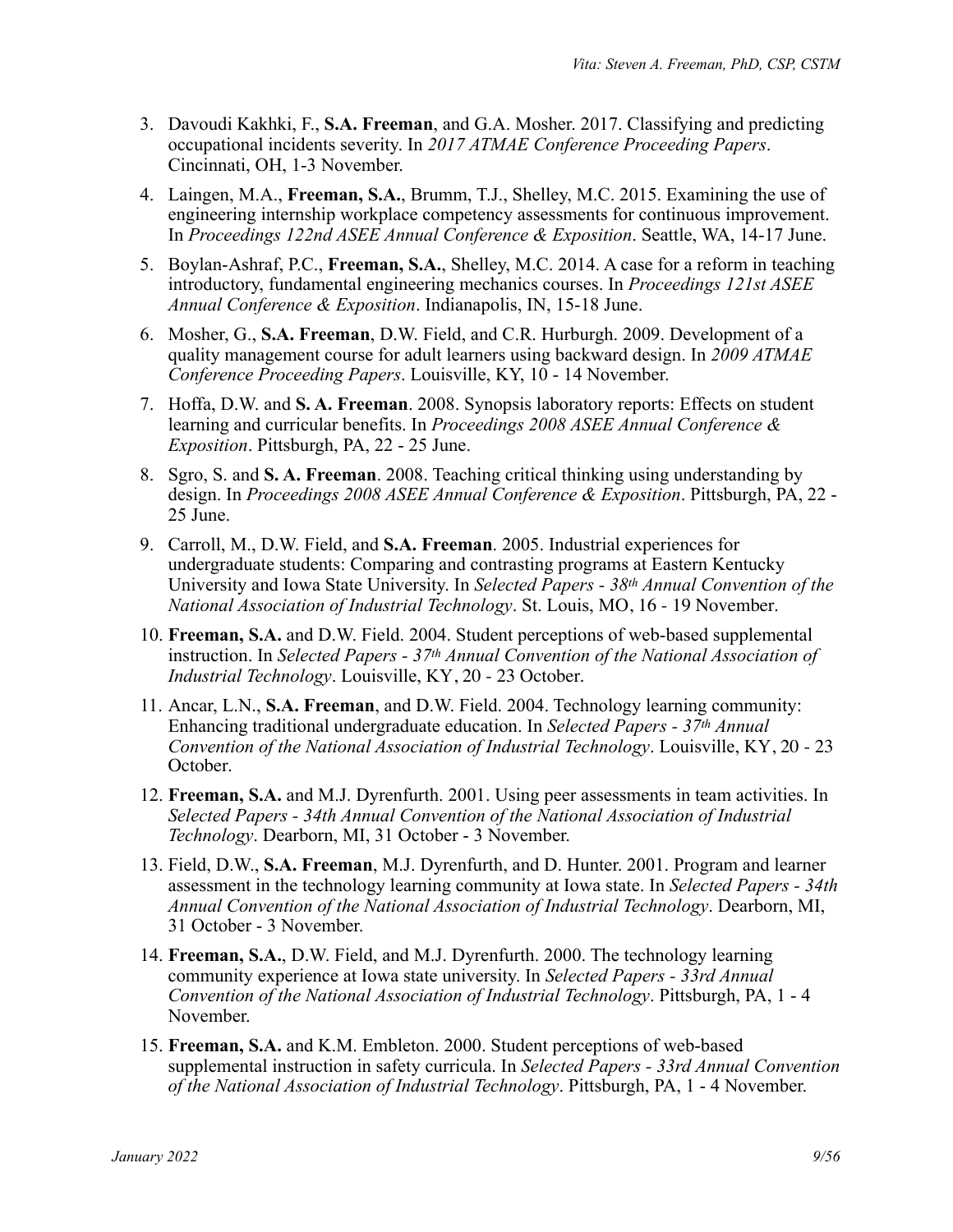3. Davoudi Kakhki, F., **S.A. Freeman**, and G.A. Mosher. 2017. Classifying and predicting occupational incidents severity. In *2017 ATMAE Conference Proceeding Papers*. Cincinnati, OH, 1-3 November.
4. Laingen, M.A., **Freeman, S.A.**, Brumm, T.J., Shelley, M.C. 2015. Examining the use of engineering internship workplace competency assessments for continuous improvement. In *Proceedings 122nd ASEE Annual Conference & Exposition*. Seattle, WA, 14-17 June.
5. Boylan-Ashraf, P.C., **Freeman, S.A.**, Shelley, M.C. 2014. A case for a reform in teaching introductory, fundamental engineering mechanics courses. In *Proceedings 121st ASEE Annual Conference & Exposition*. Indianapolis, IN, 15-18 June.
6. Mosher, G., **S.A. Freeman**, D.W. Field, and C.R. Hurburgh. 2009. Development of a quality management course for adult learners using backward design. In *2009 ATMAE Conference Proceeding Papers*. Louisville, KY, 10 - 14 November.
7. Hoffa, D.W. and **S. A. Freeman**. 2008. Synopsis laboratory reports: Effects on student learning and curricular benefits. In *Proceedings 2008 ASEE Annual Conference & Exposition*. Pittsburgh, PA, 22 - 25 June.
8. Sgro, S. and **S. A. Freeman**. 2008. Teaching critical thinking using understanding by design. In *Proceedings 2008 ASEE Annual Conference & Exposition*. Pittsburgh, PA, 22 - 25 June.
9. Carroll, M., D.W. Field, and **S.A. Freeman**. 2005. Industrial experiences for undergraduate students: Comparing and contrasting programs at Eastern Kentucky University and Iowa State University. In *Selected Papers - 38th Annual Convention of the National Association of Industrial Technology*. St. Louis, MO, 16 - 19 November.
10. **Freeman, S.A.** and D.W. Field. 2004. Student perceptions of web-based supplemental instruction. In *Selected Papers - 37th Annual Convention of the National Association of Industrial Technology*. Louisville, KY, 20 - 23 October.
11. Ancar, L.N., **S.A. Freeman**, and D.W. Field. 2004. Technology learning community: Enhancing traditional undergraduate education. In *Selected Papers - 37th Annual Convention of the National Association of Industrial Technology*. Louisville, KY, 20 - 23 October.
12. **Freeman, S.A.** and M.J. Dyrenfurth. 2001. Using peer assessments in team activities. In *Selected Papers - 34th Annual Convention of the National Association of Industrial Technology*. Dearborn, MI, 31 October - 3 November.
13. Field, D.W., **S.A. Freeman**, M.J. Dyrenfurth, and D. Hunter. 2001. Program and learner assessment in the technology learning community at Iowa state. In *Selected Papers - 34th Annual Convention of the National Association of Industrial Technology*. Dearborn, MI, 31 October - 3 November.
14. **Freeman, S.A.**, D.W. Field, and M.J. Dyrenfurth. 2000. The technology learning community experience at Iowa state university. In *Selected Papers - 33rd Annual Convention of the National Association of Industrial Technology*. Pittsburgh, PA, 1 - 4 November.
15. **Freeman, S.A.** and K.M. Embleton. 2000. Student perceptions of web-based supplemental instruction in safety curricula. In *Selected Papers - 33rd Annual Convention of the National Association of Industrial Technology*. Pittsburgh, PA, 1 - 4 November.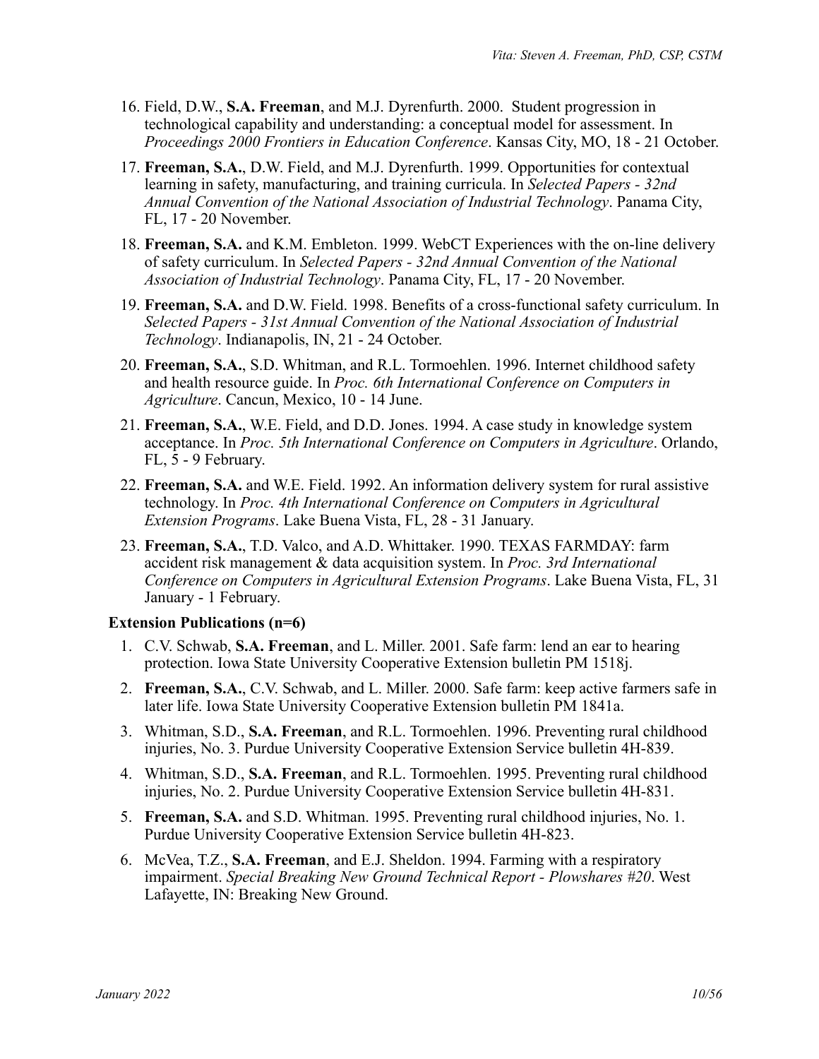16. Field, D.W., **S.A. Freeman**, and M.J. Dyrenfurth. 2000. Student progression in technological capability and understanding: a conceptual model for assessment. In *Proceedings 2000 Frontiers in Education Conference*. Kansas City, MO, 18 - 21 October.
17. **Freeman, S.A.**, D.W. Field, and M.J. Dyrenfurth. 1999. Opportunities for contextual learning in safety, manufacturing, and training curricula. In *Selected Papers - 32nd Annual Convention of the National Association of Industrial Technology*. Panama City, FL, 17 - 20 November.
18. **Freeman, S.A.** and K.M. Embleton. 1999. WebCT Experiences with the on-line delivery of safety curriculum. In *Selected Papers - 32nd Annual Convention of the National Association of Industrial Technology*. Panama City, FL, 17 - 20 November.
19. **Freeman, S.A.** and D.W. Field. 1998. Benefits of a cross-functional safety curriculum. In *Selected Papers - 31st Annual Convention of the National Association of Industrial Technology*. Indianapolis, IN, 21 - 24 October.
20. **Freeman, S.A.**, S.D. Whitman, and R.L. Tormoehlen. 1996. Internet childhood safety and health resource guide. In *Proc. 6th International Conference on Computers in Agriculture*. Cancun, Mexico, 10 - 14 June.
21. **Freeman, S.A.**, W.E. Field, and D.D. Jones. 1994. A case study in knowledge system acceptance. In *Proc. 5th International Conference on Computers in Agriculture*. Orlando, FL, 5 - 9 February.
22. **Freeman, S.A.** and W.E. Field. 1992. An information delivery system for rural assistive technology. In *Proc. 4th International Conference on Computers in Agricultural Extension Programs*. Lake Buena Vista, FL, 28 - 31 January.
23. **Freeman, S.A.**, T.D. Valco, and A.D. Whittaker. 1990. TEXAS FARMDAY: farm accident risk management & data acquisition system. In *Proc. 3rd International Conference on Computers in Agricultural Extension Programs*. Lake Buena Vista, FL, 31 January - 1 February.

**Extension Publications (n=6)**

1. C.V. Schwab, **S.A. Freeman**, and L. Miller. 2001. Safe farm: lend an ear to hearing protection. Iowa State University Cooperative Extension bulletin PM 1518j.
2. **Freeman, S.A.**, C.V. Schwab, and L. Miller. 2000. Safe farm: keep active farmers safe in later life. Iowa State University Cooperative Extension bulletin PM 1841a.
3. Whitman, S.D., **S.A. Freeman**, and R.L. Tormoehlen. 1996. Preventing rural childhood injuries, No. 3. Purdue University Cooperative Extension Service bulletin 4H-839.
4. Whitman, S.D., **S.A. Freeman**, and R.L. Tormoehlen. 1995. Preventing rural childhood injuries, No. 2. Purdue University Cooperative Extension Service bulletin 4H-831.
5. **Freeman, S.A.** and S.D. Whitman. 1995. Preventing rural childhood injuries, No. 1. Purdue University Cooperative Extension Service bulletin 4H-823.
6. McVea, T.Z., **S.A. Freeman**, and E.J. Sheldon. 1994. Farming with a respiratory impairment. *Special Breaking New Ground Technical Report - Plowshares #20*. West Lafayette, IN: Breaking New Ground.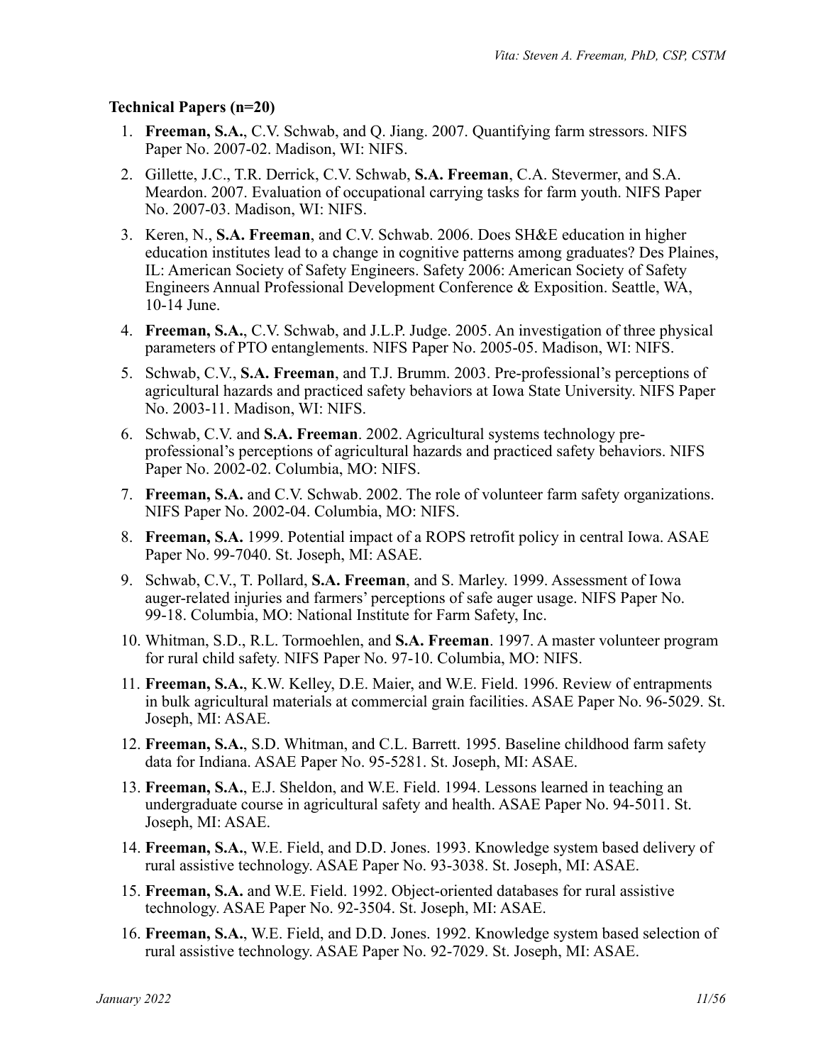### Technical Papers (n=20)

1. **Freeman, S.A.**, C.V. Schwab, and Q. Jiang. 2007. Quantifying farm stressors. NIFS Paper No. 2007-02. Madison, WI: NIFS.
2. Gillette, J.C., T.R. Derrick, C.V. Schwab, **S.A. Freeman**, C.A. Stevermer, and S.A. Meardon. 2007. Evaluation of occupational carrying tasks for farm youth. NIFS Paper No. 2007-03. Madison, WI: NIFS.
3. Keren, N., **S.A. Freeman**, and C.V. Schwab. 2006. Does SH&E education in higher education institutes lead to a change in cognitive patterns among graduates? Des Plaines, IL: American Society of Safety Engineers. Safety 2006: American Society of Safety Engineers Annual Professional Development Conference & Exposition. Seattle, WA, 10-14 June.
4. **Freeman, S.A.**, C.V. Schwab, and J.L.P. Judge. 2005. An investigation of three physical parameters of PTO entanglements. NIFS Paper No. 2005-05. Madison, WI: NIFS.
5. Schwab, C.V., **S.A. Freeman**, and T.J. Brumm. 2003. Pre-professional's perceptions of agricultural hazards and practiced safety behaviors at Iowa State University. NIFS Paper No. 2003-11. Madison, WI: NIFS.
6. Schwab, C.V. and **S.A. Freeman**. 2002. Agricultural systems technology pre-professional's perceptions of agricultural hazards and practiced safety behaviors. NIFS Paper No. 2002-02. Columbia, MO: NIFS.
7. **Freeman, S.A.** and C.V. Schwab. 2002. The role of volunteer farm safety organizations. NIFS Paper No. 2002-04. Columbia, MO: NIFS.
8. **Freeman, S.A.** 1999. Potential impact of a ROPS retrofit policy in central Iowa. ASAE Paper No. 99-7040. St. Joseph, MI: ASAE.
9. Schwab, C.V., T. Pollard, **S.A. Freeman**, and S. Marley. 1999. Assessment of Iowa auger-related injuries and farmers' perceptions of safe auger usage. NIFS Paper No. 99-18. Columbia, MO: National Institute for Farm Safety, Inc.
10. Whitman, S.D., R.L. Tormoehlen, and **S.A. Freeman**. 1997. A master volunteer program for rural child safety. NIFS Paper No. 97-10. Columbia, MO: NIFS.
11. **Freeman, S.A.**, K.W. Kelley, D.E. Maier, and W.E. Field. 1996. Review of entrapments in bulk agricultural materials at commercial grain facilities. ASAE Paper No. 96-5029. St. Joseph, MI: ASAE.
12. **Freeman, S.A.**, S.D. Whitman, and C.L. Barrett. 1995. Baseline childhood farm safety data for Indiana. ASAE Paper No. 95-5281. St. Joseph, MI: ASAE.
13. **Freeman, S.A.**, E.J. Sheldon, and W.E. Field. 1994. Lessons learned in teaching an undergraduate course in agricultural safety and health. ASAE Paper No. 94-5011. St. Joseph, MI: ASAE.
14. **Freeman, S.A.**, W.E. Field, and D.D. Jones. 1993. Knowledge system based delivery of rural assistive technology. ASAE Paper No. 93-3038. St. Joseph, MI: ASAE.
15. **Freeman, S.A.** and W.E. Field. 1992. Object-oriented databases for rural assistive technology. ASAE Paper No. 92-3504. St. Joseph, MI: ASAE.
16. **Freeman, S.A.**, W.E. Field, and D.D. Jones. 1992. Knowledge system based selection of rural assistive technology. ASAE Paper No. 92-7029. St. Joseph, MI: ASAE.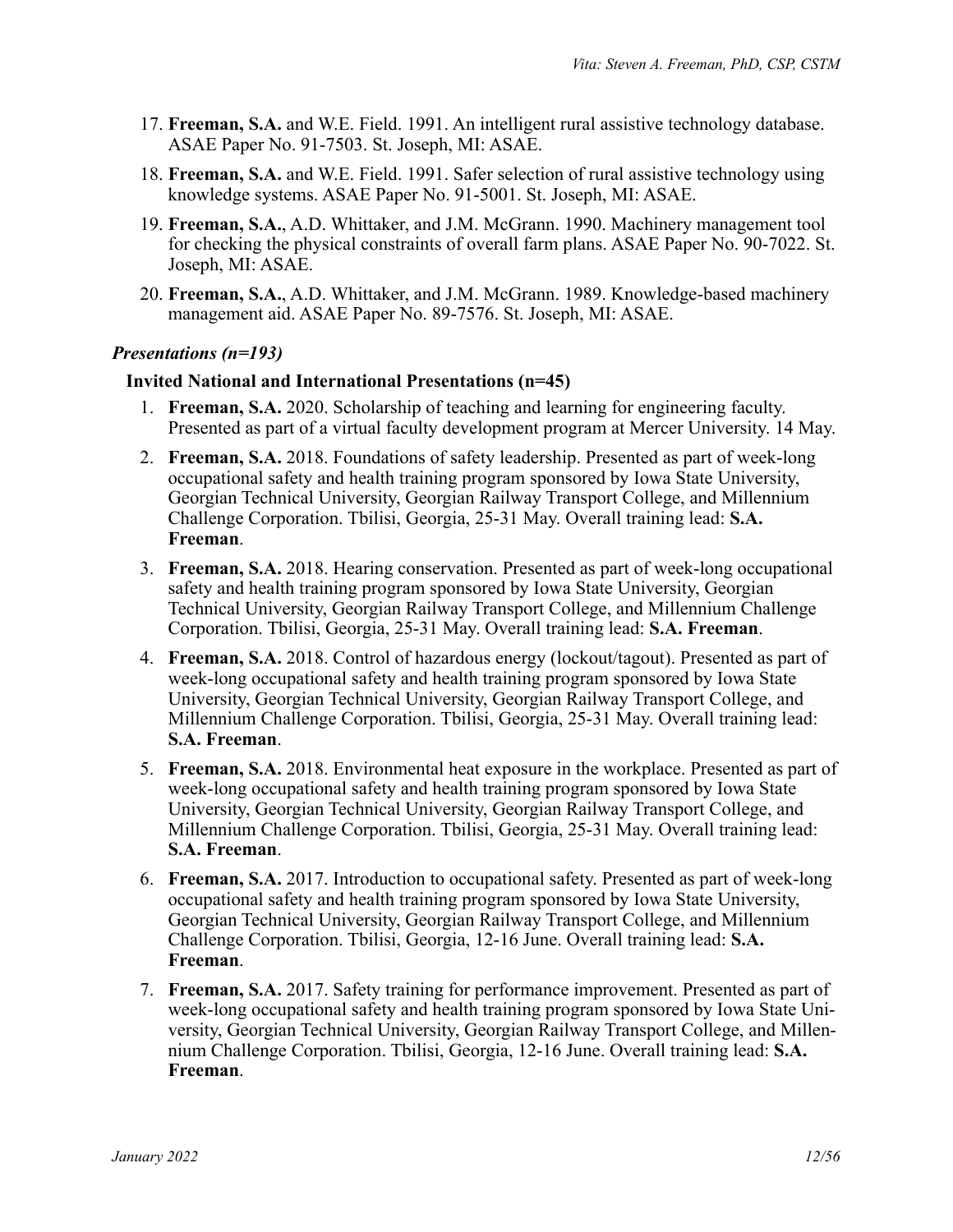17. **Freeman, S.A.** and W.E. Field. 1991. An intelligent rural assistive technology database. ASAE Paper No. 91-7503. St. Joseph, MI: ASAE.
18. **Freeman, S.A.** and W.E. Field. 1991. Safer selection of rural assistive technology using knowledge systems. ASAE Paper No. 91-5001. St. Joseph, MI: ASAE.
19. **Freeman, S.A.**, A.D. Whittaker, and J.M. McGrann. 1990. Machinery management tool for checking the physical constraints of overall farm plans. ASAE Paper No. 90-7022. St. Joseph, MI: ASAE.
20. **Freeman, S.A.**, A.D. Whittaker, and J.M. McGrann. 1989. Knowledge-based machinery management aid. ASAE Paper No. 89-7576. St. Joseph, MI: ASAE.

### *Presentations (n=193)*

#### Invited National and International Presentations (n=45)

1. **Freeman, S.A.** 2020. Scholarship of teaching and learning for engineering faculty. Presented as part of a virtual faculty development program at Mercer University. 14 May.
2. **Freeman, S.A.** 2018. Foundations of safety leadership. Presented as part of week-long occupational safety and health training program sponsored by Iowa State University, Georgian Technical University, Georgian Railway Transport College, and Millennium Challenge Corporation. Tbilisi, Georgia, 25-31 May. Overall training lead: **S.A. Freeman**.
3. **Freeman, S.A.** 2018. Hearing conservation. Presented as part of week-long occupational safety and health training program sponsored by Iowa State University, Georgian Technical University, Georgian Railway Transport College, and Millennium Challenge Corporation. Tbilisi, Georgia, 25-31 May. Overall training lead: **S.A. Freeman**.
4. **Freeman, S.A.** 2018. Control of hazardous energy (lockout/tagout). Presented as part of week-long occupational safety and health training program sponsored by Iowa State University, Georgian Technical University, Georgian Railway Transport College, and Millennium Challenge Corporation. Tbilisi, Georgia, 25-31 May. Overall training lead: **S.A. Freeman**.
5. **Freeman, S.A.** 2018. Environmental heat exposure in the workplace. Presented as part of week-long occupational safety and health training program sponsored by Iowa State University, Georgian Technical University, Georgian Railway Transport College, and Millennium Challenge Corporation. Tbilisi, Georgia, 25-31 May. Overall training lead: **S.A. Freeman**.
6. **Freeman, S.A.** 2017. Introduction to occupational safety. Presented as part of week-long occupational safety and health training program sponsored by Iowa State University, Georgian Technical University, Georgian Railway Transport College, and Millennium Challenge Corporation. Tbilisi, Georgia, 12-16 June. Overall training lead: **S.A. Freeman**.
7. **Freeman, S.A.** 2017. Safety training for performance improvement. Presented as part of week-long occupational safety and health training program sponsored by Iowa State University, Georgian Technical University, Georgian Railway Transport College, and Millennium Challenge Corporation. Tbilisi, Georgia, 12-16 June. Overall training lead: **S.A. Freeman**.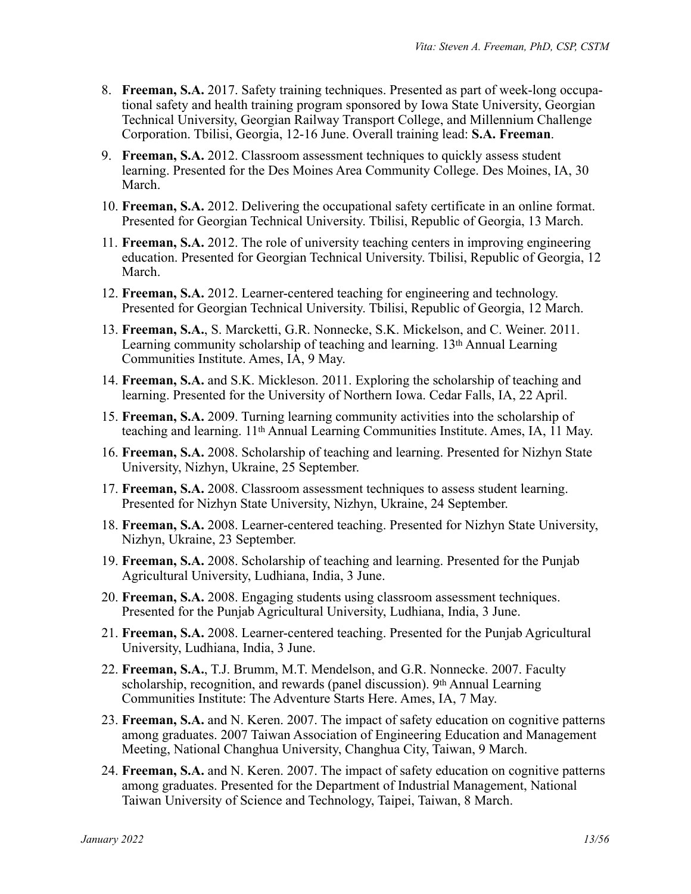8. **Freeman, S.A.** 2017. Safety training techniques. Presented as part of week-long occupational safety and health training program sponsored by Iowa State University, Georgian Technical University, Georgian Railway Transport College, and Millennium Challenge Corporation. Tbilisi, Georgia, 12-16 June. Overall training lead: **S.A. Freeman**.

9. **Freeman, S.A.** 2012. Classroom assessment techniques to quickly assess student learning. Presented for the Des Moines Area Community College. Des Moines, IA, 30 March.

10. **Freeman, S.A.** 2012. Delivering the occupational safety certificate in an online format. Presented for Georgian Technical University. Tbilisi, Republic of Georgia, 13 March.

11. **Freeman, S.A.** 2012. The role of university teaching centers in improving engineering education. Presented for Georgian Technical University. Tbilisi, Republic of Georgia, 12 March.

12. **Freeman, S.A.** 2012. Learner-centered teaching for engineering and technology. Presented for Georgian Technical University. Tbilisi, Republic of Georgia, 12 March.

13. **Freeman, S.A.**, S. Marcketti, G.R. Nonnecke, S.K. Mickelson, and C. Weiner. 2011. Learning community scholarship of teaching and learning. 13th Annual Learning Communities Institute. Ames, IA, 9 May.

14. **Freeman, S.A.** and S.K. Mickleson. 2011. Exploring the scholarship of teaching and learning. Presented for the University of Northern Iowa. Cedar Falls, IA, 22 April.

15. **Freeman, S.A.** 2009. Turning learning community activities into the scholarship of teaching and learning. 11th Annual Learning Communities Institute. Ames, IA, 11 May.

16. **Freeman, S.A.** 2008. Scholarship of teaching and learning. Presented for Nizhyn State University, Nizhyn, Ukraine, 25 September.

17. **Freeman, S.A.** 2008. Classroom assessment techniques to assess student learning. Presented for Nizhyn State University, Nizhyn, Ukraine, 24 September.

18. **Freeman, S.A.** 2008. Learner-centered teaching. Presented for Nizhyn State University, Nizhyn, Ukraine, 23 September.

19. **Freeman, S.A.** 2008. Scholarship of teaching and learning. Presented for the Punjab Agricultural University, Ludhiana, India, 3 June.

20. **Freeman, S.A.** 2008. Engaging students using classroom assessment techniques. Presented for the Punjab Agricultural University, Ludhiana, India, 3 June.

21. **Freeman, S.A.** 2008. Learner-centered teaching. Presented for the Punjab Agricultural University, Ludhiana, India, 3 June.

22. **Freeman, S.A.**, T.J. Brumm, M.T. Mendelson, and G.R. Nonnecke. 2007. Faculty scholarship, recognition, and rewards (panel discussion). 9th Annual Learning Communities Institute: The Adventure Starts Here. Ames, IA, 7 May.

23. **Freeman, S.A.** and N. Keren. 2007. The impact of safety education on cognitive patterns among graduates. 2007 Taiwan Association of Engineering Education and Management Meeting, National Changhua University, Changhua City, Taiwan, 9 March.

24. **Freeman, S.A.** and N. Keren. 2007. The impact of safety education on cognitive patterns among graduates. Presented for the Department of Industrial Management, National Taiwan University of Science and Technology, Taipei, Taiwan, 8 March.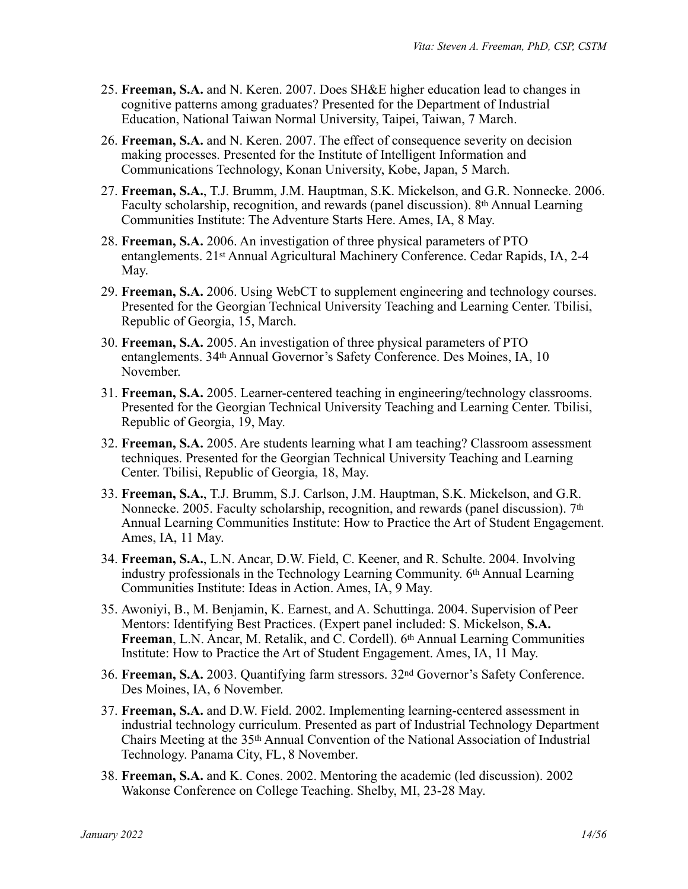25. **Freeman, S.A.** and N. Keren. 2007. Does SH&E higher education lead to changes in cognitive patterns among graduates? Presented for the Department of Industrial Education, National Taiwan Normal University, Taipei, Taiwan, 7 March.

26. **Freeman, S.A.** and N. Keren. 2007. The effect of consequence severity on decision making processes. Presented for the Institute of Intelligent Information and Communications Technology, Konan University, Kobe, Japan, 5 March.

27. **Freeman, S.A.**, T.J. Brumm, J.M. Hauptman, S.K. Mickelson, and G.R. Nonnecke. 2006. Faculty scholarship, recognition, and rewards (panel discussion). 8th Annual Learning Communities Institute: The Adventure Starts Here. Ames, IA, 8 May.

28. **Freeman, S.A.** 2006. An investigation of three physical parameters of PTO entanglements. 21st Annual Agricultural Machinery Conference. Cedar Rapids, IA, 2-4 May.

29. **Freeman, S.A.** 2006. Using WebCT to supplement engineering and technology courses. Presented for the Georgian Technical University Teaching and Learning Center. Tbilisi, Republic of Georgia, 15, March.

30. **Freeman, S.A.** 2005. An investigation of three physical parameters of PTO entanglements. 34th Annual Governor's Safety Conference. Des Moines, IA, 10 November.

31. **Freeman, S.A.** 2005. Learner-centered teaching in engineering/technology classrooms. Presented for the Georgian Technical University Teaching and Learning Center. Tbilisi, Republic of Georgia, 19, May.

32. **Freeman, S.A.** 2005. Are students learning what I am teaching? Classroom assessment techniques. Presented for the Georgian Technical University Teaching and Learning Center. Tbilisi, Republic of Georgia, 18, May.

33. **Freeman, S.A.**, T.J. Brumm, S.J. Carlson, J.M. Hauptman, S.K. Mickelson, and G.R. Nonnecke. 2005. Faculty scholarship, recognition, and rewards (panel discussion). 7th Annual Learning Communities Institute: How to Practice the Art of Student Engagement. Ames, IA, 11 May.

34. **Freeman, S.A.**, L.N. Ancar, D.W. Field, C. Keener, and R. Schulte. 2004. Involving industry professionals in the Technology Learning Community. 6th Annual Learning Communities Institute: Ideas in Action. Ames, IA, 9 May.

35. Awoniyi, B., M. Benjamin, K. Earnest, and A. Schuttinga. 2004. Supervision of Peer Mentors: Identifying Best Practices. (Expert panel included: S. Mickelson, **S.A. Freeman**, L.N. Ancar, M. Retalik, and C. Cordell). 6th Annual Learning Communities Institute: How to Practice the Art of Student Engagement. Ames, IA, 11 May.

36. **Freeman, S.A.** 2003. Quantifying farm stressors. 32nd Governor's Safety Conference. Des Moines, IA, 6 November.

37. **Freeman, S.A.** and D.W. Field. 2002. Implementing learning-centered assessment in industrial technology curriculum. Presented as part of Industrial Technology Department Chairs Meeting at the 35th Annual Convention of the National Association of Industrial Technology. Panama City, FL, 8 November.

38. **Freeman, S.A.** and K. Cones. 2002. Mentoring the academic (led discussion). 2002 Wakonse Conference on College Teaching. Shelby, MI, 23-28 May.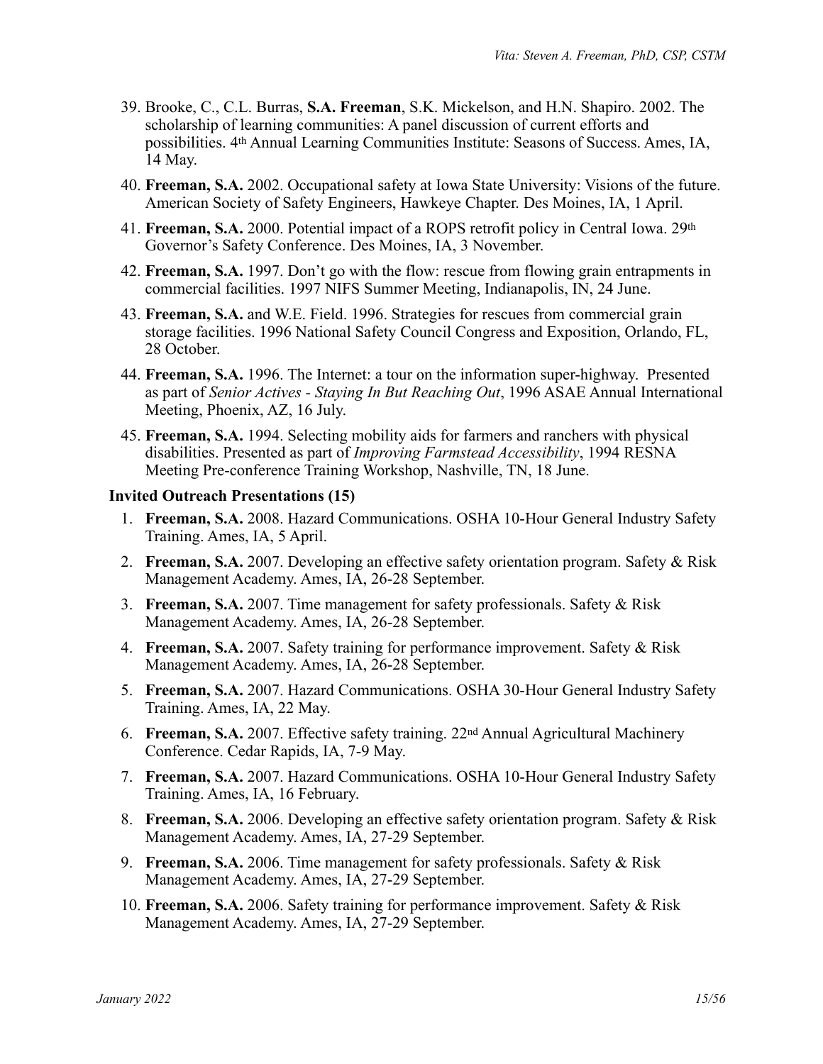39. Brooke, C., C.L. Burras, **S.A. Freeman**, S.K. Mickelson, and H.N. Shapiro. 2002. The scholarship of learning communities: A panel discussion of current efforts and possibilities. 4th Annual Learning Communities Institute: Seasons of Success. Ames, IA, 14 May.

40. **Freeman, S.A.** 2002. Occupational safety at Iowa State University: Visions of the future. American Society of Safety Engineers, Hawkeye Chapter. Des Moines, IA, 1 April.

41. **Freeman, S.A.** 2000. Potential impact of a ROPS retrofit policy in Central Iowa. 29th Governor's Safety Conference. Des Moines, IA, 3 November.

42. **Freeman, S.A.** 1997. Don't go with the flow: rescue from flowing grain entrapments in commercial facilities. 1997 NIFS Summer Meeting, Indianapolis, IN, 24 June.

43. **Freeman, S.A.** and W.E. Field. 1996. Strategies for rescues from commercial grain storage facilities. 1996 National Safety Council Congress and Exposition, Orlando, FL, 28 October.

44. **Freeman, S.A.** 1996. The Internet: a tour on the information super-highway. Presented as part of *Senior Actives - Staying In But Reaching Out*, 1996 ASAE Annual International Meeting, Phoenix, AZ, 16 July.

45. **Freeman, S.A.** 1994. Selecting mobility aids for farmers and ranchers with physical disabilities. Presented as part of *Improving Farmstead Accessibility*, 1994 RESNA Meeting Pre-conference Training Workshop, Nashville, TN, 18 June.

**Invited Outreach Presentations (15)**

1. **Freeman, S.A.** 2008. Hazard Communications. OSHA 10-Hour General Industry Safety Training. Ames, IA, 5 April.
2. **Freeman, S.A.** 2007. Developing an effective safety orientation program. Safety & Risk Management Academy. Ames, IA, 26-28 September.
3. **Freeman, S.A.** 2007. Time management for safety professionals. Safety & Risk Management Academy. Ames, IA, 26-28 September.
4. **Freeman, S.A.** 2007. Safety training for performance improvement. Safety & Risk Management Academy. Ames, IA, 26-28 September.
5. **Freeman, S.A.** 2007. Hazard Communications. OSHA 30-Hour General Industry Safety Training. Ames, IA, 22 May.
6. **Freeman, S.A.** 2007. Effective safety training. 22nd Annual Agricultural Machinery Conference. Cedar Rapids, IA, 7-9 May.
7. **Freeman, S.A.** 2007. Hazard Communications. OSHA 10-Hour General Industry Safety Training. Ames, IA, 16 February.
8. **Freeman, S.A.** 2006. Developing an effective safety orientation program. Safety & Risk Management Academy. Ames, IA, 27-29 September.
9. **Freeman, S.A.** 2006. Time management for safety professionals. Safety & Risk Management Academy. Ames, IA, 27-29 September.
10. **Freeman, S.A.** 2006. Safety training for performance improvement. Safety & Risk Management Academy. Ames, IA, 27-29 September.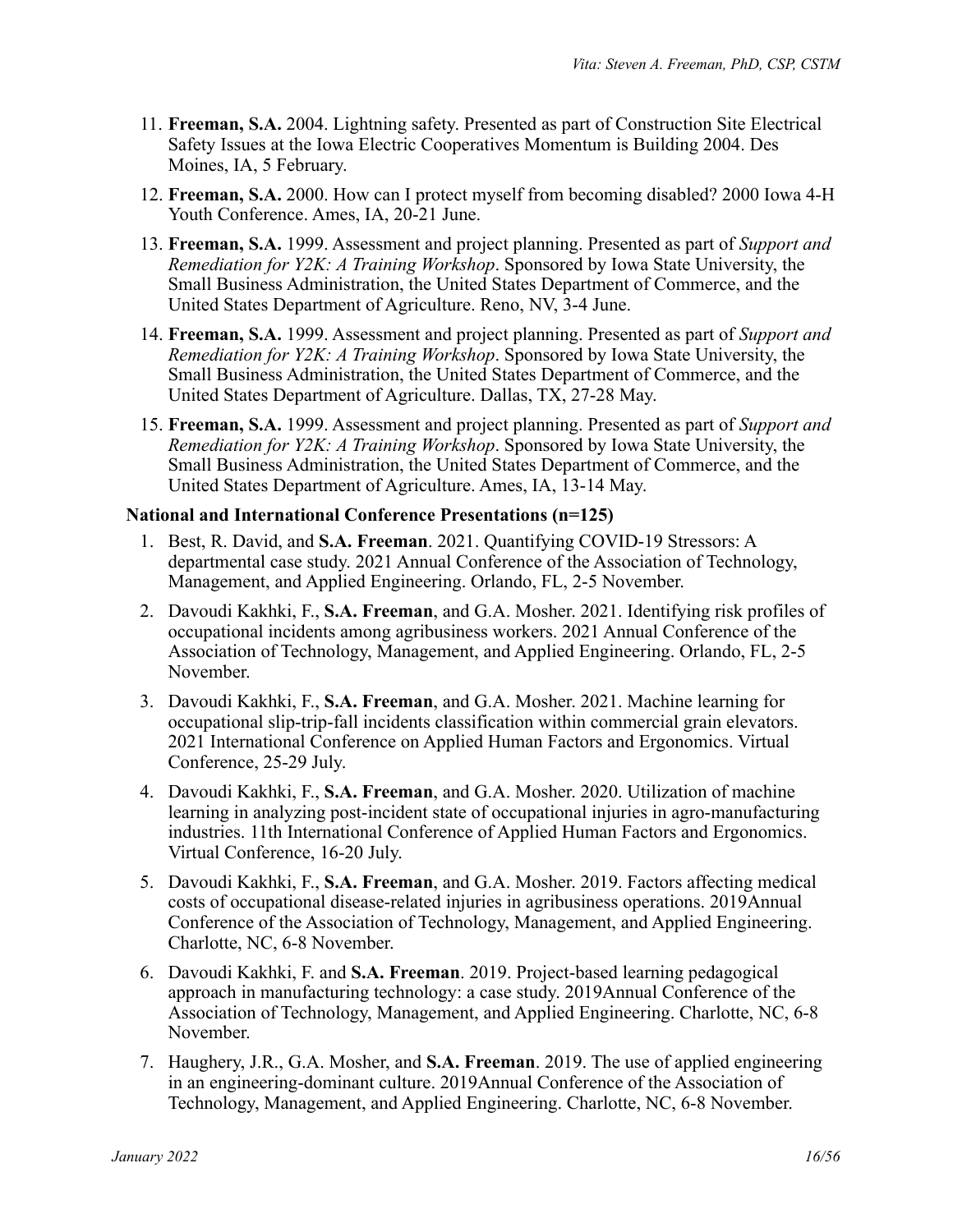11. **Freeman, S.A.** 2004. Lightning safety. Presented as part of Construction Site Electrical Safety Issues at the Iowa Electric Cooperatives Momentum is Building 2004. Des Moines, IA, 5 February.

12. **Freeman, S.A.** 2000. How can I protect myself from becoming disabled? 2000 Iowa 4-H Youth Conference. Ames, IA, 20-21 June.

13. **Freeman, S.A.** 1999. Assessment and project planning. Presented as part of *Support and Remediation for Y2K: A Training Workshop*. Sponsored by Iowa State University, the Small Business Administration, the United States Department of Commerce, and the United States Department of Agriculture. Reno, NV, 3-4 June.

14. **Freeman, S.A.** 1999. Assessment and project planning. Presented as part of *Support and Remediation for Y2K: A Training Workshop*. Sponsored by Iowa State University, the Small Business Administration, the United States Department of Commerce, and the United States Department of Agriculture. Dallas, TX, 27-28 May.

15. **Freeman, S.A.** 1999. Assessment and project planning. Presented as part of *Support and Remediation for Y2K: A Training Workshop*. Sponsored by Iowa State University, the Small Business Administration, the United States Department of Commerce, and the United States Department of Agriculture. Ames, IA, 13-14 May.

**National and International Conference Presentations (n=125)**

1. Best, R. David, and **S.A. Freeman**. 2021. Quantifying COVID-19 Stressors: A departmental case study. 2021 Annual Conference of the Association of Technology, Management, and Applied Engineering. Orlando, FL, 2-5 November.

2. Davoudi Kakhki, F., **S.A. Freeman**, and G.A. Mosher. 2021. Identifying risk profiles of occupational incidents among agribusiness workers. 2021 Annual Conference of the Association of Technology, Management, and Applied Engineering. Orlando, FL, 2-5 November.

3. Davoudi Kakhki, F., **S.A. Freeman**, and G.A. Mosher. 2021. Machine learning for occupational slip-trip-fall incidents classification within commercial grain elevators. 2021 International Conference on Applied Human Factors and Ergonomics. Virtual Conference, 25-29 July.

4. Davoudi Kakhki, F., **S.A. Freeman**, and G.A. Mosher. 2020. Utilization of machine learning in analyzing post-incident state of occupational injuries in agro-manufacturing industries. 11th International Conference of Applied Human Factors and Ergonomics. Virtual Conference, 16-20 July.

5. Davoudi Kakhki, F., **S.A. Freeman**, and G.A. Mosher. 2019. Factors affecting medical costs of occupational disease-related injuries in agribusiness operations. 2019Annual Conference of the Association of Technology, Management, and Applied Engineering. Charlotte, NC, 6-8 November.

6. Davoudi Kakhki, F. and **S.A. Freeman**. 2019. Project-based learning pedagogical approach in manufacturing technology: a case study. 2019Annual Conference of the Association of Technology, Management, and Applied Engineering. Charlotte, NC, 6-8 November.

7. Haughery, J.R., G.A. Mosher, and **S.A. Freeman**. 2019. The use of applied engineering in an engineering-dominant culture. 2019Annual Conference of the Association of Technology, Management, and Applied Engineering. Charlotte, NC, 6-8 November.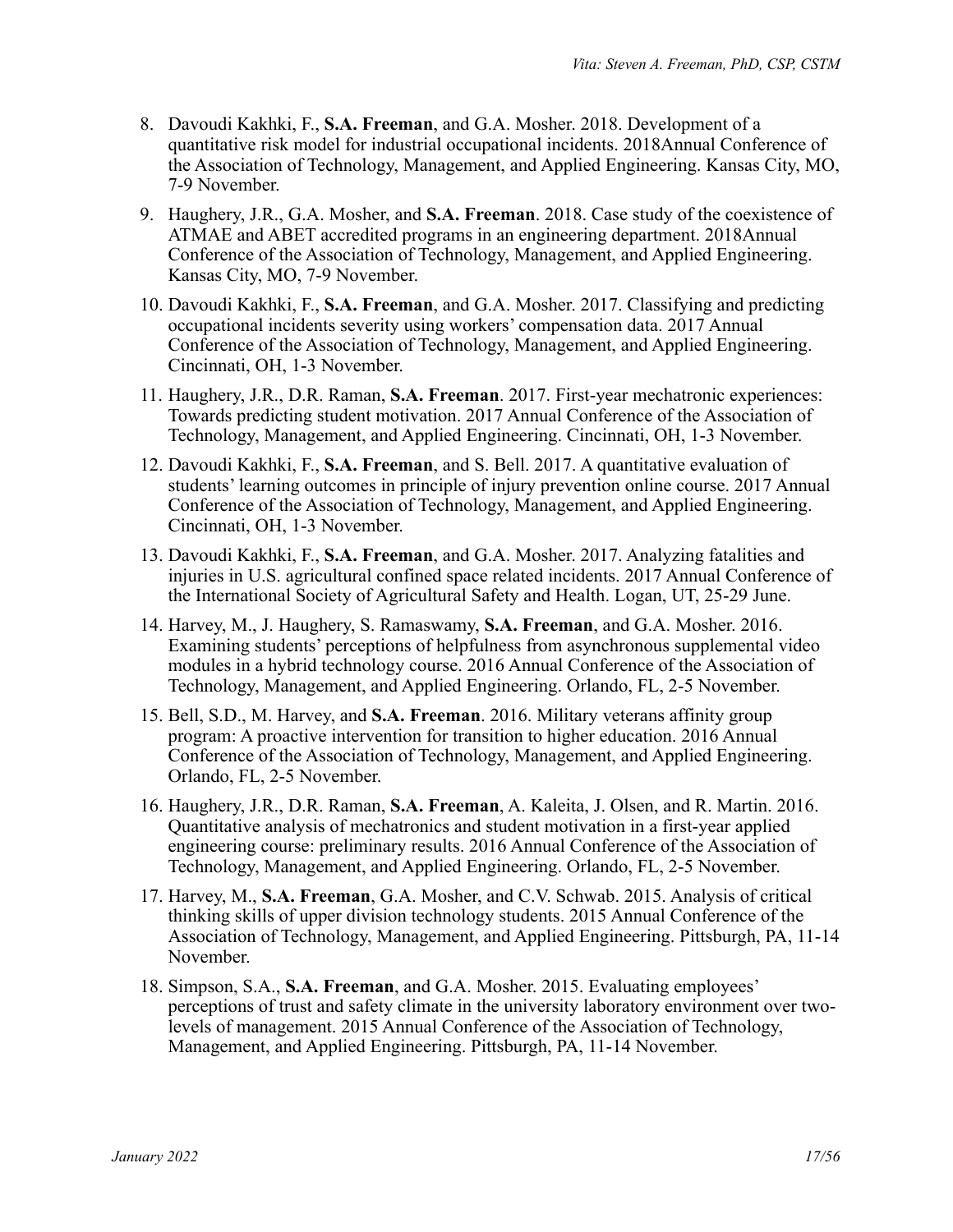8. Davoudi Kakhki, F., **S.A. Freeman**, and G.A. Mosher. 2018. Development of a quantitative risk model for industrial occupational incidents. 2018Annual Conference of the Association of Technology, Management, and Applied Engineering. Kansas City, MO, 7-9 November.
9. Haughery, J.R., G.A. Mosher, and **S.A. Freeman**. 2018. Case study of the coexistence of ATMAE and ABET accredited programs in an engineering department. 2018Annual Conference of the Association of Technology, Management, and Applied Engineering. Kansas City, MO, 7-9 November.
10. Davoudi Kakhki, F., **S.A. Freeman**, and G.A. Mosher. 2017. Classifying and predicting occupational incidents severity using workers' compensation data. 2017 Annual Conference of the Association of Technology, Management, and Applied Engineering. Cincinnati, OH, 1-3 November.
11. Haughery, J.R., D.R. Raman, **S.A. Freeman**. 2017. First-year mechatronic experiences: Towards predicting student motivation. 2017 Annual Conference of the Association of Technology, Management, and Applied Engineering. Cincinnati, OH, 1-3 November.
12. Davoudi Kakhki, F., **S.A. Freeman**, and S. Bell. 2017. A quantitative evaluation of students' learning outcomes in principle of injury prevention online course. 2017 Annual Conference of the Association of Technology, Management, and Applied Engineering. Cincinnati, OH, 1-3 November.
13. Davoudi Kakhki, F., **S.A. Freeman**, and G.A. Mosher. 2017. Analyzing fatalities and injuries in U.S. agricultural confined space related incidents. 2017 Annual Conference of the International Society of Agricultural Safety and Health. Logan, UT, 25-29 June.
14. Harvey, M., J. Haughery, S. Ramaswamy, **S.A. Freeman**, and G.A. Mosher. 2016. Examining students' perceptions of helpfulness from asynchronous supplemental video modules in a hybrid technology course. 2016 Annual Conference of the Association of Technology, Management, and Applied Engineering. Orlando, FL, 2-5 November.
15. Bell, S.D., M. Harvey, and **S.A. Freeman**. 2016. Military veterans affinity group program: A proactive intervention for transition to higher education. 2016 Annual Conference of the Association of Technology, Management, and Applied Engineering. Orlando, FL, 2-5 November.
16. Haughery, J.R., D.R. Raman, **S.A. Freeman**, A. Kaleita, J. Olsen, and R. Martin. 2016. Quantitative analysis of mechatronics and student motivation in a first-year applied engineering course: preliminary results. 2016 Annual Conference of the Association of Technology, Management, and Applied Engineering. Orlando, FL, 2-5 November.
17. Harvey, M., **S.A. Freeman**, G.A. Mosher, and C.V. Schwab. 2015. Analysis of critical thinking skills of upper division technology students. 2015 Annual Conference of the Association of Technology, Management, and Applied Engineering. Pittsburgh, PA, 11-14 November.
18. Simpson, S.A., **S.A. Freeman**, and G.A. Mosher. 2015. Evaluating employees' perceptions of trust and safety climate in the university laboratory environment over two-levels of management. 2015 Annual Conference of the Association of Technology, Management, and Applied Engineering. Pittsburgh, PA, 11-14 November.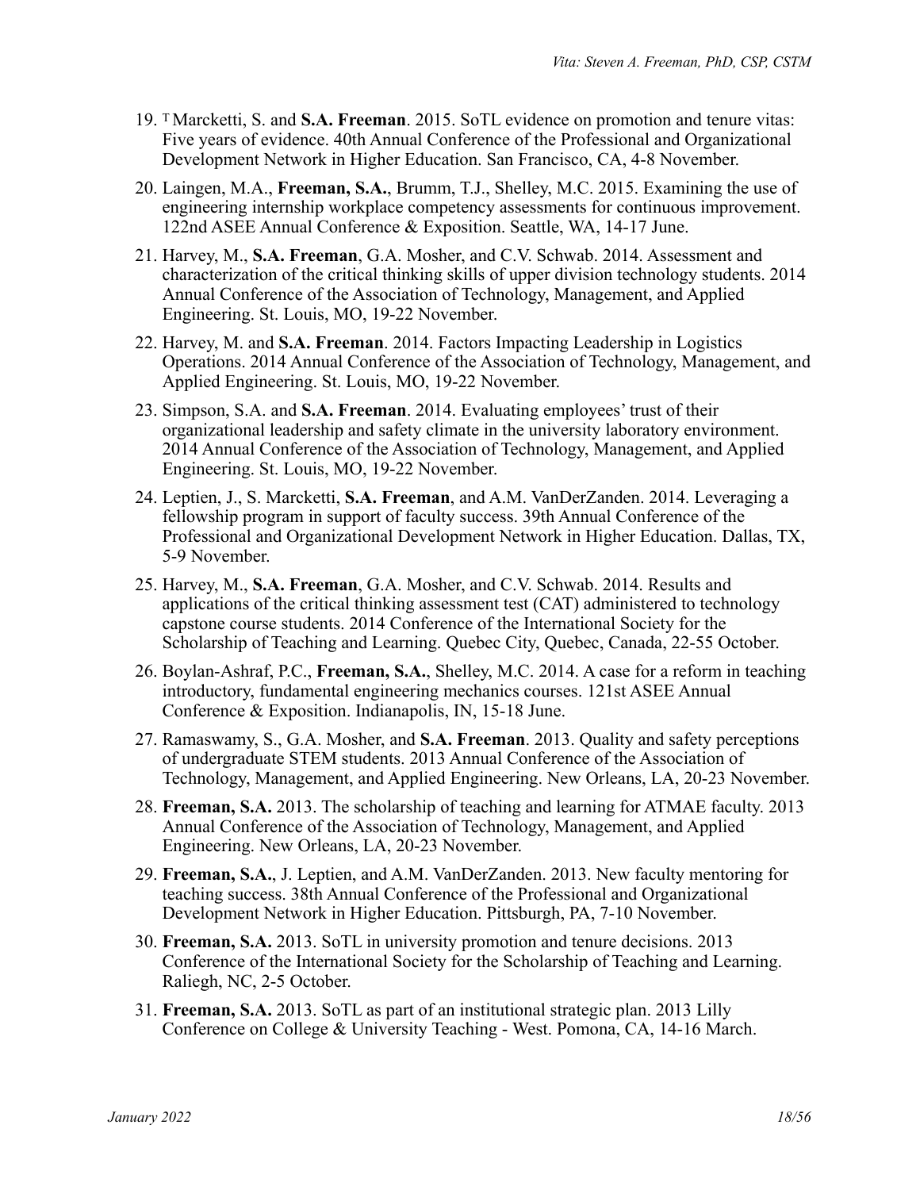19. [T] Marcketti, S. and **S.A. Freeman**. 2015. SoTL evidence on promotion and tenure vitas: Five years of evidence. 40th Annual Conference of the Professional and Organizational Development Network in Higher Education. San Francisco, CA, 4-8 November.

20. Laingen, M.A., **Freeman, S.A.**, Brumm, T.J., Shelley, M.C. 2015. Examining the use of engineering internship workplace competency assessments for continuous improvement. 122nd ASEE Annual Conference & Exposition. Seattle, WA, 14-17 June.

21. Harvey, M., **S.A. Freeman**, G.A. Mosher, and C.V. Schwab. 2014. Assessment and characterization of the critical thinking skills of upper division technology students. 2014 Annual Conference of the Association of Technology, Management, and Applied Engineering. St. Louis, MO, 19-22 November.

22. Harvey, M. and **S.A. Freeman**. 2014. Factors Impacting Leadership in Logistics Operations. 2014 Annual Conference of the Association of Technology, Management, and Applied Engineering. St. Louis, MO, 19-22 November.

23. Simpson, S.A. and **S.A. Freeman**. 2014. Evaluating employees' trust of their organizational leadership and safety climate in the university laboratory environment. 2014 Annual Conference of the Association of Technology, Management, and Applied Engineering. St. Louis, MO, 19-22 November.

24. Leptien, J., S. Marcketti, **S.A. Freeman**, and A.M. VanDerZanden. 2014. Leveraging a fellowship program in support of faculty success. 39th Annual Conference of the Professional and Organizational Development Network in Higher Education. Dallas, TX, 5-9 November.

25. Harvey, M., **S.A. Freeman**, G.A. Mosher, and C.V. Schwab. 2014. Results and applications of the critical thinking assessment test (CAT) administered to technology capstone course students. 2014 Conference of the International Society for the Scholarship of Teaching and Learning. Quebec City, Quebec, Canada, 22-55 October.

26. Boylan-Ashraf, P.C., **Freeman, S.A.**, Shelley, M.C. 2014. A case for a reform in teaching introductory, fundamental engineering mechanics courses. 121st ASEE Annual Conference & Exposition. Indianapolis, IN, 15-18 June.

27. Ramaswamy, S., G.A. Mosher, and **S.A. Freeman**. 2013. Quality and safety perceptions of undergraduate STEM students. 2013 Annual Conference of the Association of Technology, Management, and Applied Engineering. New Orleans, LA, 20-23 November.

28. **Freeman, S.A.** 2013. The scholarship of teaching and learning for ATMAE faculty. 2013 Annual Conference of the Association of Technology, Management, and Applied Engineering. New Orleans, LA, 20-23 November.

29. **Freeman, S.A.**, J. Leptien, and A.M. VanDerZanden. 2013. New faculty mentoring for teaching success. 38th Annual Conference of the Professional and Organizational Development Network in Higher Education. Pittsburgh, PA, 7-10 November.

30. **Freeman, S.A.** 2013. SoTL in university promotion and tenure decisions. 2013 Conference of the International Society for the Scholarship of Teaching and Learning. Raliegh, NC, 2-5 October.

31. **Freeman, S.A.** 2013. SoTL as part of an institutional strategic plan. 2013 Lilly Conference on College & University Teaching - West. Pomona, CA, 14-16 March.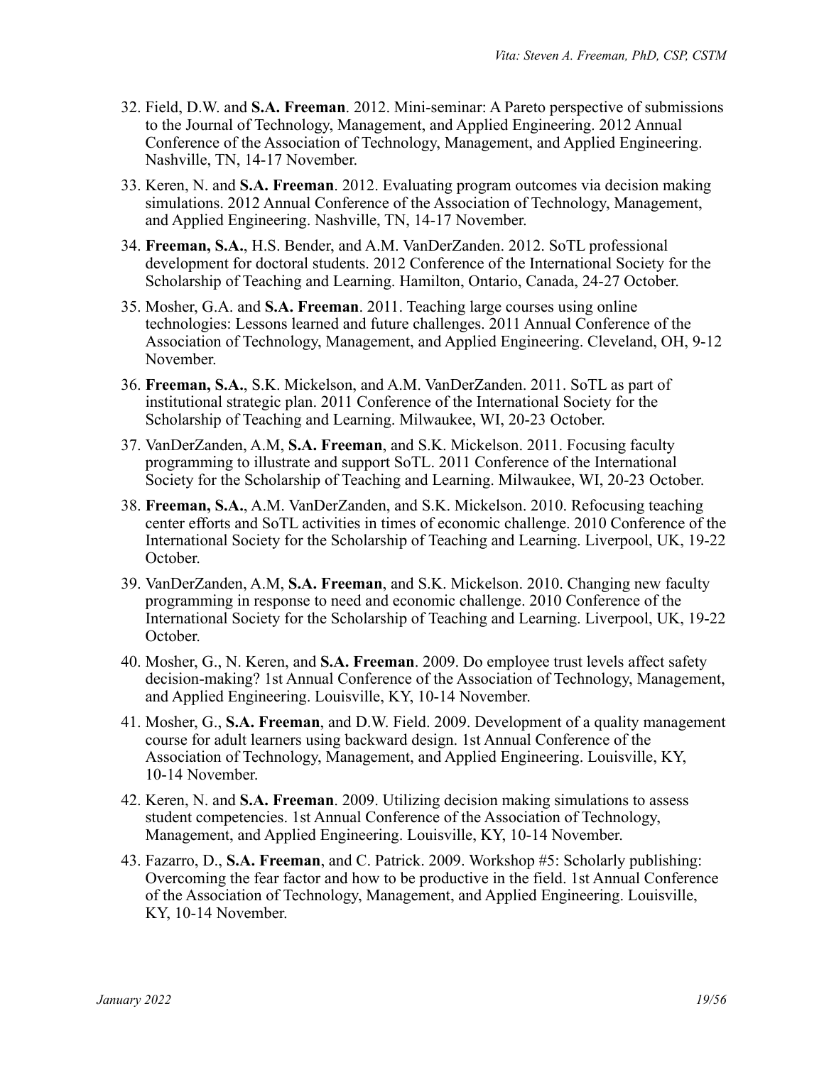32. Field, D.W. and **S.A. Freeman**. 2012. Mini-seminar: A Pareto perspective of submissions to the Journal of Technology, Management, and Applied Engineering. 2012 Annual Conference of the Association of Technology, Management, and Applied Engineering. Nashville, TN, 14-17 November.

33. Keren, N. and **S.A. Freeman**. 2012. Evaluating program outcomes via decision making simulations. 2012 Annual Conference of the Association of Technology, Management, and Applied Engineering. Nashville, TN, 14-17 November.

34. **Freeman, S.A.**, H.S. Bender, and A.M. VanDerZanden. 2012. SoTL professional development for doctoral students. 2012 Conference of the International Society for the Scholarship of Teaching and Learning. Hamilton, Ontario, Canada, 24-27 October.

35. Mosher, G.A. and **S.A. Freeman**. 2011. Teaching large courses using online technologies: Lessons learned and future challenges. 2011 Annual Conference of the Association of Technology, Management, and Applied Engineering. Cleveland, OH, 9-12 November.

36. **Freeman, S.A.**, S.K. Mickelson, and A.M. VanDerZanden. 2011. SoTL as part of institutional strategic plan. 2011 Conference of the International Society for the Scholarship of Teaching and Learning. Milwaukee, WI, 20-23 October.

37. VanDerZanden, A.M, **S.A. Freeman**, and S.K. Mickelson. 2011. Focusing faculty programming to illustrate and support SoTL. 2011 Conference of the International Society for the Scholarship of Teaching and Learning. Milwaukee, WI, 20-23 October.

38. **Freeman, S.A.**, A.M. VanDerZanden, and S.K. Mickelson. 2010. Refocusing teaching center efforts and SoTL activities in times of economic challenge. 2010 Conference of the International Society for the Scholarship of Teaching and Learning. Liverpool, UK, 19-22 October.

39. VanDerZanden, A.M, **S.A. Freeman**, and S.K. Mickelson. 2010. Changing new faculty programming in response to need and economic challenge. 2010 Conference of the International Society for the Scholarship of Teaching and Learning. Liverpool, UK, 19-22 October.

40. Mosher, G., N. Keren, and **S.A. Freeman**. 2009. Do employee trust levels affect safety decision-making? 1st Annual Conference of the Association of Technology, Management, and Applied Engineering. Louisville, KY, 10-14 November.

41. Mosher, G., **S.A. Freeman**, and D.W. Field. 2009. Development of a quality management course for adult learners using backward design. 1st Annual Conference of the Association of Technology, Management, and Applied Engineering. Louisville, KY, 10-14 November.

42. Keren, N. and **S.A. Freeman**. 2009. Utilizing decision making simulations to assess student competencies. 1st Annual Conference of the Association of Technology, Management, and Applied Engineering. Louisville, KY, 10-14 November.

43. Fazarro, D., **S.A. Freeman**, and C. Patrick. 2009. Workshop #5: Scholarly publishing: Overcoming the fear factor and how to be productive in the field. 1st Annual Conference of the Association of Technology, Management, and Applied Engineering. Louisville, KY, 10-14 November.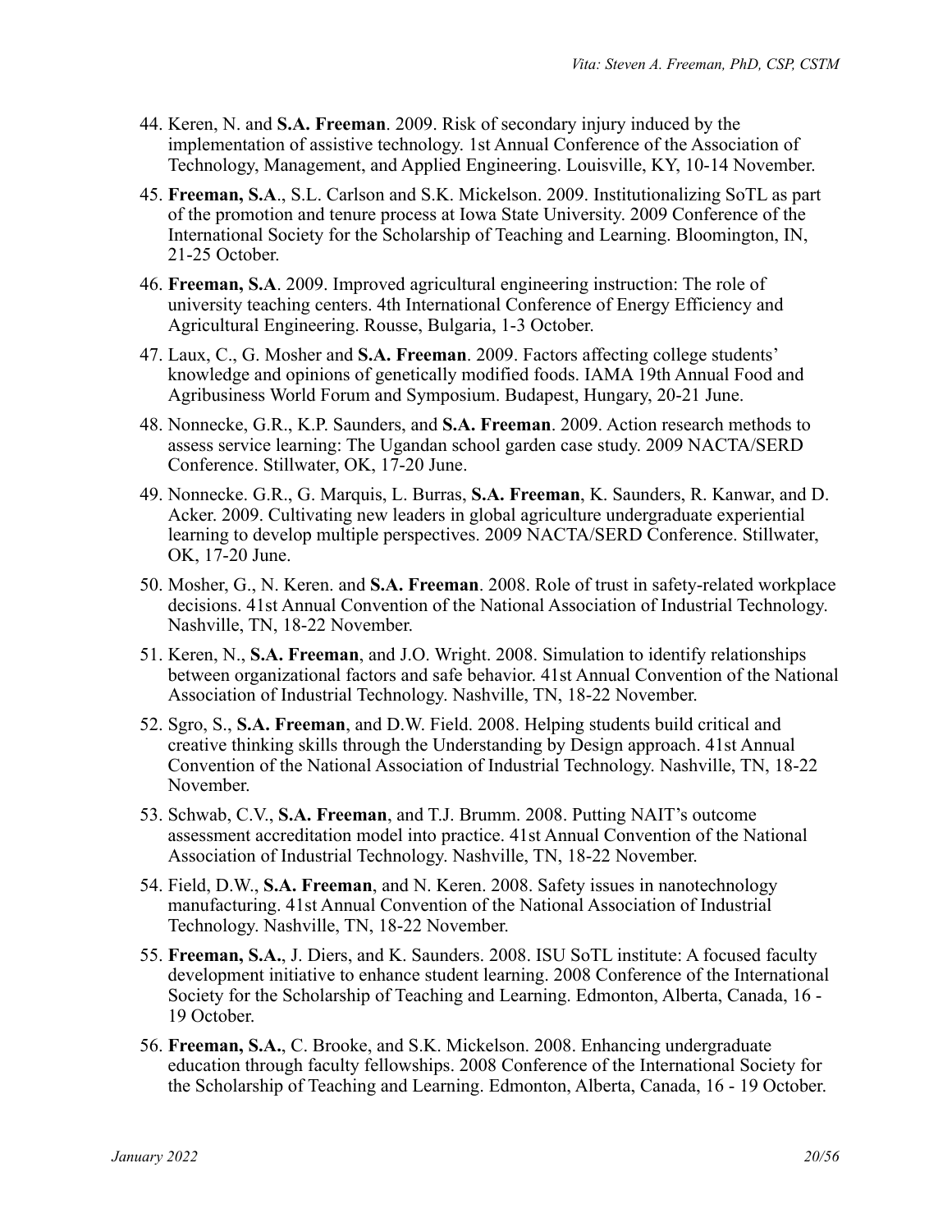44. Keren, N. and **S.A. Freeman**. 2009. Risk of secondary injury induced by the implementation of assistive technology. 1st Annual Conference of the Association of Technology, Management, and Applied Engineering. Louisville, KY, 10-14 November.

45. **Freeman, S.A**., S.L. Carlson and S.K. Mickelson. 2009. Institutionalizing SoTL as part of the promotion and tenure process at Iowa State University. 2009 Conference of the International Society for the Scholarship of Teaching and Learning. Bloomington, IN, 21-25 October.

46. **Freeman, S.A**. 2009. Improved agricultural engineering instruction: The role of university teaching centers. 4th International Conference of Energy Efficiency and Agricultural Engineering. Rousse, Bulgaria, 1-3 October.

47. Laux, C., G. Mosher and **S.A. Freeman**. 2009. Factors affecting college students' knowledge and opinions of genetically modified foods. IAMA 19th Annual Food and Agribusiness World Forum and Symposium. Budapest, Hungary, 20-21 June.

48. Nonnecke, G.R., K.P. Saunders, and **S.A. Freeman**. 2009. Action research methods to assess service learning: The Ugandan school garden case study. 2009 NACTA/SERD Conference. Stillwater, OK, 17-20 June.

49. Nonnecke. G.R., G. Marquis, L. Burras, **S.A. Freeman**, K. Saunders, R. Kanwar, and D. Acker. 2009. Cultivating new leaders in global agriculture undergraduate experiential learning to develop multiple perspectives. 2009 NACTA/SERD Conference. Stillwater, OK, 17-20 June.

50. Mosher, G., N. Keren. and **S.A. Freeman**. 2008. Role of trust in safety-related workplace decisions. 41st Annual Convention of the National Association of Industrial Technology. Nashville, TN, 18-22 November.

51. Keren, N., **S.A. Freeman**, and J.O. Wright. 2008. Simulation to identify relationships between organizational factors and safe behavior. 41st Annual Convention of the National Association of Industrial Technology. Nashville, TN, 18-22 November.

52. Sgro, S., **S.A. Freeman**, and D.W. Field. 2008. Helping students build critical and creative thinking skills through the Understanding by Design approach. 41st Annual Convention of the National Association of Industrial Technology. Nashville, TN, 18-22 November.

53. Schwab, C.V., **S.A. Freeman**, and T.J. Brumm. 2008. Putting NAIT's outcome assessment accreditation model into practice. 41st Annual Convention of the National Association of Industrial Technology. Nashville, TN, 18-22 November.

54. Field, D.W., **S.A. Freeman**, and N. Keren. 2008. Safety issues in nanotechnology manufacturing. 41st Annual Convention of the National Association of Industrial Technology. Nashville, TN, 18-22 November.

55. **Freeman, S.A.**, J. Diers, and K. Saunders. 2008. ISU SoTL institute: A focused faculty development initiative to enhance student learning. 2008 Conference of the International Society for the Scholarship of Teaching and Learning. Edmonton, Alberta, Canada, 16 - 19 October.

56. **Freeman, S.A.**, C. Brooke, and S.K. Mickelson. 2008. Enhancing undergraduate education through faculty fellowships. 2008 Conference of the International Society for the Scholarship of Teaching and Learning. Edmonton, Alberta, Canada, 16 - 19 October.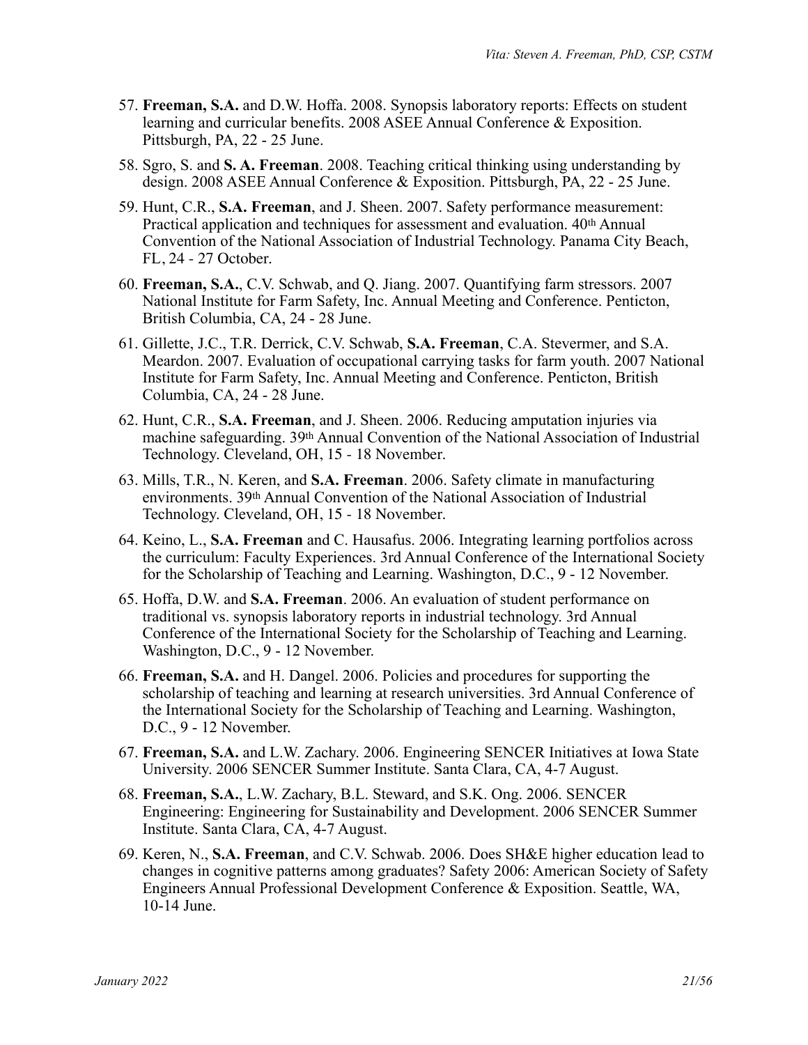57. **Freeman, S.A.** and D.W. Hoffa. 2008. Synopsis laboratory reports: Effects on student learning and curricular benefits. 2008 ASEE Annual Conference & Exposition. Pittsburgh, PA, 22 - 25 June.

58. Sgro, S. and **S. A. Freeman**. 2008. Teaching critical thinking using understanding by design. 2008 ASEE Annual Conference & Exposition. Pittsburgh, PA, 22 - 25 June.

59. Hunt, C.R., **S.A. Freeman**, and J. Sheen. 2007. Safety performance measurement: Practical application and techniques for assessment and evaluation. 40th Annual Convention of the National Association of Industrial Technology. Panama City Beach, FL, 24 - 27 October.

60. **Freeman, S.A.**, C.V. Schwab, and Q. Jiang. 2007. Quantifying farm stressors. 2007 National Institute for Farm Safety, Inc. Annual Meeting and Conference. Penticton, British Columbia, CA, 24 - 28 June.

61. Gillette, J.C., T.R. Derrick, C.V. Schwab, **S.A. Freeman**, C.A. Stevermer, and S.A. Meardon. 2007. Evaluation of occupational carrying tasks for farm youth. 2007 National Institute for Farm Safety, Inc. Annual Meeting and Conference. Penticton, British Columbia, CA, 24 - 28 June.

62. Hunt, C.R., **S.A. Freeman**, and J. Sheen. 2006. Reducing amputation injuries via machine safeguarding. 39th Annual Convention of the National Association of Industrial Technology. Cleveland, OH, 15 - 18 November.

63. Mills, T.R., N. Keren, and **S.A. Freeman**. 2006. Safety climate in manufacturing environments. 39th Annual Convention of the National Association of Industrial Technology. Cleveland, OH, 15 - 18 November.

64. Keino, L., **S.A. Freeman** and C. Hausafus. 2006. Integrating learning portfolios across the curriculum: Faculty Experiences. 3rd Annual Conference of the International Society for the Scholarship of Teaching and Learning. Washington, D.C., 9 - 12 November.

65. Hoffa, D.W. and **S.A. Freeman**. 2006. An evaluation of student performance on traditional vs. synopsis laboratory reports in industrial technology. 3rd Annual Conference of the International Society for the Scholarship of Teaching and Learning. Washington, D.C., 9 - 12 November.

66. **Freeman, S.A.** and H. Dangel. 2006. Policies and procedures for supporting the scholarship of teaching and learning at research universities. 3rd Annual Conference of the International Society for the Scholarship of Teaching and Learning. Washington, D.C., 9 - 12 November.

67. **Freeman, S.A.** and L.W. Zachary. 2006. Engineering SENCER Initiatives at Iowa State University. 2006 SENCER Summer Institute. Santa Clara, CA, 4-7 August.

68. **Freeman, S.A.**, L.W. Zachary, B.L. Steward, and S.K. Ong. 2006. SENCER Engineering: Engineering for Sustainability and Development. 2006 SENCER Summer Institute. Santa Clara, CA, 4-7 August.

69. Keren, N., **S.A. Freeman**, and C.V. Schwab. 2006. Does SH&E higher education lead to changes in cognitive patterns among graduates? Safety 2006: American Society of Safety Engineers Annual Professional Development Conference & Exposition. Seattle, WA, 10-14 June.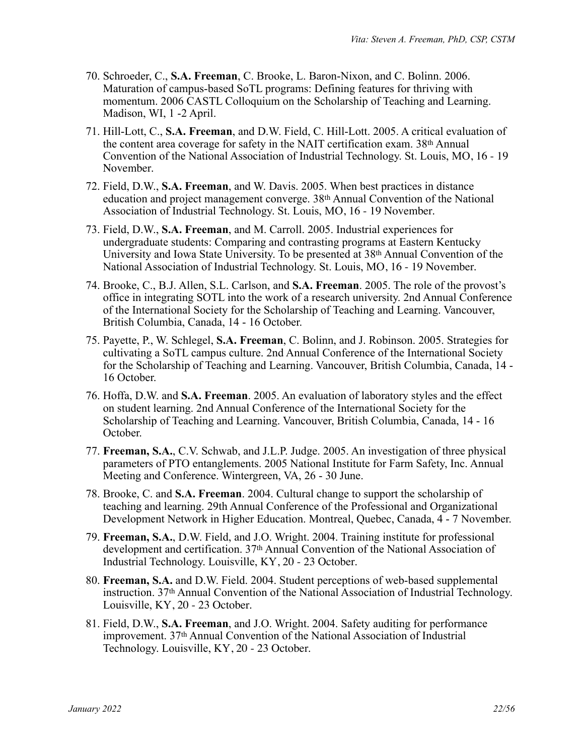70. Schroeder, C., **S.A. Freeman**, C. Brooke, L. Baron-Nixon, and C. Bolinn. 2006. Maturation of campus-based SoTL programs: Defining features for thriving with momentum. 2006 CASTL Colloquium on the Scholarship of Teaching and Learning. Madison, WI, 1 -2 April.
71. Hill-Lott, C., **S.A. Freeman**, and D.W. Field, C. Hill-Lott. 2005. A critical evaluation of the content area coverage for safety in the NAIT certification exam. 38th Annual Convention of the National Association of Industrial Technology. St. Louis, MO, 16 - 19 November.
72. Field, D.W., **S.A. Freeman**, and W. Davis. 2005. When best practices in distance education and project management converge. 38th Annual Convention of the National Association of Industrial Technology. St. Louis, MO, 16 - 19 November.
73. Field, D.W., **S.A. Freeman**, and M. Carroll. 2005. Industrial experiences for undergraduate students: Comparing and contrasting programs at Eastern Kentucky University and Iowa State University. To be presented at 38th Annual Convention of the National Association of Industrial Technology. St. Louis, MO, 16 - 19 November.
74. Brooke, C., B.J. Allen, S.L. Carlson, and **S.A. Freeman**. 2005. The role of the provost's office in integrating SOTL into the work of a research university. 2nd Annual Conference of the International Society for the Scholarship of Teaching and Learning. Vancouver, British Columbia, Canada, 14 - 16 October.
75. Payette, P., W. Schlegel, **S.A. Freeman**, C. Bolinn, and J. Robinson. 2005. Strategies for cultivating a SoTL campus culture. 2nd Annual Conference of the International Society for the Scholarship of Teaching and Learning. Vancouver, British Columbia, Canada, 14 - 16 October.
76. Hoffa, D.W. and **S.A. Freeman**. 2005. An evaluation of laboratory styles and the effect on student learning. 2nd Annual Conference of the International Society for the Scholarship of Teaching and Learning. Vancouver, British Columbia, Canada, 14 - 16 October.
77. **Freeman, S.A.**, C.V. Schwab, and J.L.P. Judge. 2005. An investigation of three physical parameters of PTO entanglements. 2005 National Institute for Farm Safety, Inc. Annual Meeting and Conference. Wintergreen, VA, 26 - 30 June.
78. Brooke, C. and **S.A. Freeman**. 2004. Cultural change to support the scholarship of teaching and learning. 29th Annual Conference of the Professional and Organizational Development Network in Higher Education. Montreal, Quebec, Canada, 4 - 7 November.
79. **Freeman, S.A.**, D.W. Field, and J.O. Wright. 2004. Training institute for professional development and certification. 37th Annual Convention of the National Association of Industrial Technology. Louisville, KY, 20 - 23 October.
80. **Freeman, S.A.** and D.W. Field. 2004. Student perceptions of web-based supplemental instruction. 37th Annual Convention of the National Association of Industrial Technology. Louisville, KY, 20 - 23 October.
81. Field, D.W., **S.A. Freeman**, and J.O. Wright. 2004. Safety auditing for performance improvement. 37th Annual Convention of the National Association of Industrial Technology. Louisville, KY, 20 - 23 October.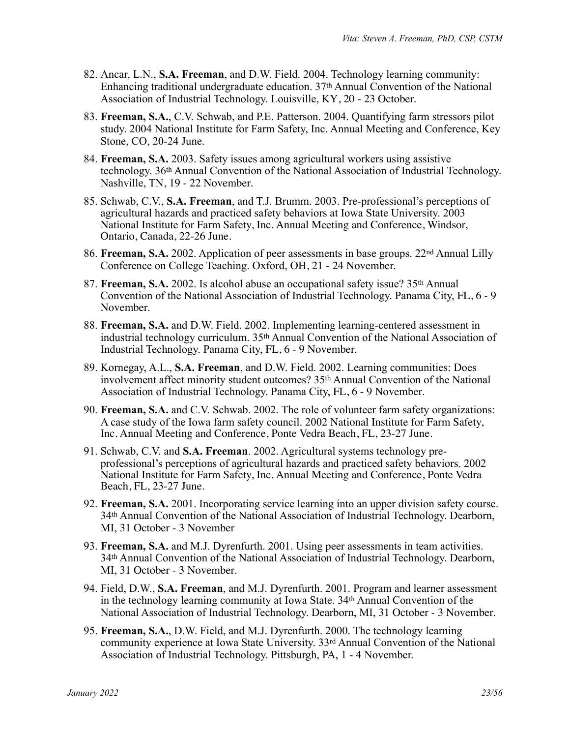82. Ancar, L.N., **S.A. Freeman**, and D.W. Field. 2004. Technology learning community: Enhancing traditional undergraduate education. 37th Annual Convention of the National Association of Industrial Technology. Louisville, KY, 20 - 23 October.

83. **Freeman, S.A.**, C.V. Schwab, and P.E. Patterson. 2004. Quantifying farm stressors pilot study. 2004 National Institute for Farm Safety, Inc. Annual Meeting and Conference, Key Stone, CO, 20-24 June.

84. **Freeman, S.A.** 2003. Safety issues among agricultural workers using assistive technology. 36th Annual Convention of the National Association of Industrial Technology. Nashville, TN, 19 - 22 November.

85. Schwab, C.V., **S.A. Freeman**, and T.J. Brumm. 2003. Pre-professional's perceptions of agricultural hazards and practiced safety behaviors at Iowa State University. 2003 National Institute for Farm Safety, Inc. Annual Meeting and Conference, Windsor, Ontario, Canada, 22-26 June.

86. **Freeman, S.A.** 2002. Application of peer assessments in base groups. 22nd Annual Lilly Conference on College Teaching. Oxford, OH, 21 - 24 November.

87. **Freeman, S.A.** 2002. Is alcohol abuse an occupational safety issue? 35th Annual Convention of the National Association of Industrial Technology. Panama City, FL, 6 - 9 November.

88. **Freeman, S.A.** and D.W. Field. 2002. Implementing learning-centered assessment in industrial technology curriculum. 35th Annual Convention of the National Association of Industrial Technology. Panama City, FL, 6 - 9 November.

89. Kornegay, A.L., **S.A. Freeman**, and D.W. Field. 2002. Learning communities: Does involvement affect minority student outcomes? 35th Annual Convention of the National Association of Industrial Technology. Panama City, FL, 6 - 9 November.

90. **Freeman, S.A.** and C.V. Schwab. 2002. The role of volunteer farm safety organizations: A case study of the Iowa farm safety council. 2002 National Institute for Farm Safety, Inc. Annual Meeting and Conference, Ponte Vedra Beach, FL, 23-27 June.

91. Schwab, C.V. and **S.A. Freeman**. 2002. Agricultural systems technology pre-professional's perceptions of agricultural hazards and practiced safety behaviors. 2002 National Institute for Farm Safety, Inc. Annual Meeting and Conference, Ponte Vedra Beach, FL, 23-27 June.

92. **Freeman, S.A.** 2001. Incorporating service learning into an upper division safety course. 34th Annual Convention of the National Association of Industrial Technology. Dearborn, MI, 31 October - 3 November

93. **Freeman, S.A.** and M.J. Dyrenfurth. 2001. Using peer assessments in team activities. 34th Annual Convention of the National Association of Industrial Technology. Dearborn, MI, 31 October - 3 November.

94. Field, D.W., **S.A. Freeman**, and M.J. Dyrenfurth. 2001. Program and learner assessment in the technology learning community at Iowa State. 34th Annual Convention of the National Association of Industrial Technology. Dearborn, MI, 31 October - 3 November.

95. **Freeman, S.A.**, D.W. Field, and M.J. Dyrenfurth. 2000. The technology learning community experience at Iowa State University. 33rd Annual Convention of the National Association of Industrial Technology. Pittsburgh, PA, 1 - 4 November.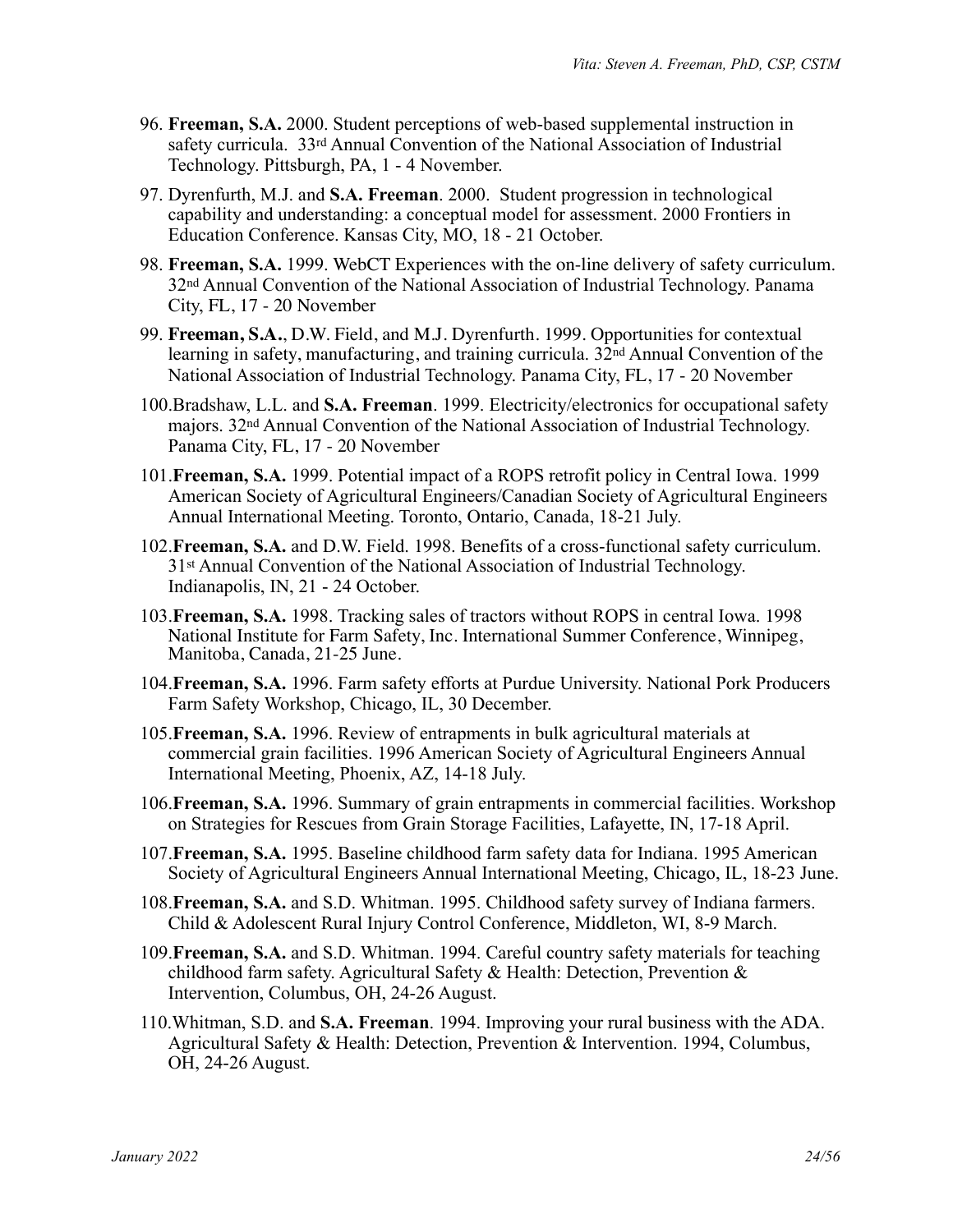96. **Freeman, S.A.** 2000. Student perceptions of web-based supplemental instruction in safety curricula. 33rd Annual Convention of the National Association of Industrial Technology. Pittsburgh, PA, 1 - 4 November.

97. Dyrenfurth, M.J. and **S.A. Freeman**. 2000. Student progression in technological capability and understanding: a conceptual model for assessment. 2000 Frontiers in Education Conference. Kansas City, MO, 18 - 21 October.

98. **Freeman, S.A.** 1999. WebCT Experiences with the on-line delivery of safety curriculum. 32nd Annual Convention of the National Association of Industrial Technology. Panama City, FL, 17 - 20 November

99. **Freeman, S.A.**, D.W. Field, and M.J. Dyrenfurth. 1999. Opportunities for contextual learning in safety, manufacturing, and training curricula. 32nd Annual Convention of the National Association of Industrial Technology. Panama City, FL, 17 - 20 November

100. Bradshaw, L.L. and **S.A. Freeman**. 1999. Electricity/electronics for occupational safety majors. 32nd Annual Convention of the National Association of Industrial Technology. Panama City, FL, 17 - 20 November

101. **Freeman, S.A.** 1999. Potential impact of a ROPS retrofit policy in Central Iowa. 1999 American Society of Agricultural Engineers/Canadian Society of Agricultural Engineers Annual International Meeting. Toronto, Ontario, Canada, 18-21 July.

102. **Freeman, S.A.** and D.W. Field. 1998. Benefits of a cross-functional safety curriculum. 31st Annual Convention of the National Association of Industrial Technology. Indianapolis, IN, 21 - 24 October.

103. **Freeman, S.A.** 1998. Tracking sales of tractors without ROPS in central Iowa. 1998 National Institute for Farm Safety, Inc. International Summer Conference, Winnipeg, Manitoba, Canada, 21-25 June.

104. **Freeman, S.A.** 1996. Farm safety efforts at Purdue University. National Pork Producers Farm Safety Workshop, Chicago, IL, 30 December.

105. **Freeman, S.A.** 1996. Review of entrapments in bulk agricultural materials at commercial grain facilities. 1996 American Society of Agricultural Engineers Annual International Meeting, Phoenix, AZ, 14-18 July.

106. **Freeman, S.A.** 1996. Summary of grain entrapments in commercial facilities. Workshop on Strategies for Rescues from Grain Storage Facilities, Lafayette, IN, 17-18 April.

107. **Freeman, S.A.** 1995. Baseline childhood farm safety data for Indiana. 1995 American Society of Agricultural Engineers Annual International Meeting, Chicago, IL, 18-23 June.

108. **Freeman, S.A.** and S.D. Whitman. 1995. Childhood safety survey of Indiana farmers. Child & Adolescent Rural Injury Control Conference, Middleton, WI, 8-9 March.

109. **Freeman, S.A.** and S.D. Whitman. 1994. Careful country safety materials for teaching childhood farm safety. Agricultural Safety & Health: Detection, Prevention & Intervention, Columbus, OH, 24-26 August.

110. Whitman, S.D. and **S.A. Freeman**. 1994. Improving your rural business with the ADA. Agricultural Safety & Health: Detection, Prevention & Intervention. 1994, Columbus, OH, 24-26 August.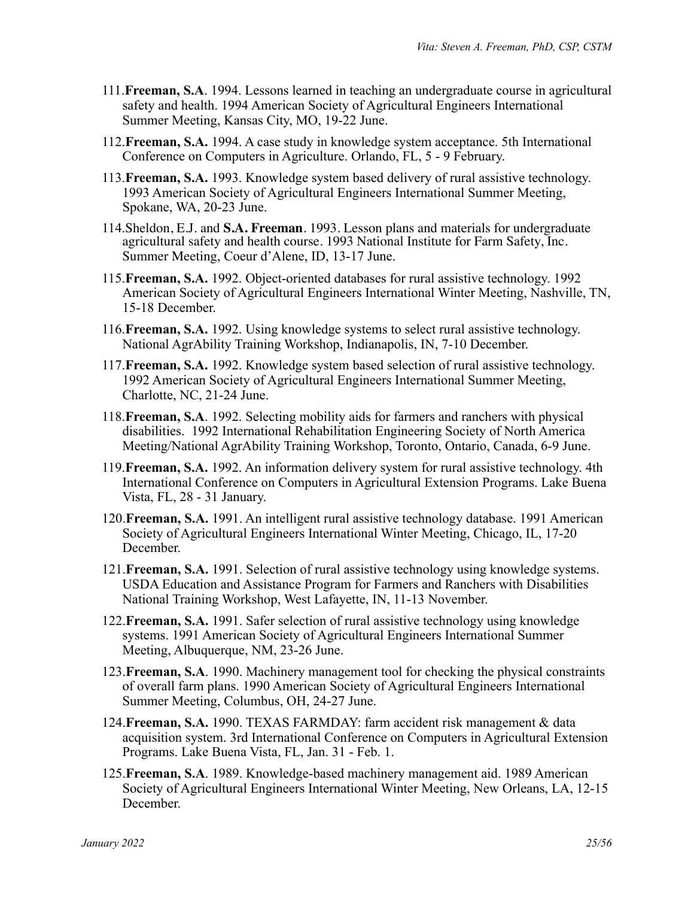111. **Freeman, S.A**. 1994. Lessons learned in teaching an undergraduate course in agricultural safety and health. 1994 American Society of Agricultural Engineers International Summer Meeting, Kansas City, MO, 19-22 June.

112. **Freeman, S.A.** 1994. A case study in knowledge system acceptance. 5th International Conference on Computers in Agriculture. Orlando, FL, 5 - 9 February.

113. **Freeman, S.A.** 1993. Knowledge system based delivery of rural assistive technology. 1993 American Society of Agricultural Engineers International Summer Meeting, Spokane, WA, 20-23 June.

114. Sheldon, E.J. and **S.A. Freeman**. 1993. Lesson plans and materials for undergraduate agricultural safety and health course. 1993 National Institute for Farm Safety, Inc. Summer Meeting, Coeur d'Alene, ID, 13-17 June.

115. **Freeman, S.A.** 1992. Object-oriented databases for rural assistive technology. 1992 American Society of Agricultural Engineers International Winter Meeting, Nashville, TN, 15-18 December.

116. **Freeman, S.A.** 1992. Using knowledge systems to select rural assistive technology. National AgrAbility Training Workshop, Indianapolis, IN, 7-10 December.

117. **Freeman, S.A.** 1992. Knowledge system based selection of rural assistive technology. 1992 American Society of Agricultural Engineers International Summer Meeting, Charlotte, NC, 21-24 June.

118. **Freeman, S.A**. 1992. Selecting mobility aids for farmers and ranchers with physical disabilities. 1992 International Rehabilitation Engineering Society of North America Meeting/National AgrAbility Training Workshop, Toronto, Ontario, Canada, 6-9 June.

119. **Freeman, S.A.** 1992. An information delivery system for rural assistive technology. 4th International Conference on Computers in Agricultural Extension Programs. Lake Buena Vista, FL, 28 - 31 January.

120. **Freeman, S.A.** 1991. An intelligent rural assistive technology database. 1991 American Society of Agricultural Engineers International Winter Meeting, Chicago, IL, 17-20 December.

121. **Freeman, S.A.** 1991. Selection of rural assistive technology using knowledge systems. USDA Education and Assistance Program for Farmers and Ranchers with Disabilities National Training Workshop, West Lafayette, IN, 11-13 November.

122. **Freeman, S.A.** 1991. Safer selection of rural assistive technology using knowledge systems. 1991 American Society of Agricultural Engineers International Summer Meeting, Albuquerque, NM, 23-26 June.

123. **Freeman, S.A**. 1990. Machinery management tool for checking the physical constraints of overall farm plans. 1990 American Society of Agricultural Engineers International Summer Meeting, Columbus, OH, 24-27 June.

124. **Freeman, S.A.** 1990. TEXAS FARMDAY: farm accident risk management & data acquisition system. 3rd International Conference on Computers in Agricultural Extension Programs. Lake Buena Vista, FL, Jan. 31 - Feb. 1.

125. **Freeman, S.A**. 1989. Knowledge-based machinery management aid. 1989 American Society of Agricultural Engineers International Winter Meeting, New Orleans, LA, 12-15 December.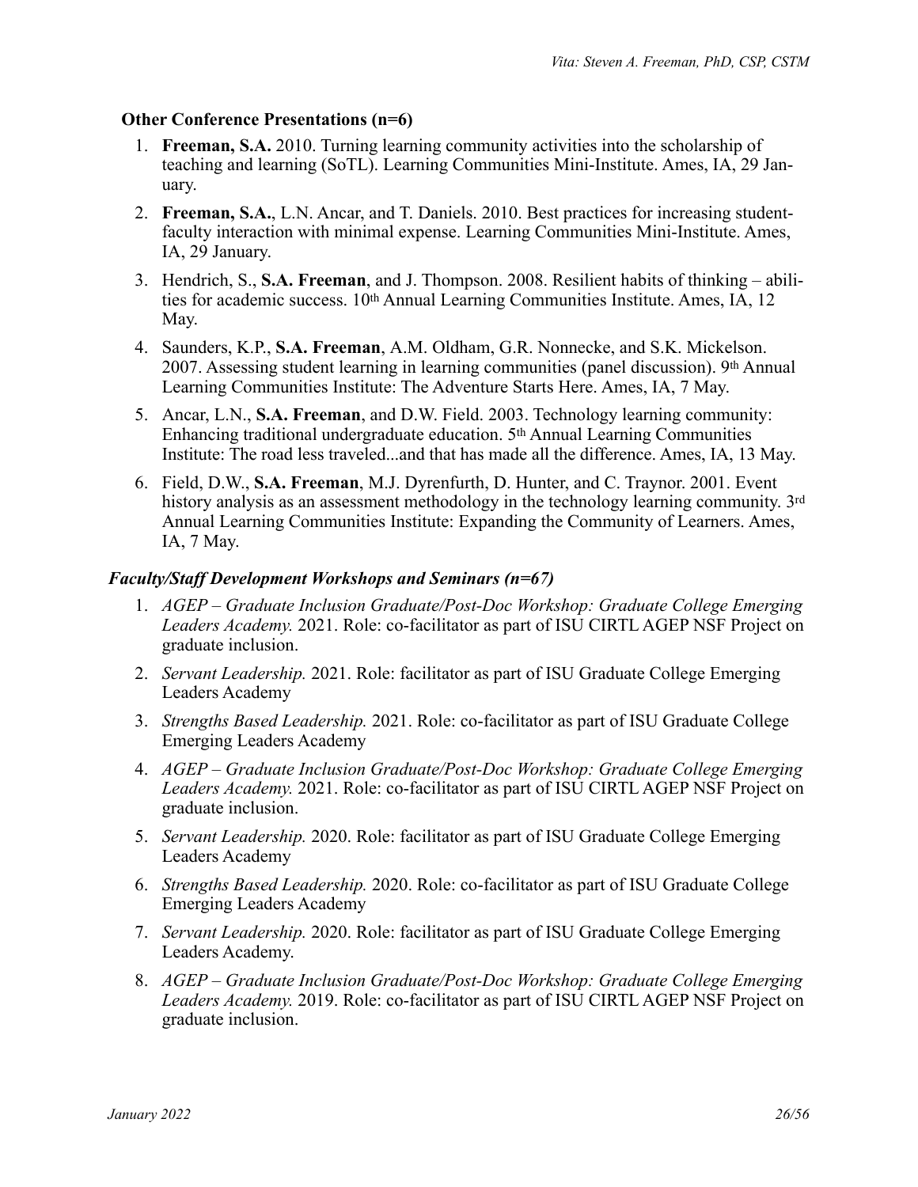### **Other Conference Presentations (n=6)**

1. **Freeman, S.A.** 2010. Turning learning community activities into the scholarship of teaching and learning (SoTL). Learning Communities Mini-Institute. Ames, IA, 29 January.
2. **Freeman, S.A.**, L.N. Ancar, and T. Daniels. 2010. Best practices for increasing student-faculty interaction with minimal expense. Learning Communities Mini-Institute. Ames, IA, 29 January.
3. Hendrich, S., **S.A. Freeman**, and J. Thompson. 2008. Resilient habits of thinking – abilities for academic success. 10th Annual Learning Communities Institute. Ames, IA, 12 May.
4. Saunders, K.P., **S.A. Freeman**, A.M. Oldham, G.R. Nonnecke, and S.K. Mickelson. 2007. Assessing student learning in learning communities (panel discussion). 9th Annual Learning Communities Institute: The Adventure Starts Here. Ames, IA, 7 May.
5. Ancar, L.N., **S.A. Freeman**, and D.W. Field. 2003. Technology learning community: Enhancing traditional undergraduate education. 5th Annual Learning Communities Institute: The road less traveled...and that has made all the difference. Ames, IA, 13 May.
6. Field, D.W., **S.A. Freeman**, M.J. Dyrenfurth, D. Hunter, and C. Traynor. 2001. Event history analysis as an assessment methodology in the technology learning community. 3rd Annual Learning Communities Institute: Expanding the Community of Learners. Ames, IA, 7 May.

### ***Faculty/Staff Development Workshops and Seminars (n=67)***

1. *AGEP – Graduate Inclusion Graduate/Post-Doc Workshop: Graduate College Emerging Leaders Academy.* 2021. Role: co-facilitator as part of ISU CIRTL AGEP NSF Project on graduate inclusion.
2. *Servant Leadership.* 2021. Role: facilitator as part of ISU Graduate College Emerging Leaders Academy
3. *Strengths Based Leadership.* 2021. Role: co-facilitator as part of ISU Graduate College Emerging Leaders Academy
4. *AGEP – Graduate Inclusion Graduate/Post-Doc Workshop: Graduate College Emerging Leaders Academy.* 2021. Role: co-facilitator as part of ISU CIRTL AGEP NSF Project on graduate inclusion.
5. *Servant Leadership.* 2020. Role: facilitator as part of ISU Graduate College Emerging Leaders Academy
6. *Strengths Based Leadership.* 2020. Role: co-facilitator as part of ISU Graduate College Emerging Leaders Academy
7. *Servant Leadership.* 2020. Role: facilitator as part of ISU Graduate College Emerging Leaders Academy.
8. *AGEP – Graduate Inclusion Graduate/Post-Doc Workshop: Graduate College Emerging Leaders Academy.* 2019. Role: co-facilitator as part of ISU CIRTL AGEP NSF Project on graduate inclusion.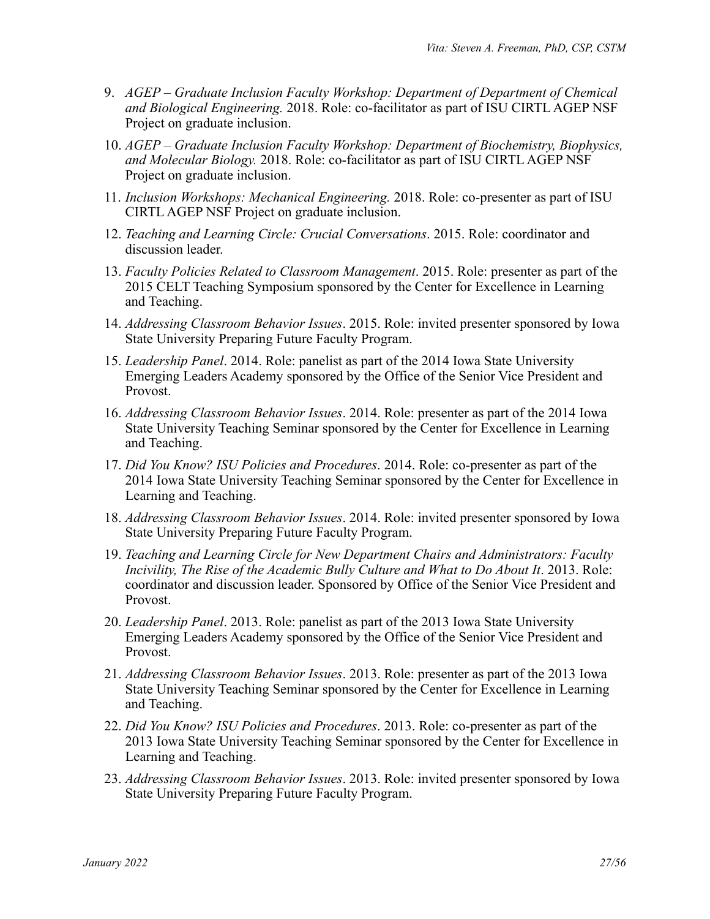9. *AGEP – Graduate Inclusion Faculty Workshop: Department of Department of Chemical and Biological Engineering.* 2018. Role: co-facilitator as part of ISU CIRTL AGEP NSF Project on graduate inclusion.

10. *AGEP – Graduate Inclusion Faculty Workshop: Department of Biochemistry, Biophysics, and Molecular Biology.* 2018. Role: co-facilitator as part of ISU CIRTL AGEP NSF Project on graduate inclusion.

11. *Inclusion Workshops: Mechanical Engineering.* 2018. Role: co-presenter as part of ISU CIRTL AGEP NSF Project on graduate inclusion.

12. *Teaching and Learning Circle: Crucial Conversations*. 2015. Role: coordinator and discussion leader.

13. *Faculty Policies Related to Classroom Management*. 2015. Role: presenter as part of the 2015 CELT Teaching Symposium sponsored by the Center for Excellence in Learning and Teaching.

14. *Addressing Classroom Behavior Issues*. 2015. Role: invited presenter sponsored by Iowa State University Preparing Future Faculty Program.

15. *Leadership Panel*. 2014. Role: panelist as part of the 2014 Iowa State University Emerging Leaders Academy sponsored by the Office of the Senior Vice President and Provost.

16. *Addressing Classroom Behavior Issues*. 2014. Role: presenter as part of the 2014 Iowa State University Teaching Seminar sponsored by the Center for Excellence in Learning and Teaching.

17. *Did You Know? ISU Policies and Procedures*. 2014. Role: co-presenter as part of the 2014 Iowa State University Teaching Seminar sponsored by the Center for Excellence in Learning and Teaching.

18. *Addressing Classroom Behavior Issues*. 2014. Role: invited presenter sponsored by Iowa State University Preparing Future Faculty Program.

19. *Teaching and Learning Circle for New Department Chairs and Administrators: Faculty Incivility, The Rise of the Academic Bully Culture and What to Do About It*. 2013. Role: coordinator and discussion leader. Sponsored by Office of the Senior Vice President and Provost.

20. *Leadership Panel*. 2013. Role: panelist as part of the 2013 Iowa State University Emerging Leaders Academy sponsored by the Office of the Senior Vice President and Provost.

21. *Addressing Classroom Behavior Issues*. 2013. Role: presenter as part of the 2013 Iowa State University Teaching Seminar sponsored by the Center for Excellence in Learning and Teaching.

22. *Did You Know? ISU Policies and Procedures*. 2013. Role: co-presenter as part of the 2013 Iowa State University Teaching Seminar sponsored by the Center for Excellence in Learning and Teaching.

23. *Addressing Classroom Behavior Issues*. 2013. Role: invited presenter sponsored by Iowa State University Preparing Future Faculty Program.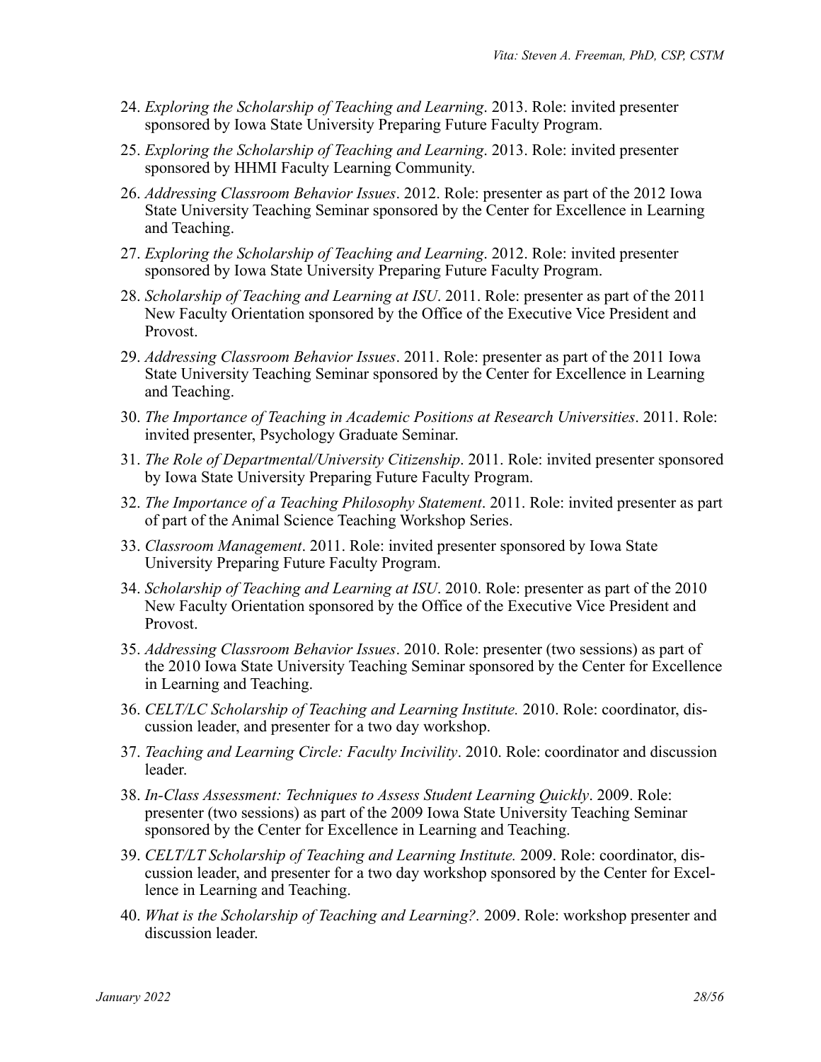24. *Exploring the Scholarship of Teaching and Learning*. 2013. Role: invited presenter sponsored by Iowa State University Preparing Future Faculty Program.
25. *Exploring the Scholarship of Teaching and Learning*. 2013. Role: invited presenter sponsored by HHMI Faculty Learning Community.
26. *Addressing Classroom Behavior Issues*. 2012. Role: presenter as part of the 2012 Iowa State University Teaching Seminar sponsored by the Center for Excellence in Learning and Teaching.
27. *Exploring the Scholarship of Teaching and Learning*. 2012. Role: invited presenter sponsored by Iowa State University Preparing Future Faculty Program.
28. *Scholarship of Teaching and Learning at ISU*. 2011. Role: presenter as part of the 2011 New Faculty Orientation sponsored by the Office of the Executive Vice President and Provost.
29. *Addressing Classroom Behavior Issues*. 2011. Role: presenter as part of the 2011 Iowa State University Teaching Seminar sponsored by the Center for Excellence in Learning and Teaching.
30. *The Importance of Teaching in Academic Positions at Research Universities*. 2011. Role: invited presenter, Psychology Graduate Seminar.
31. *The Role of Departmental/University Citizenship*. 2011. Role: invited presenter sponsored by Iowa State University Preparing Future Faculty Program.
32. *The Importance of a Teaching Philosophy Statement*. 2011. Role: invited presenter as part of part of the Animal Science Teaching Workshop Series.
33. *Classroom Management*. 2011. Role: invited presenter sponsored by Iowa State University Preparing Future Faculty Program.
34. *Scholarship of Teaching and Learning at ISU*. 2010. Role: presenter as part of the 2010 New Faculty Orientation sponsored by the Office of the Executive Vice President and Provost.
35. *Addressing Classroom Behavior Issues*. 2010. Role: presenter (two sessions) as part of the 2010 Iowa State University Teaching Seminar sponsored by the Center for Excellence in Learning and Teaching.
36. *CELT/LC Scholarship of Teaching and Learning Institute.* 2010. Role: coordinator, discussion leader, and presenter for a two day workshop.
37. *Teaching and Learning Circle: Faculty Incivility*. 2010. Role: coordinator and discussion leader.
38. *In-Class Assessment: Techniques to Assess Student Learning Quickly*. 2009. Role: presenter (two sessions) as part of the 2009 Iowa State University Teaching Seminar sponsored by the Center for Excellence in Learning and Teaching.
39. *CELT/LT Scholarship of Teaching and Learning Institute.* 2009. Role: coordinator, discussion leader, and presenter for a two day workshop sponsored by the Center for Excellence in Learning and Teaching.
40. *What is the Scholarship of Teaching and Learning?.* 2009. Role: workshop presenter and discussion leader.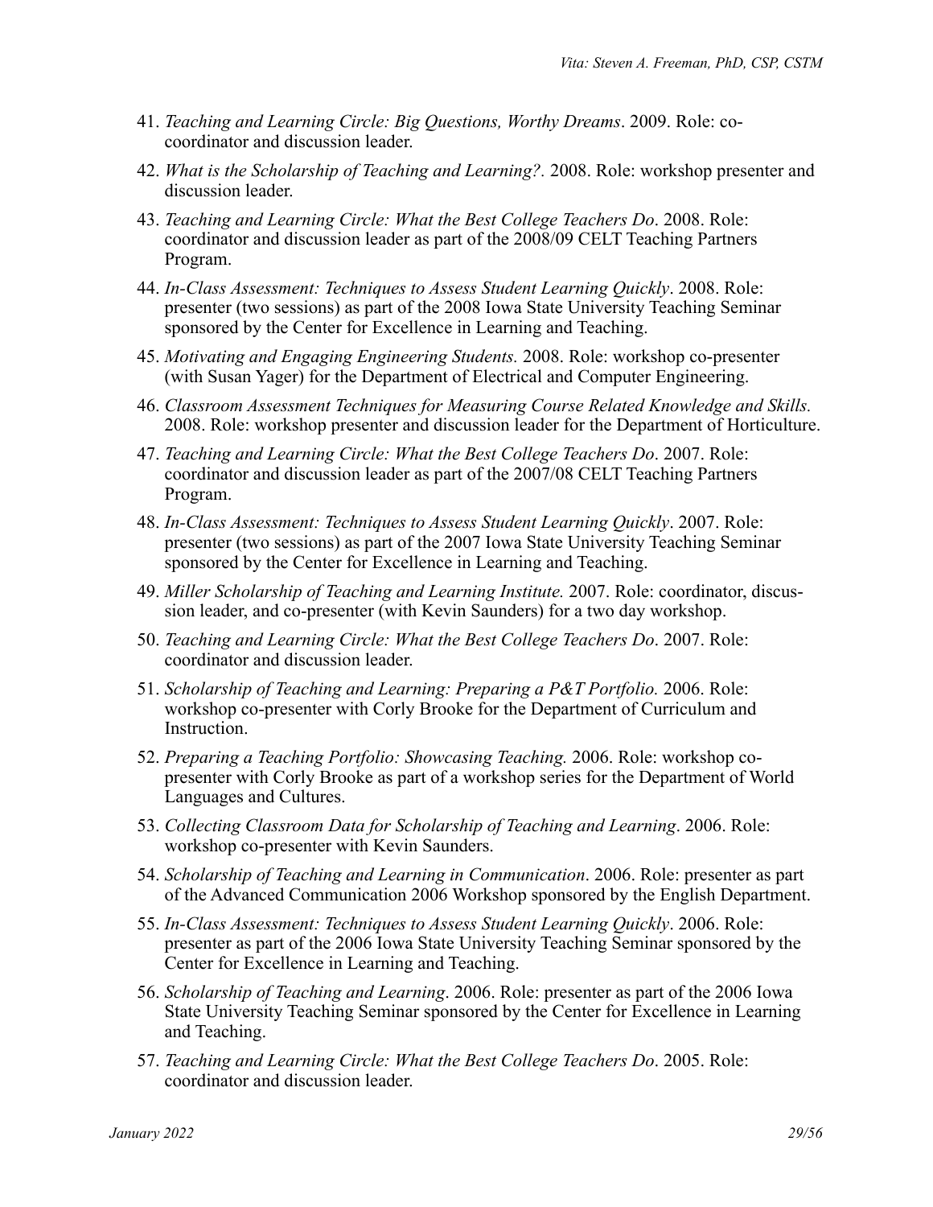41. *Teaching and Learning Circle: Big Questions, Worthy Dreams*. 2009. Role: co-coordinator and discussion leader.
42. *What is the Scholarship of Teaching and Learning?.* 2008. Role: workshop presenter and discussion leader.
43. *Teaching and Learning Circle: What the Best College Teachers Do*. 2008. Role: coordinator and discussion leader as part of the 2008/09 CELT Teaching Partners Program.
44. *In-Class Assessment: Techniques to Assess Student Learning Quickly*. 2008. Role: presenter (two sessions) as part of the 2008 Iowa State University Teaching Seminar sponsored by the Center for Excellence in Learning and Teaching.
45. *Motivating and Engaging Engineering Students.* 2008. Role: workshop co-presenter (with Susan Yager) for the Department of Electrical and Computer Engineering.
46. *Classroom Assessment Techniques for Measuring Course Related Knowledge and Skills.* 2008. Role: workshop presenter and discussion leader for the Department of Horticulture.
47. *Teaching and Learning Circle: What the Best College Teachers Do*. 2007. Role: coordinator and discussion leader as part of the 2007/08 CELT Teaching Partners Program.
48. *In-Class Assessment: Techniques to Assess Student Learning Quickly*. 2007. Role: presenter (two sessions) as part of the 2007 Iowa State University Teaching Seminar sponsored by the Center for Excellence in Learning and Teaching.
49. *Miller Scholarship of Teaching and Learning Institute.* 2007. Role: coordinator, discussion leader, and co-presenter (with Kevin Saunders) for a two day workshop.
50. *Teaching and Learning Circle: What the Best College Teachers Do*. 2007. Role: coordinator and discussion leader.
51. *Scholarship of Teaching and Learning: Preparing a P&T Portfolio.* 2006. Role: workshop co-presenter with Corly Brooke for the Department of Curriculum and Instruction.
52. *Preparing a Teaching Portfolio: Showcasing Teaching.* 2006. Role: workshop co-presenter with Corly Brooke as part of a workshop series for the Department of World Languages and Cultures.
53. *Collecting Classroom Data for Scholarship of Teaching and Learning*. 2006. Role: workshop co-presenter with Kevin Saunders.
54. *Scholarship of Teaching and Learning in Communication*. 2006. Role: presenter as part of the Advanced Communication 2006 Workshop sponsored by the English Department.
55. *In-Class Assessment: Techniques to Assess Student Learning Quickly*. 2006. Role: presenter as part of the 2006 Iowa State University Teaching Seminar sponsored by the Center for Excellence in Learning and Teaching.
56. *Scholarship of Teaching and Learning*. 2006. Role: presenter as part of the 2006 Iowa State University Teaching Seminar sponsored by the Center for Excellence in Learning and Teaching.
57. *Teaching and Learning Circle: What the Best College Teachers Do*. 2005. Role: coordinator and discussion leader.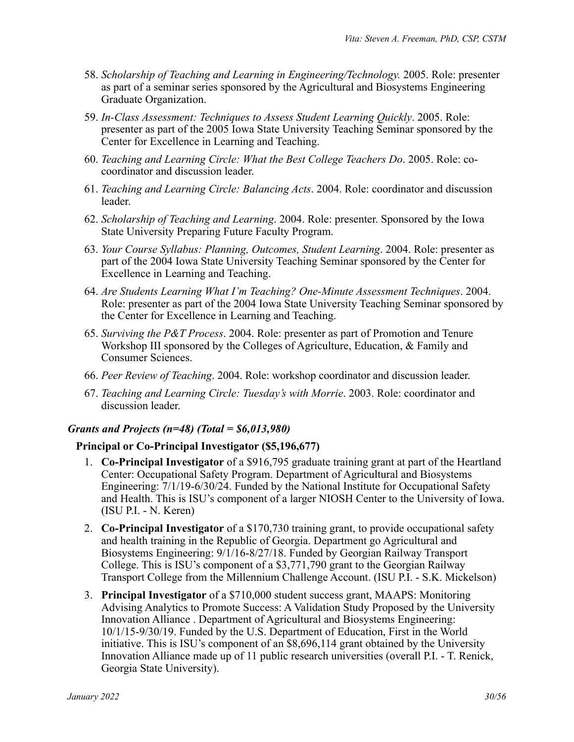58. *Scholarship of Teaching and Learning in Engineering/Technology.* 2005. Role: presenter as part of a seminar series sponsored by the Agricultural and Biosystems Engineering Graduate Organization.
59. *In-Class Assessment: Techniques to Assess Student Learning Quickly*. 2005. Role: presenter as part of the 2005 Iowa State University Teaching Seminar sponsored by the Center for Excellence in Learning and Teaching.
60. *Teaching and Learning Circle: What the Best College Teachers Do*. 2005. Role: co-coordinator and discussion leader.
61. *Teaching and Learning Circle: Balancing Acts*. 2004. Role: coordinator and discussion leader.
62. *Scholarship of Teaching and Learning*. 2004. Role: presenter. Sponsored by the Iowa State University Preparing Future Faculty Program.
63. *Your Course Syllabus: Planning, Outcomes, Student Learning*. 2004. Role: presenter as part of the 2004 Iowa State University Teaching Seminar sponsored by the Center for Excellence in Learning and Teaching.
64. *Are Students Learning What I'm Teaching? One-Minute Assessment Techniques*. 2004. Role: presenter as part of the 2004 Iowa State University Teaching Seminar sponsored by the Center for Excellence in Learning and Teaching.
65. *Surviving the P&T Process*. 2004. Role: presenter as part of Promotion and Tenure Workshop III sponsored by the Colleges of Agriculture, Education, & Family and Consumer Sciences.
66. *Peer Review of Teaching*. 2004. Role: workshop coordinator and discussion leader.
67. *Teaching and Learning Circle: Tuesday's with Morrie*. 2003. Role: coordinator and discussion leader.

***Grants and Projects (n=48) (Total = $6,013,980)***

**Principal or Co-Principal Investigator ($5,196,677)**

1. **Co-Principal Investigator** of a $916,795 graduate training grant at part of the Heartland Center: Occupational Safety Program. Department of Agricultural and Biosystems Engineering: 7/1/19-6/30/24. Funded by the National Institute for Occupational Safety and Health. This is ISU's component of a larger NIOSH Center to the University of Iowa. (ISU P.I. - N. Keren)
2. **Co-Principal Investigator** of a $170,730 training grant, to provide occupational safety and health training in the Republic of Georgia. Department go Agricultural and Biosystems Engineering: 9/1/16-8/27/18. Funded by Georgian Railway Transport College. This is ISU's component of a $3,771,790 grant to the Georgian Railway Transport College from the Millennium Challenge Account. (ISU P.I. - S.K. Mickelson)
3. **Principal Investigator** of a $710,000 student success grant, MAAPS: Monitoring Advising Analytics to Promote Success: A Validation Study Proposed by the University Innovation Alliance . Department of Agricultural and Biosystems Engineering: 10/1/15-9/30/19. Funded by the U.S. Department of Education, First in the World initiative. This is ISU's component of an $8,696,114 grant obtained by the University Innovation Alliance made up of 11 public research universities (overall P.I. - T. Renick, Georgia State University).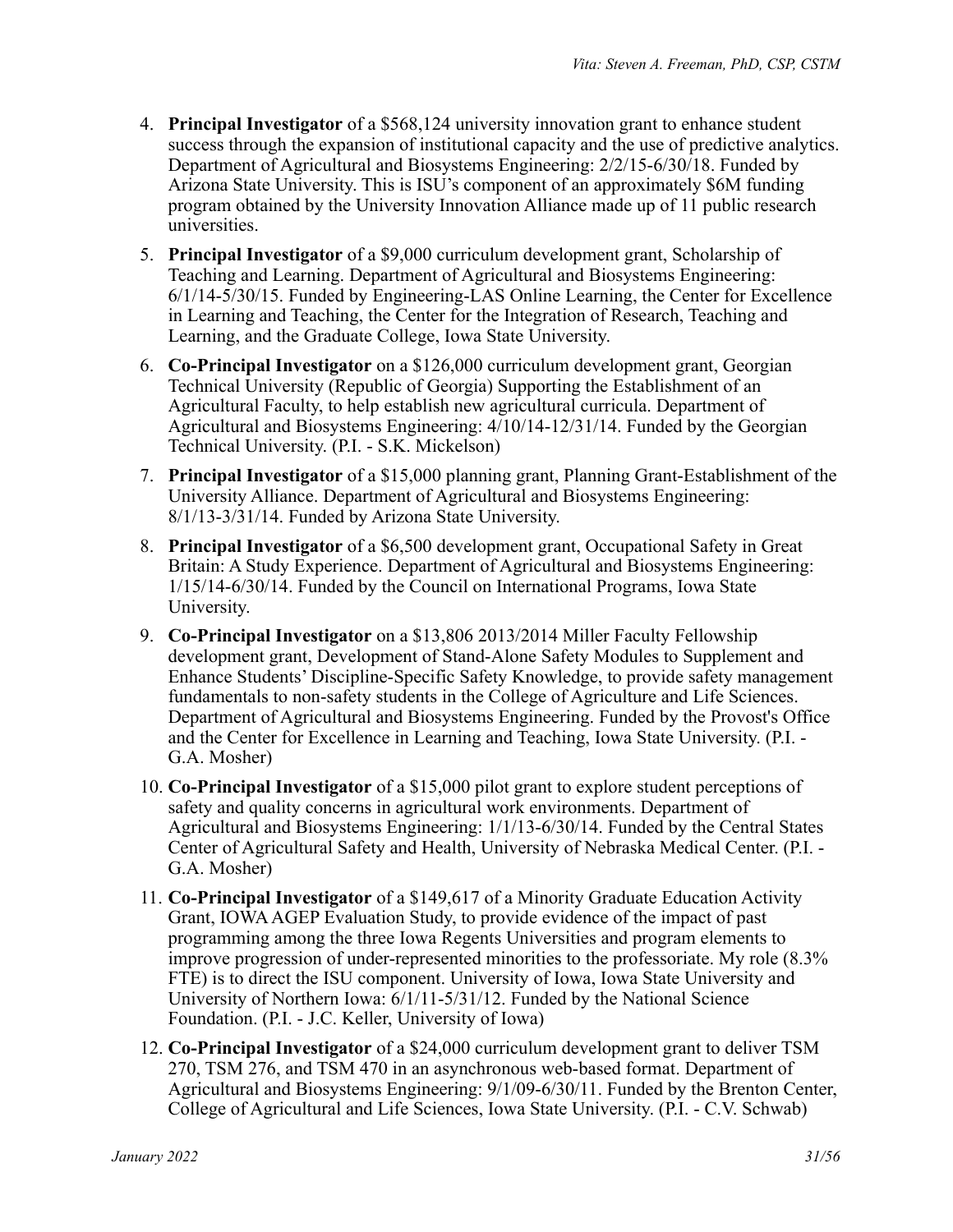4. **Principal Investigator** of a $568,124 university innovation grant to enhance student success through the expansion of institutional capacity and the use of predictive analytics. Department of Agricultural and Biosystems Engineering: 2/2/15-6/30/18. Funded by Arizona State University. This is ISU's component of an approximately $6M funding program obtained by the University Innovation Alliance made up of 11 public research universities.
5. **Principal Investigator** of a $9,000 curriculum development grant, Scholarship of Teaching and Learning. Department of Agricultural and Biosystems Engineering: 6/1/14-5/30/15. Funded by Engineering-LAS Online Learning, the Center for Excellence in Learning and Teaching, the Center for the Integration of Research, Teaching and Learning, and the Graduate College, Iowa State University.
6. **Co-Principal Investigator** on a $126,000 curriculum development grant, Georgian Technical University (Republic of Georgia) Supporting the Establishment of an Agricultural Faculty, to help establish new agricultural curricula. Department of Agricultural and Biosystems Engineering: 4/10/14-12/31/14. Funded by the Georgian Technical University. (P.I. - S.K. Mickelson)
7. **Principal Investigator** of a $15,000 planning grant, Planning Grant-Establishment of the University Alliance. Department of Agricultural and Biosystems Engineering: 8/1/13-3/31/14. Funded by Arizona State University.
8. **Principal Investigator** of a $6,500 development grant, Occupational Safety in Great Britain: A Study Experience. Department of Agricultural and Biosystems Engineering: 1/15/14-6/30/14. Funded by the Council on International Programs, Iowa State University.
9. **Co-Principal Investigator** on a $13,806 2013/2014 Miller Faculty Fellowship development grant, Development of Stand-Alone Safety Modules to Supplement and Enhance Students' Discipline-Specific Safety Knowledge, to provide safety management fundamentals to non-safety students in the College of Agriculture and Life Sciences. Department of Agricultural and Biosystems Engineering. Funded by the Provost's Office and the Center for Excellence in Learning and Teaching, Iowa State University. (P.I. - G.A. Mosher)
10. **Co-Principal Investigator** of a $15,000 pilot grant to explore student perceptions of safety and quality concerns in agricultural work environments. Department of Agricultural and Biosystems Engineering: 1/1/13-6/30/14. Funded by the Central States Center of Agricultural Safety and Health, University of Nebraska Medical Center. (P.I. - G.A. Mosher)
11. **Co-Principal Investigator** of a $149,617 of a Minority Graduate Education Activity Grant, IOWA AGEP Evaluation Study, to provide evidence of the impact of past programming among the three Iowa Regents Universities and program elements to improve progression of under-represented minorities to the professoriate. My role (8.3% FTE) is to direct the ISU component. University of Iowa, Iowa State University and University of Northern Iowa: 6/1/11-5/31/12. Funded by the National Science Foundation. (P.I. - J.C. Keller, University of Iowa)
12. **Co-Principal Investigator** of a $24,000 curriculum development grant to deliver TSM 270, TSM 276, and TSM 470 in an asynchronous web-based format. Department of Agricultural and Biosystems Engineering: 9/1/09-6/30/11. Funded by the Brenton Center, College of Agricultural and Life Sciences, Iowa State University. (P.I. - C.V. Schwab)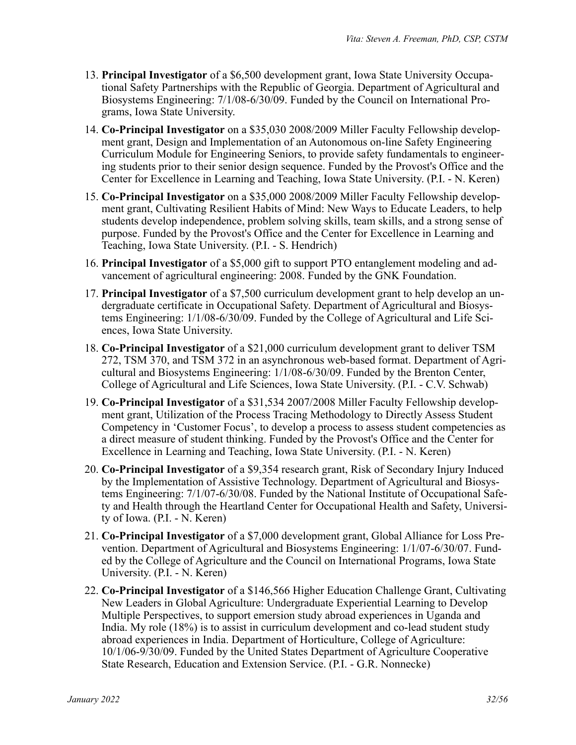13. **Principal Investigator** of a $6,500 development grant, Iowa State University Occupational Safety Partnerships with the Republic of Georgia. Department of Agricultural and Biosystems Engineering: 7/1/08-6/30/09. Funded by the Council on International Programs, Iowa State University.

14. **Co-Principal Investigator** on a $35,030 2008/2009 Miller Faculty Fellowship development grant, Design and Implementation of an Autonomous on-line Safety Engineering Curriculum Module for Engineering Seniors, to provide safety fundamentals to engineering students prior to their senior design sequence. Funded by the Provost's Office and the Center for Excellence in Learning and Teaching, Iowa State University. (P.I. - N. Keren)

15. **Co-Principal Investigator** on a $35,000 2008/2009 Miller Faculty Fellowship development grant, Cultivating Resilient Habits of Mind: New Ways to Educate Leaders, to help students develop independence, problem solving skills, team skills, and a strong sense of purpose. Funded by the Provost's Office and the Center for Excellence in Learning and Teaching, Iowa State University. (P.I. - S. Hendrich)

16. **Principal Investigator** of a $5,000 gift to support PTO entanglement modeling and advancement of agricultural engineering: 2008. Funded by the GNK Foundation.

17. **Principal Investigator** of a $7,500 curriculum development grant to help develop an undergraduate certificate in Occupational Safety. Department of Agricultural and Biosystems Engineering: 1/1/08-6/30/09. Funded by the College of Agricultural and Life Sciences, Iowa State University.

18. **Co-Principal Investigator** of a $21,000 curriculum development grant to deliver TSM 272, TSM 370, and TSM 372 in an asynchronous web-based format. Department of Agricultural and Biosystems Engineering: 1/1/08-6/30/09. Funded by the Brenton Center, College of Agricultural and Life Sciences, Iowa State University. (P.I. - C.V. Schwab)

19. **Co-Principal Investigator** of a $31,534 2007/2008 Miller Faculty Fellowship development grant, Utilization of the Process Tracing Methodology to Directly Assess Student Competency in 'Customer Focus', to develop a process to assess student competencies as a direct measure of student thinking. Funded by the Provost's Office and the Center for Excellence in Learning and Teaching, Iowa State University. (P.I. - N. Keren)

20. **Co-Principal Investigator** of a $9,354 research grant, Risk of Secondary Injury Induced by the Implementation of Assistive Technology. Department of Agricultural and Biosystems Engineering: 7/1/07-6/30/08. Funded by the National Institute of Occupational Safety and Health through the Heartland Center for Occupational Health and Safety, University of Iowa. (P.I. - N. Keren)

21. **Co-Principal Investigator** of a $7,000 development grant, Global Alliance for Loss Prevention. Department of Agricultural and Biosystems Engineering: 1/1/07-6/30/07. Funded by the College of Agriculture and the Council on International Programs, Iowa State University. (P.I. - N. Keren)

22. **Co-Principal Investigator** of a $146,566 Higher Education Challenge Grant, Cultivating New Leaders in Global Agriculture: Undergraduate Experiential Learning to Develop Multiple Perspectives, to support emersion study abroad experiences in Uganda and India. My role (18%) is to assist in curriculum development and co-lead student study abroad experiences in India. Department of Horticulture, College of Agriculture: 10/1/06-9/30/09. Funded by the United States Department of Agriculture Cooperative State Research, Education and Extension Service. (P.I. - G.R. Nonnecke)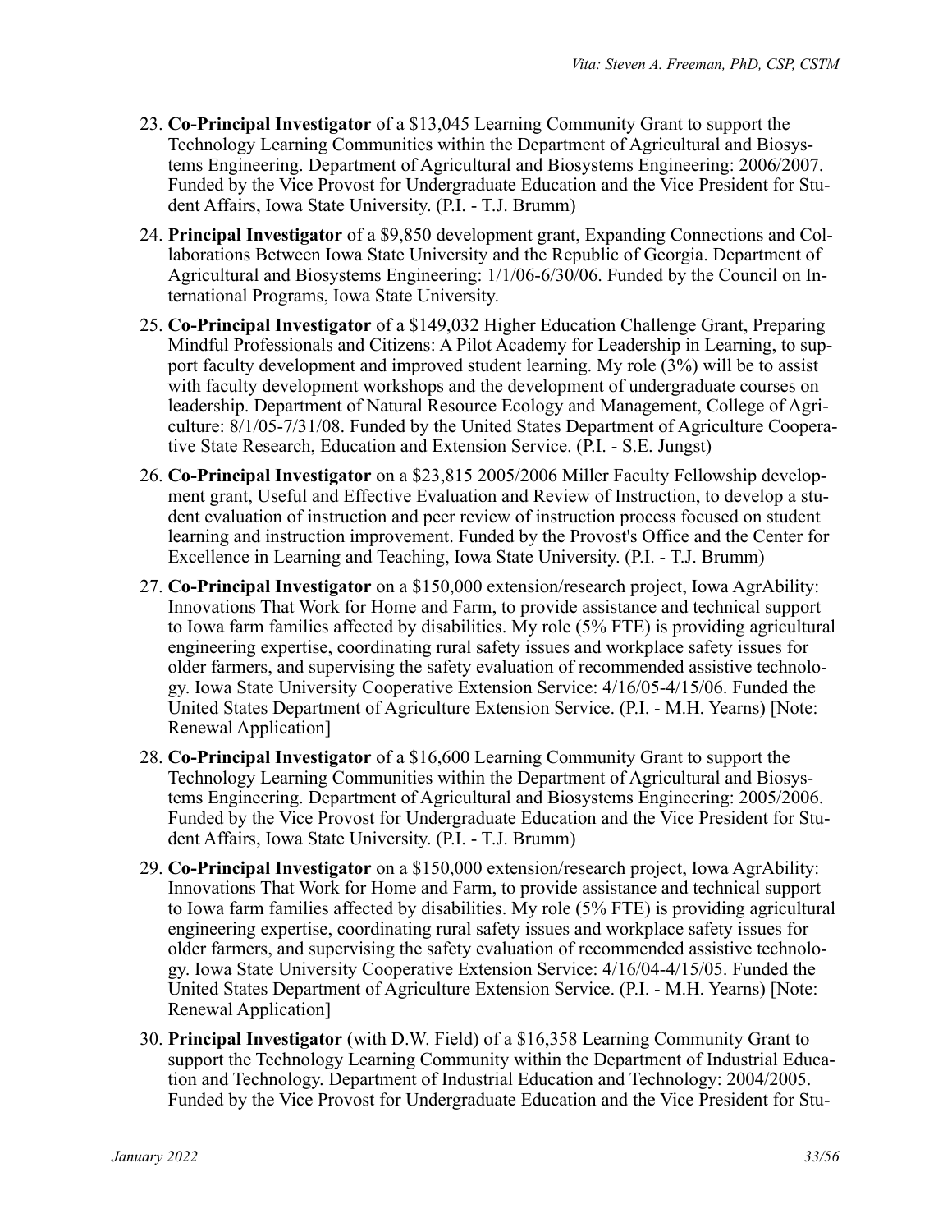23. **Co-Principal Investigator** of a $13,045 Learning Community Grant to support the Technology Learning Communities within the Department of Agricultural and Biosystems Engineering. Department of Agricultural and Biosystems Engineering: 2006/2007. Funded by the Vice Provost for Undergraduate Education and the Vice President for Student Affairs, Iowa State University. (P.I. - T.J. Brumm)

24. **Principal Investigator** of a $9,850 development grant, Expanding Connections and Collaborations Between Iowa State University and the Republic of Georgia. Department of Agricultural and Biosystems Engineering: 1/1/06-6/30/06. Funded by the Council on International Programs, Iowa State University.

25. **Co-Principal Investigator** of a $149,032 Higher Education Challenge Grant, Preparing Mindful Professionals and Citizens: A Pilot Academy for Leadership in Learning, to support faculty development and improved student learning. My role (3%) will be to assist with faculty development workshops and the development of undergraduate courses on leadership. Department of Natural Resource Ecology and Management, College of Agriculture: 8/1/05-7/31/08. Funded by the United States Department of Agriculture Cooperative State Research, Education and Extension Service. (P.I. - S.E. Jungst)

26. **Co-Principal Investigator** on a $23,815 2005/2006 Miller Faculty Fellowship development grant, Useful and Effective Evaluation and Review of Instruction, to develop a student evaluation of instruction and peer review of instruction process focused on student learning and instruction improvement. Funded by the Provost's Office and the Center for Excellence in Learning and Teaching, Iowa State University. (P.I. - T.J. Brumm)

27. **Co-Principal Investigator** on a $150,000 extension/research project, Iowa AgrAbility: Innovations That Work for Home and Farm, to provide assistance and technical support to Iowa farm families affected by disabilities. My role (5% FTE) is providing agricultural engineering expertise, coordinating rural safety issues and workplace safety issues for older farmers, and supervising the safety evaluation of recommended assistive technology. Iowa State University Cooperative Extension Service: 4/16/05-4/15/06. Funded the United States Department of Agriculture Extension Service. (P.I. - M.H. Yearns) [Note: Renewal Application]

28. **Co-Principal Investigator** of a $16,600 Learning Community Grant to support the Technology Learning Communities within the Department of Agricultural and Biosystems Engineering. Department of Agricultural and Biosystems Engineering: 2005/2006. Funded by the Vice Provost for Undergraduate Education and the Vice President for Student Affairs, Iowa State University. (P.I. - T.J. Brumm)

29. **Co-Principal Investigator** on a $150,000 extension/research project, Iowa AgrAbility: Innovations That Work for Home and Farm, to provide assistance and technical support to Iowa farm families affected by disabilities. My role (5% FTE) is providing agricultural engineering expertise, coordinating rural safety issues and workplace safety issues for older farmers, and supervising the safety evaluation of recommended assistive technology. Iowa State University Cooperative Extension Service: 4/16/04-4/15/05. Funded the United States Department of Agriculture Extension Service. (P.I. - M.H. Yearns) [Note: Renewal Application]

30. **Principal Investigator** (with D.W. Field) of a $16,358 Learning Community Grant to support the Technology Learning Community within the Department of Industrial Education and Technology. Department of Industrial Education and Technology: 2004/2005. Funded by the Vice Provost for Undergraduate Education and the Vice President for Stu-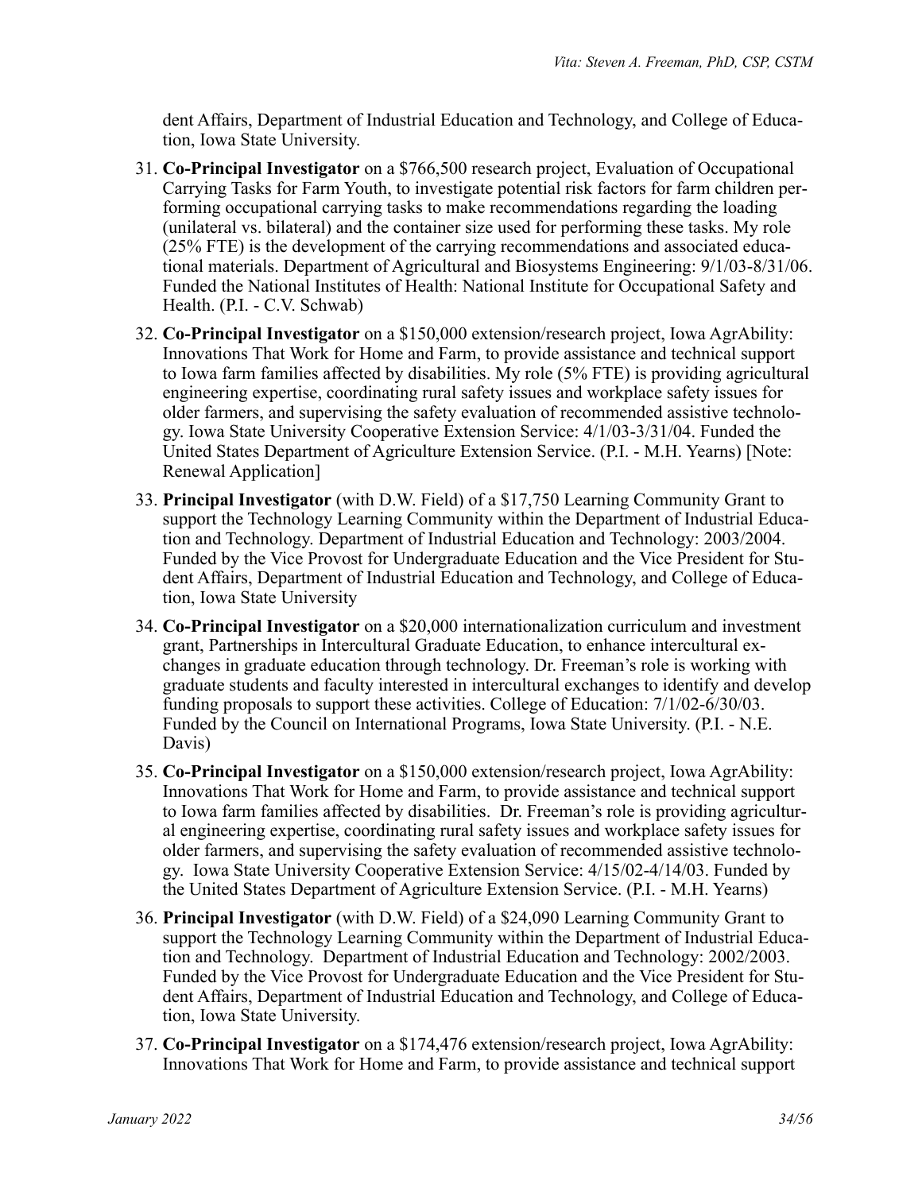dent Affairs, Department of Industrial Education and Technology, and College of Education, Iowa State University.

31. **Co-Principal Investigator** on a $766,500 research project, Evaluation of Occupational Carrying Tasks for Farm Youth, to investigate potential risk factors for farm children performing occupational carrying tasks to make recommendations regarding the loading (unilateral vs. bilateral) and the container size used for performing these tasks. My role (25% FTE) is the development of the carrying recommendations and associated educational materials. Department of Agricultural and Biosystems Engineering: 9/1/03-8/31/06. Funded the National Institutes of Health: National Institute for Occupational Safety and Health. (P.I. - C.V. Schwab)
32. **Co-Principal Investigator** on a $150,000 extension/research project, Iowa AgrAbility: Innovations That Work for Home and Farm, to provide assistance and technical support to Iowa farm families affected by disabilities. My role (5% FTE) is providing agricultural engineering expertise, coordinating rural safety issues and workplace safety issues for older farmers, and supervising the safety evaluation of recommended assistive technology. Iowa State University Cooperative Extension Service: 4/1/03-3/31/04. Funded the United States Department of Agriculture Extension Service. (P.I. - M.H. Yearns) [Note: Renewal Application]
33. **Principal Investigator** (with D.W. Field) of a $17,750 Learning Community Grant to support the Technology Learning Community within the Department of Industrial Education and Technology. Department of Industrial Education and Technology: 2003/2004. Funded by the Vice Provost for Undergraduate Education and the Vice President for Student Affairs, Department of Industrial Education and Technology, and College of Education, Iowa State University
34. **Co-Principal Investigator** on a $20,000 internationalization curriculum and investment grant, Partnerships in Intercultural Graduate Education, to enhance intercultural exchanges in graduate education through technology. Dr. Freeman's role is working with graduate students and faculty interested in intercultural exchanges to identify and develop funding proposals to support these activities. College of Education: 7/1/02-6/30/03. Funded by the Council on International Programs, Iowa State University. (P.I. - N.E. Davis)
35. **Co-Principal Investigator** on a $150,000 extension/research project, Iowa AgrAbility: Innovations That Work for Home and Farm, to provide assistance and technical support to Iowa farm families affected by disabilities. Dr. Freeman's role is providing agricultural engineering expertise, coordinating rural safety issues and workplace safety issues for older farmers, and supervising the safety evaluation of recommended assistive technology. Iowa State University Cooperative Extension Service: 4/15/02-4/14/03. Funded by the United States Department of Agriculture Extension Service. (P.I. - M.H. Yearns)
36. **Principal Investigator** (with D.W. Field) of a $24,090 Learning Community Grant to support the Technology Learning Community within the Department of Industrial Education and Technology. Department of Industrial Education and Technology: 2002/2003. Funded by the Vice Provost for Undergraduate Education and the Vice President for Student Affairs, Department of Industrial Education and Technology, and College of Education, Iowa State University.
37. **Co-Principal Investigator** on a $174,476 extension/research project, Iowa AgrAbility: Innovations That Work for Home and Farm, to provide assistance and technical support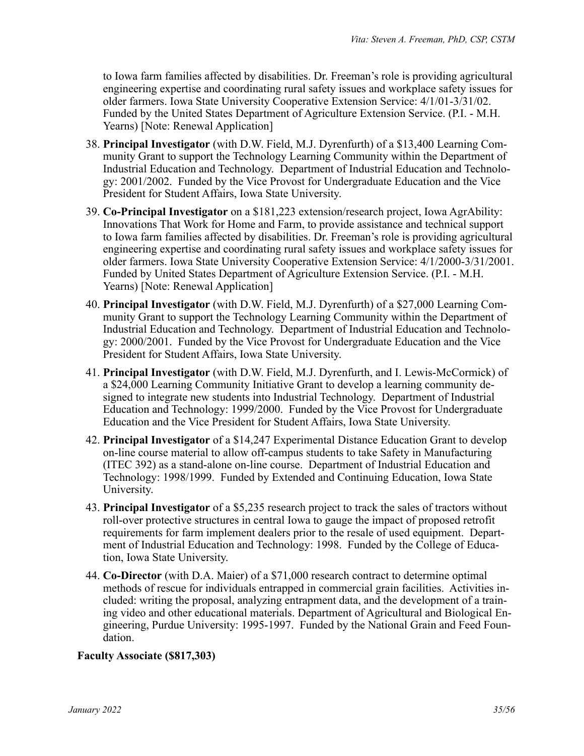to Iowa farm families affected by disabilities. Dr. Freeman's role is providing agricultural engineering expertise and coordinating rural safety issues and workplace safety issues for older farmers. Iowa State University Cooperative Extension Service: 4/1/01-3/31/02. Funded by the United States Department of Agriculture Extension Service. (P.I. - M.H. Yearns) [Note: Renewal Application]

38. **Principal Investigator** (with D.W. Field, M.J. Dyrenfurth) of a $13,400 Learning Community Grant to support the Technology Learning Community within the Department of Industrial Education and Technology. Department of Industrial Education and Technology: 2001/2002. Funded by the Vice Provost for Undergraduate Education and the Vice President for Student Affairs, Iowa State University.
39. **Co-Principal Investigator** on a $181,223 extension/research project, Iowa AgrAbility: Innovations That Work for Home and Farm, to provide assistance and technical support to Iowa farm families affected by disabilities. Dr. Freeman's role is providing agricultural engineering expertise and coordinating rural safety issues and workplace safety issues for older farmers. Iowa State University Cooperative Extension Service: 4/1/2000-3/31/2001. Funded by United States Department of Agriculture Extension Service. (P.I. - M.H. Yearns) [Note: Renewal Application]
40. **Principal Investigator** (with D.W. Field, M.J. Dyrenfurth) of a $27,000 Learning Community Grant to support the Technology Learning Community within the Department of Industrial Education and Technology. Department of Industrial Education and Technology: 2000/2001. Funded by the Vice Provost for Undergraduate Education and the Vice President for Student Affairs, Iowa State University.
41. **Principal Investigator** (with D.W. Field, M.J. Dyrenfurth, and I. Lewis-McCormick) of a $24,000 Learning Community Initiative Grant to develop a learning community designed to integrate new students into Industrial Technology. Department of Industrial Education and Technology: 1999/2000. Funded by the Vice Provost for Undergraduate Education and the Vice President for Student Affairs, Iowa State University.
42. **Principal Investigator** of a $14,247 Experimental Distance Education Grant to develop on-line course material to allow off-campus students to take Safety in Manufacturing (ITEC 392) as a stand-alone on-line course. Department of Industrial Education and Technology: 1998/1999. Funded by Extended and Continuing Education, Iowa State University.
43. **Principal Investigator** of a $5,235 research project to track the sales of tractors without roll-over protective structures in central Iowa to gauge the impact of proposed retrofit requirements for farm implement dealers prior to the resale of used equipment. Department of Industrial Education and Technology: 1998. Funded by the College of Education, Iowa State University.
44. **Co-Director** (with D.A. Maier) of a $71,000 research contract to determine optimal methods of rescue for individuals entrapped in commercial grain facilities. Activities included: writing the proposal, analyzing entrapment data, and the development of a training video and other educational materials. Department of Agricultural and Biological Engineering, Purdue University: 1995-1997. Funded by the National Grain and Feed Foundation.

**Faculty Associate ($817,303)**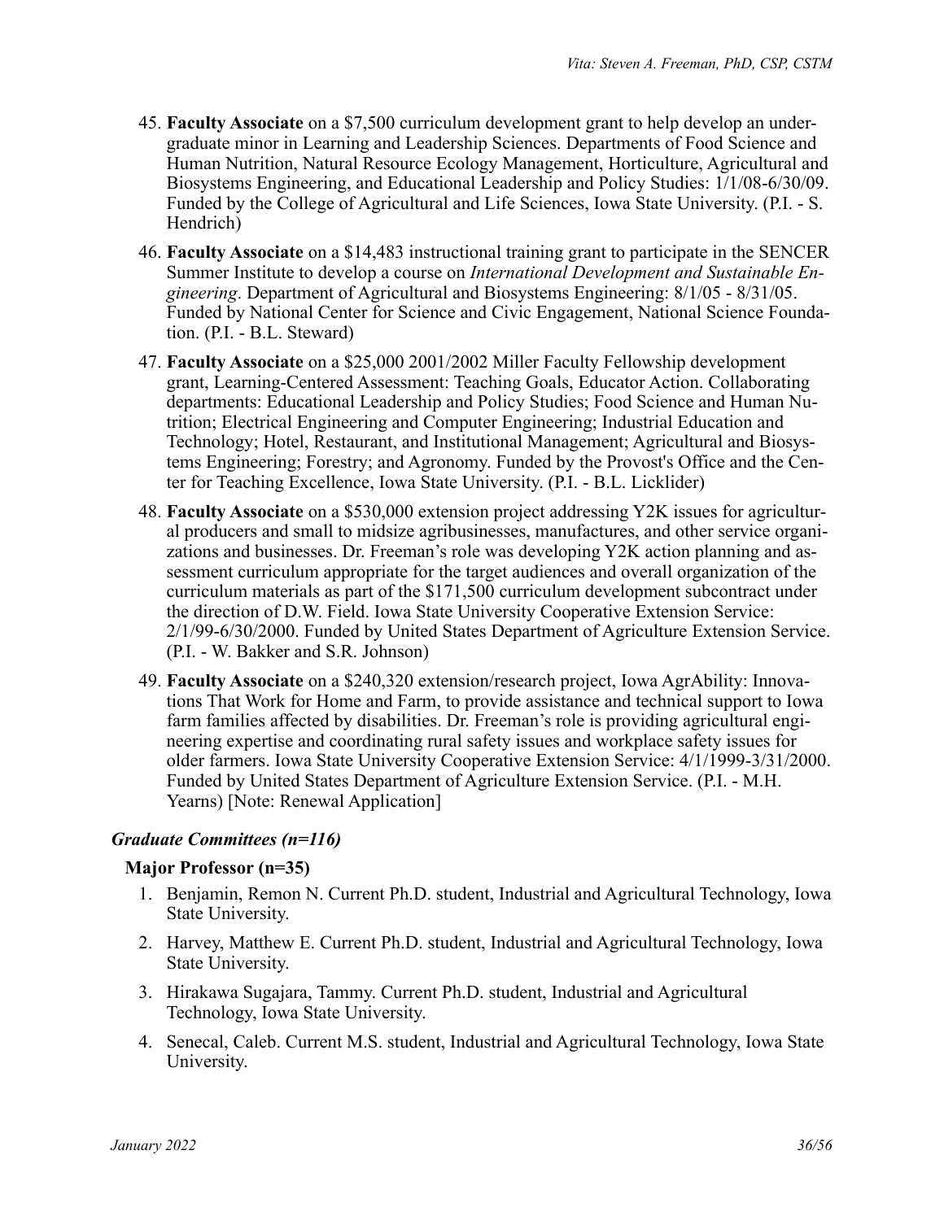45. **Faculty Associate** on a $7,500 curriculum development grant to help develop an undergraduate minor in Learning and Leadership Sciences. Departments of Food Science and Human Nutrition, Natural Resource Ecology Management, Horticulture, Agricultural and Biosystems Engineering, and Educational Leadership and Policy Studies: 1/1/08-6/30/09. Funded by the College of Agricultural and Life Sciences, Iowa State University. (P.I. - S. Hendrich)

46. **Faculty Associate** on a $14,483 instructional training grant to participate in the SENCER Summer Institute to develop a course on *International Development and Sustainable Engineering*. Department of Agricultural and Biosystems Engineering: 8/1/05 - 8/31/05. Funded by National Center for Science and Civic Engagement, National Science Foundation. (P.I. - B.L. Steward)

47. **Faculty Associate** on a $25,000 2001/2002 Miller Faculty Fellowship development grant, Learning-Centered Assessment: Teaching Goals, Educator Action. Collaborating departments: Educational Leadership and Policy Studies; Food Science and Human Nutrition; Electrical Engineering and Computer Engineering; Industrial Education and Technology; Hotel, Restaurant, and Institutional Management; Agricultural and Biosystems Engineering; Forestry; and Agronomy. Funded by the Provost's Office and the Center for Teaching Excellence, Iowa State University. (P.I. - B.L. Licklider)

48. **Faculty Associate** on a $530,000 extension project addressing Y2K issues for agricultural producers and small to midsize agribusinesses, manufactures, and other service organizations and businesses. Dr. Freeman's role was developing Y2K action planning and assessment curriculum appropriate for the target audiences and overall organization of the curriculum materials as part of the $171,500 curriculum development subcontract under the direction of D.W. Field. Iowa State University Cooperative Extension Service: 2/1/99-6/30/2000. Funded by United States Department of Agriculture Extension Service. (P.I. - W. Bakker and S.R. Johnson)

49. **Faculty Associate** on a $240,320 extension/research project, Iowa AgrAbility: Innovations That Work for Home and Farm, to provide assistance and technical support to Iowa farm families affected by disabilities. Dr. Freeman's role is providing agricultural engineering expertise and coordinating rural safety issues and workplace safety issues for older farmers. Iowa State University Cooperative Extension Service: 4/1/1999-3/31/2000. Funded by United States Department of Agriculture Extension Service. (P.I. - M.H. Yearns) [Note: Renewal Application]

### *Graduate Committees (n=116)*

#### **Major Professor (n=35)**

1. Benjamin, Remon N. Current Ph.D. student, Industrial and Agricultural Technology, Iowa State University.

2. Harvey, Matthew E. Current Ph.D. student, Industrial and Agricultural Technology, Iowa State University.

3. Hirakawa Sugajara, Tammy. Current Ph.D. student, Industrial and Agricultural Technology, Iowa State University.

4. Senecal, Caleb. Current M.S. student, Industrial and Agricultural Technology, Iowa State University.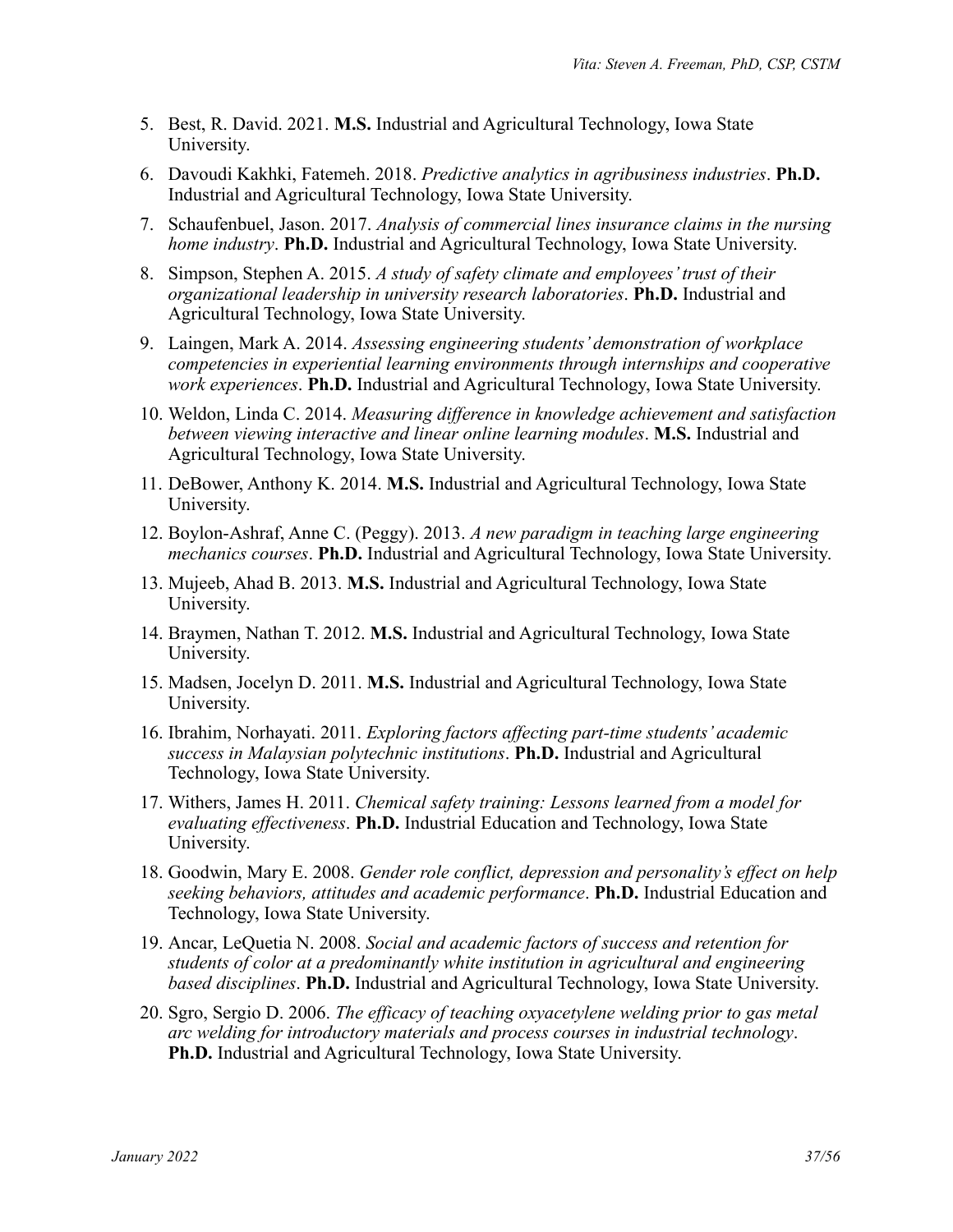5. Best, R. David. 2021. **M.S.** Industrial and Agricultural Technology, Iowa State University.
6. Davoudi Kakhki, Fatemeh. 2018. *Predictive analytics in agribusiness industries*. **Ph.D.** Industrial and Agricultural Technology, Iowa State University.
7. Schaufenbuel, Jason. 2017. *Analysis of commercial lines insurance claims in the nursing home industry*. **Ph.D.** Industrial and Agricultural Technology, Iowa State University.
8. Simpson, Stephen A. 2015. *A study of safety climate and employees' trust of their organizational leadership in university research laboratories*. **Ph.D.** Industrial and Agricultural Technology, Iowa State University.
9. Laingen, Mark A. 2014. *Assessing engineering students' demonstration of workplace competencies in experiential learning environments through internships and cooperative work experiences*. **Ph.D.** Industrial and Agricultural Technology, Iowa State University.
10. Weldon, Linda C. 2014. *Measuring difference in knowledge achievement and satisfaction between viewing interactive and linear online learning modules*. **M.S.** Industrial and Agricultural Technology, Iowa State University.
11. DeBower, Anthony K. 2014. **M.S.** Industrial and Agricultural Technology, Iowa State University.
12. Boylon-Ashraf, Anne C. (Peggy). 2013. *A new paradigm in teaching large engineering mechanics courses*. **Ph.D.** Industrial and Agricultural Technology, Iowa State University.
13. Mujeeb, Ahad B. 2013. **M.S.** Industrial and Agricultural Technology, Iowa State University.
14. Braymen, Nathan T. 2012. **M.S.** Industrial and Agricultural Technology, Iowa State University.
15. Madsen, Jocelyn D. 2011. **M.S.** Industrial and Agricultural Technology, Iowa State University.
16. Ibrahim, Norhayati. 2011. *Exploring factors affecting part-time students' academic success in Malaysian polytechnic institutions*. **Ph.D.** Industrial and Agricultural Technology, Iowa State University.
17. Withers, James H. 2011. *Chemical safety training: Lessons learned from a model for evaluating effectiveness*. **Ph.D.** Industrial Education and Technology, Iowa State University.
18. Goodwin, Mary E. 2008. *Gender role conflict, depression and personality's effect on help seeking behaviors, attitudes and academic performance*. **Ph.D.** Industrial Education and Technology, Iowa State University.
19. Ancar, LeQuetia N. 2008. *Social and academic factors of success and retention for students of color at a predominantly white institution in agricultural and engineering based disciplines*. **Ph.D.** Industrial and Agricultural Technology, Iowa State University.
20. Sgro, Sergio D. 2006. *The efficacy of teaching oxyacetylene welding prior to gas metal arc welding for introductory materials and process courses in industrial technology*. **Ph.D.** Industrial and Agricultural Technology, Iowa State University.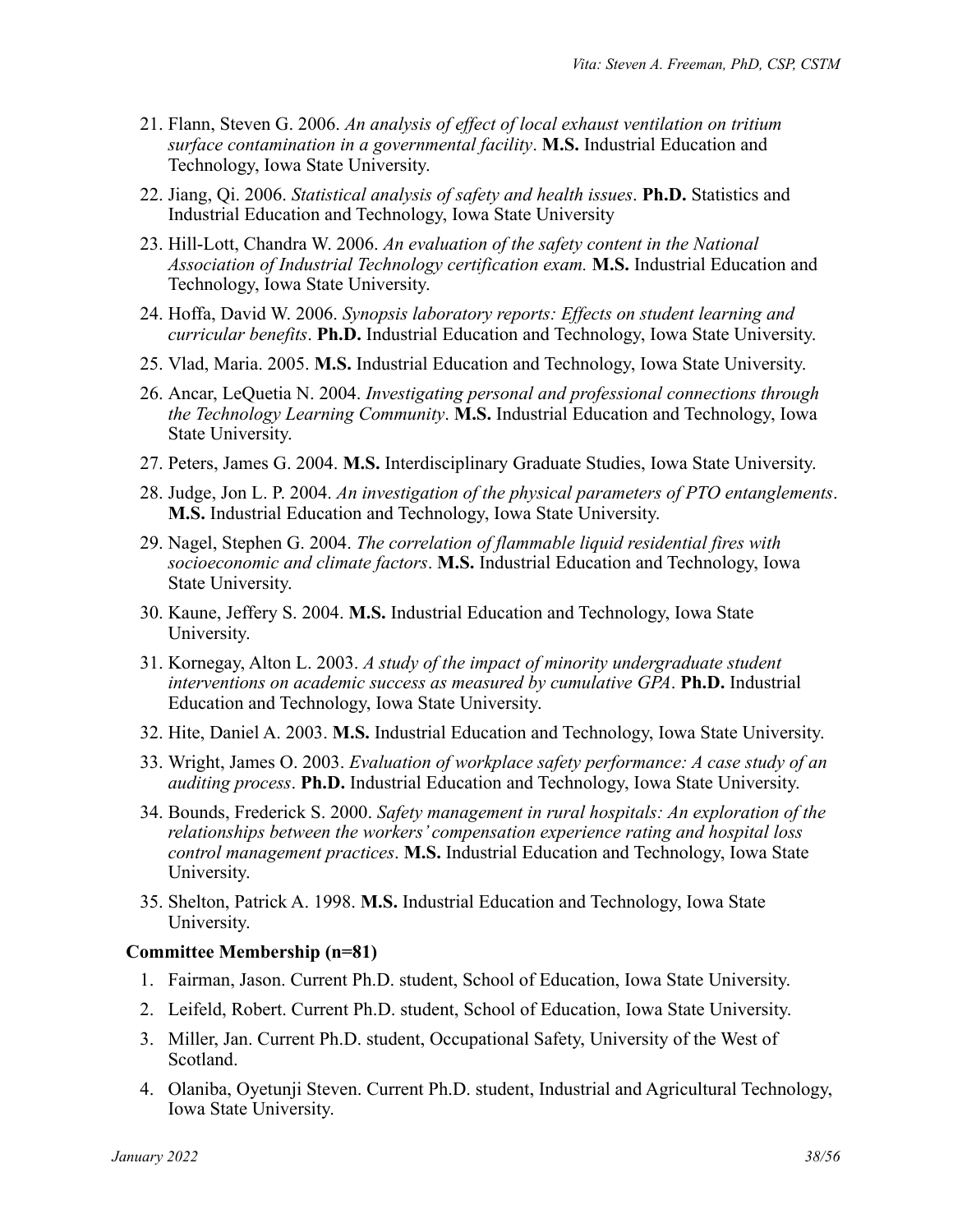21. Flann, Steven G. 2006. *An analysis of effect of local exhaust ventilation on tritium surface contamination in a governmental facility*. **M.S.** Industrial Education and Technology, Iowa State University.
22. Jiang, Qi. 2006. *Statistical analysis of safety and health issues*. **Ph.D.** Statistics and Industrial Education and Technology, Iowa State University
23. Hill-Lott, Chandra W. 2006. *An evaluation of the safety content in the National Association of Industrial Technology certification exam.* **M.S.** Industrial Education and Technology, Iowa State University.
24. Hoffa, David W. 2006. *Synopsis laboratory reports: Effects on student learning and curricular benefits*. **Ph.D.** Industrial Education and Technology, Iowa State University.
25. Vlad, Maria. 2005. **M.S.** Industrial Education and Technology, Iowa State University.
26. Ancar, LeQuetia N. 2004. *Investigating personal and professional connections through the Technology Learning Community*. **M.S.** Industrial Education and Technology, Iowa State University.
27. Peters, James G. 2004. **M.S.** Interdisciplinary Graduate Studies, Iowa State University.
28. Judge, Jon L. P. 2004. *An investigation of the physical parameters of PTO entanglements*. **M.S.** Industrial Education and Technology, Iowa State University.
29. Nagel, Stephen G. 2004. *The correlation of flammable liquid residential fires with socioeconomic and climate factors*. **M.S.** Industrial Education and Technology, Iowa State University.
30. Kaune, Jeffery S. 2004. **M.S.** Industrial Education and Technology, Iowa State University.
31. Kornegay, Alton L. 2003. *A study of the impact of minority undergraduate student interventions on academic success as measured by cumulative GPA*. **Ph.D.** Industrial Education and Technology, Iowa State University.
32. Hite, Daniel A. 2003. **M.S.** Industrial Education and Technology, Iowa State University.
33. Wright, James O. 2003. *Evaluation of workplace safety performance: A case study of an auditing process*. **Ph.D.** Industrial Education and Technology, Iowa State University.
34. Bounds, Frederick S. 2000. *Safety management in rural hospitals: An exploration of the relationships between the workers' compensation experience rating and hospital loss control management practices*. **M.S.** Industrial Education and Technology, Iowa State University.
35. Shelton, Patrick A. 1998. **M.S.** Industrial Education and Technology, Iowa State University.

**Committee Membership (n=81)**

1. Fairman, Jason. Current Ph.D. student, School of Education, Iowa State University.
2. Leifeld, Robert. Current Ph.D. student, School of Education, Iowa State University.
3. Miller, Jan. Current Ph.D. student, Occupational Safety, University of the West of Scotland.
4. Olaniba, Oyetunji Steven. Current Ph.D. student, Industrial and Agricultural Technology, Iowa State University.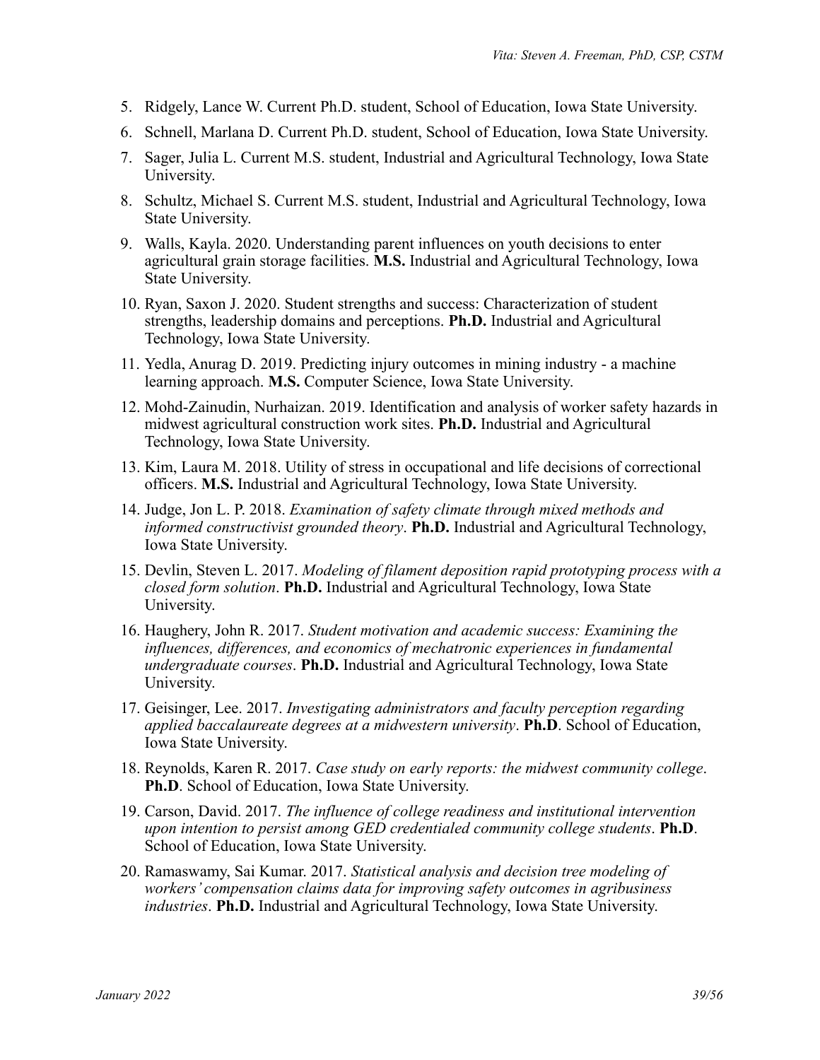5. Ridgely, Lance W. Current Ph.D. student, School of Education, Iowa State University.
6. Schnell, Marlana D. Current Ph.D. student, School of Education, Iowa State University.
7. Sager, Julia L. Current M.S. student, Industrial and Agricultural Technology, Iowa State University.
8. Schultz, Michael S. Current M.S. student, Industrial and Agricultural Technology, Iowa State University.
9. Walls, Kayla. 2020. Understanding parent influences on youth decisions to enter agricultural grain storage facilities. **M.S.** Industrial and Agricultural Technology, Iowa State University.
10. Ryan, Saxon J. 2020. Student strengths and success: Characterization of student strengths, leadership domains and perceptions. **Ph.D.** Industrial and Agricultural Technology, Iowa State University.
11. Yedla, Anurag D. 2019. Predicting injury outcomes in mining industry - a machine learning approach. **M.S.** Computer Science, Iowa State University.
12. Mohd-Zainudin, Nurhaizan. 2019. Identification and analysis of worker safety hazards in midwest agricultural construction work sites. **Ph.D.** Industrial and Agricultural Technology, Iowa State University.
13. Kim, Laura M. 2018. Utility of stress in occupational and life decisions of correctional officers. **M.S.** Industrial and Agricultural Technology, Iowa State University.
14. Judge, Jon L. P. 2018. *Examination of safety climate through mixed methods and informed constructivist grounded theory*. **Ph.D.** Industrial and Agricultural Technology, Iowa State University.
15. Devlin, Steven L. 2017. *Modeling of filament deposition rapid prototyping process with a closed form solution*. **Ph.D.** Industrial and Agricultural Technology, Iowa State University.
16. Haughery, John R. 2017. *Student motivation and academic success: Examining the influences, differences, and economics of mechatronic experiences in fundamental undergraduate courses*. **Ph.D.** Industrial and Agricultural Technology, Iowa State University.
17. Geisinger, Lee. 2017. *Investigating administrators and faculty perception regarding applied baccalaureate degrees at a midwestern university*. **Ph.D**. School of Education, Iowa State University.
18. Reynolds, Karen R. 2017. *Case study on early reports: the midwest community college*. **Ph.D**. School of Education, Iowa State University.
19. Carson, David. 2017. *The influence of college readiness and institutional intervention upon intention to persist among GED credentialed community college students*. **Ph.D**. School of Education, Iowa State University.
20. Ramaswamy, Sai Kumar. 2017. *Statistical analysis and decision tree modeling of workers' compensation claims data for improving safety outcomes in agribusiness industries*. **Ph.D.** Industrial and Agricultural Technology, Iowa State University.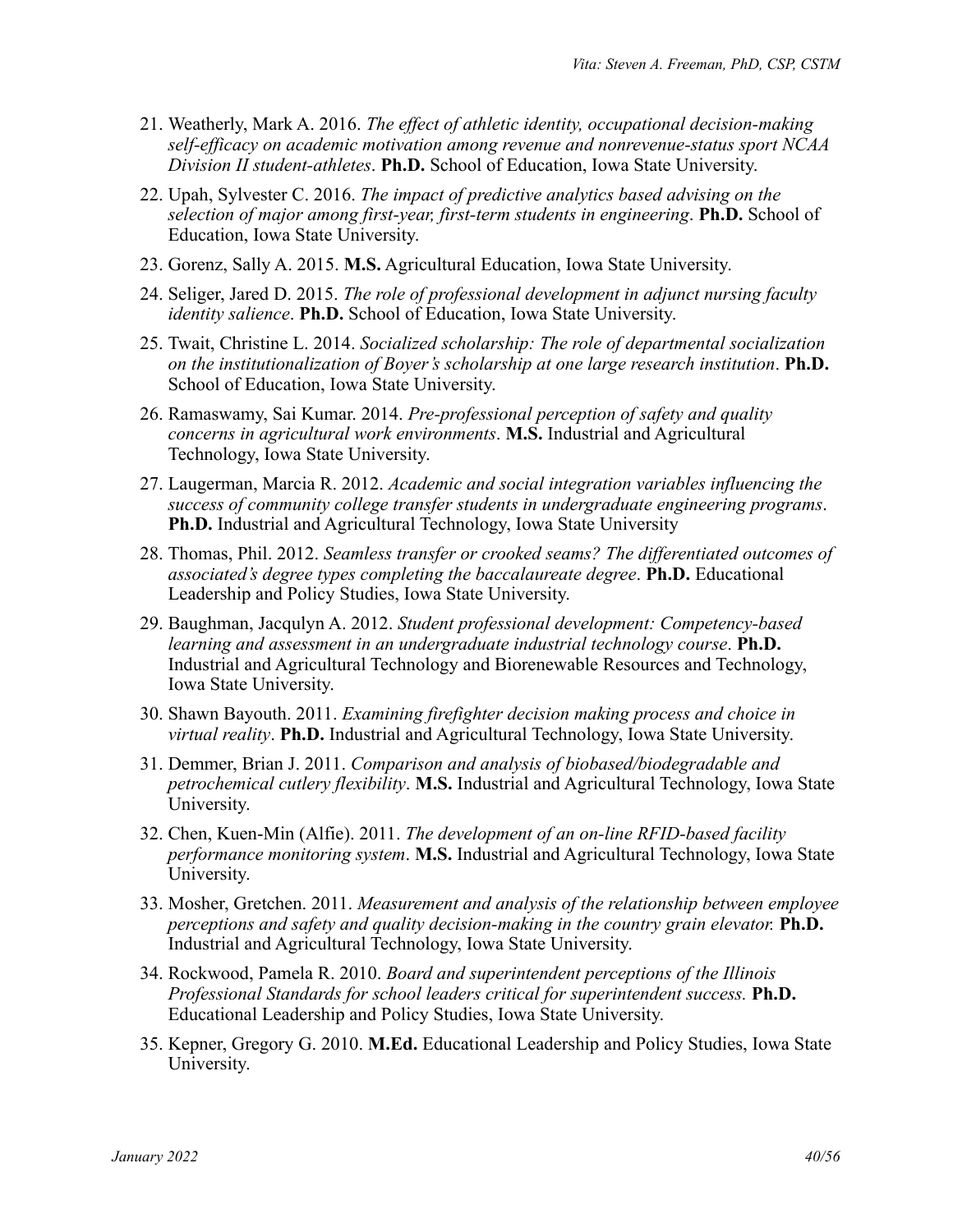21. Weatherly, Mark A. 2016. *The effect of athletic identity, occupational decision-making self-efficacy on academic motivation among revenue and nonrevenue-status sport NCAA Division II student-athletes*. **Ph.D.** School of Education, Iowa State University.

22. Upah, Sylvester C. 2016. *The impact of predictive analytics based advising on the selection of major among first-year, first-term students in engineering*. **Ph.D.** School of Education, Iowa State University.

23. Gorenz, Sally A. 2015. **M.S.** Agricultural Education, Iowa State University.

24. Seliger, Jared D. 2015. *The role of professional development in adjunct nursing faculty identity salience*. **Ph.D.** School of Education, Iowa State University.

25. Twait, Christine L. 2014. *Socialized scholarship: The role of departmental socialization on the institutionalization of Boyer's scholarship at one large research institution*. **Ph.D.** School of Education, Iowa State University.

26. Ramaswamy, Sai Kumar. 2014. *Pre-professional perception of safety and quality concerns in agricultural work environments*. **M.S.** Industrial and Agricultural Technology, Iowa State University.

27. Laugerman, Marcia R. 2012. *Academic and social integration variables influencing the success of community college transfer students in undergraduate engineering programs*. **Ph.D.** Industrial and Agricultural Technology, Iowa State University

28. Thomas, Phil. 2012. *Seamless transfer or crooked seams? The differentiated outcomes of associated's degree types completing the baccalaureate degree*. **Ph.D.** Educational Leadership and Policy Studies, Iowa State University.

29. Baughman, Jacqulyn A. 2012. *Student professional development: Competency-based learning and assessment in an undergraduate industrial technology course*. **Ph.D.** Industrial and Agricultural Technology and Biorenewable Resources and Technology, Iowa State University.

30. Shawn Bayouth. 2011. *Examining firefighter decision making process and choice in virtual reality*. **Ph.D.** Industrial and Agricultural Technology, Iowa State University.

31. Demmer, Brian J. 2011. *Comparison and analysis of biobased/biodegradable and petrochemical cutlery flexibility*. **M.S.** Industrial and Agricultural Technology, Iowa State University.

32. Chen, Kuen-Min (Alfie). 2011. *The development of an on-line RFID-based facility performance monitoring system*. **M.S.** Industrial and Agricultural Technology, Iowa State University.

33. Mosher, Gretchen. 2011. *Measurement and analysis of the relationship between employee perceptions and safety and quality decision-making in the country grain elevator.* **Ph.D.** Industrial and Agricultural Technology, Iowa State University.

34. Rockwood, Pamela R. 2010. *Board and superintendent perceptions of the Illinois Professional Standards for school leaders critical for superintendent success.* **Ph.D.** Educational Leadership and Policy Studies, Iowa State University.

35. Kepner, Gregory G. 2010. **M.Ed.** Educational Leadership and Policy Studies, Iowa State University.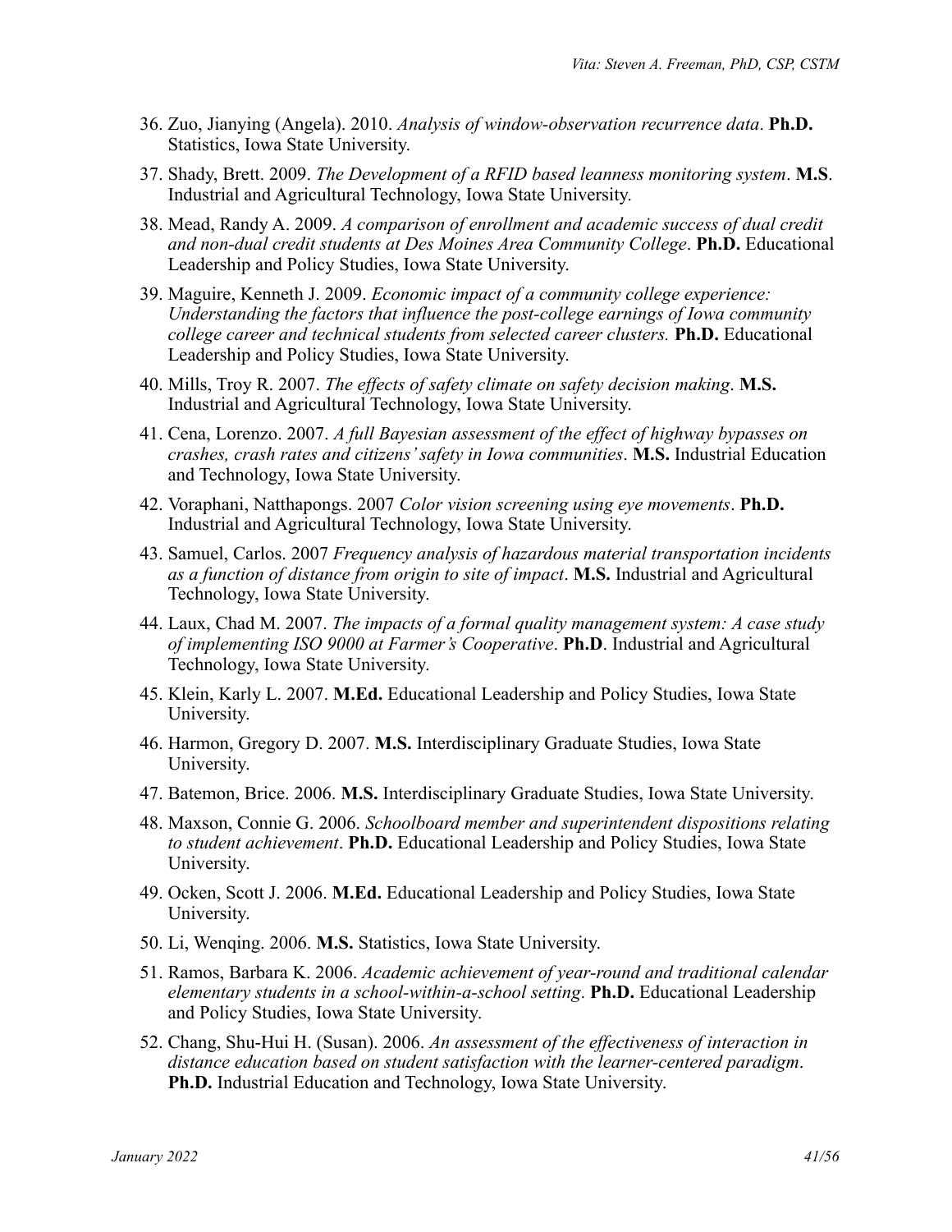36. Zuo, Jianying (Angela). 2010. *Analysis of window-observation recurrence data*. **Ph.D.** Statistics, Iowa State University.
37. Shady, Brett. 2009. *The Development of a RFID based leanness monitoring system*. **M.S**. Industrial and Agricultural Technology, Iowa State University.
38. Mead, Randy A. 2009. *A comparison of enrollment and academic success of dual credit and non-dual credit students at Des Moines Area Community College*. **Ph.D.** Educational Leadership and Policy Studies, Iowa State University.
39. Maguire, Kenneth J. 2009. *Economic impact of a community college experience: Understanding the factors that influence the post-college earnings of Iowa community college career and technical students from selected career clusters.* **Ph.D.** Educational Leadership and Policy Studies, Iowa State University.
40. Mills, Troy R. 2007. *The effects of safety climate on safety decision making*. **M.S.** Industrial and Agricultural Technology, Iowa State University.
41. Cena, Lorenzo. 2007. *A full Bayesian assessment of the effect of highway bypasses on crashes, crash rates and citizens' safety in Iowa communities*. **M.S.** Industrial Education and Technology, Iowa State University.
42. Voraphani, Natthapongs. 2007 *Color vision screening using eye movements*. **Ph.D.** Industrial and Agricultural Technology, Iowa State University.
43. Samuel, Carlos. 2007 *Frequency analysis of hazardous material transportation incidents as a function of distance from origin to site of impact*. **M.S.** Industrial and Agricultural Technology, Iowa State University.
44. Laux, Chad M. 2007. *The impacts of a formal quality management system: A case study of implementing ISO 9000 at Farmer's Cooperative*. **Ph.D**. Industrial and Agricultural Technology, Iowa State University.
45. Klein, Karly L. 2007. **M.Ed.** Educational Leadership and Policy Studies, Iowa State University.
46. Harmon, Gregory D. 2007. **M.S.** Interdisciplinary Graduate Studies, Iowa State University.
47. Batemon, Brice. 2006. **M.S.** Interdisciplinary Graduate Studies, Iowa State University.
48. Maxson, Connie G. 2006. *Schoolboard member and superintendent dispositions relating to student achievement*. **Ph.D.** Educational Leadership and Policy Studies, Iowa State University.
49. Ocken, Scott J. 2006. **M.Ed.** Educational Leadership and Policy Studies, Iowa State University.
50. Li, Wenqing. 2006. **M.S.** Statistics, Iowa State University.
51. Ramos, Barbara K. 2006. *Academic achievement of year-round and traditional calendar elementary students in a school-within-a-school setting*. **Ph.D.** Educational Leadership and Policy Studies, Iowa State University.
52. Chang, Shu-Hui H. (Susan). 2006. *An assessment of the effectiveness of interaction in distance education based on student satisfaction with the learner-centered paradigm*. **Ph.D.** Industrial Education and Technology, Iowa State University.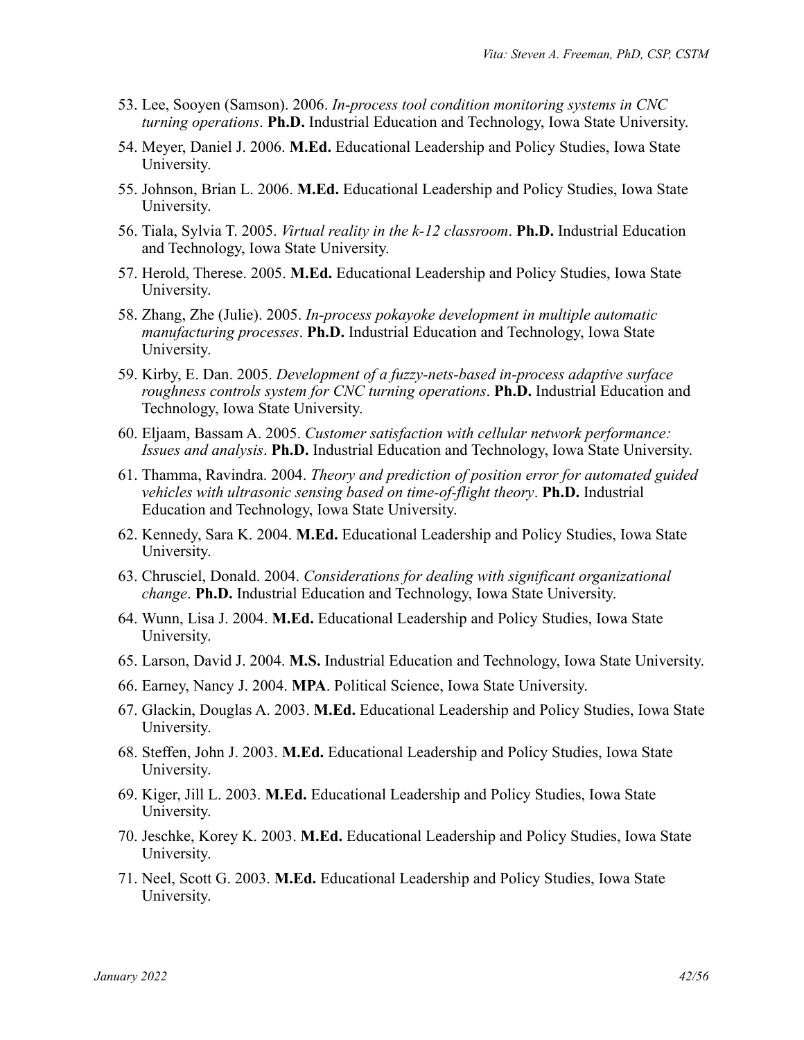53. Lee, Sooyen (Samson). 2006. *In-process tool condition monitoring systems in CNC turning operations*. **Ph.D.** Industrial Education and Technology, Iowa State University.
54. Meyer, Daniel J. 2006. **M.Ed.** Educational Leadership and Policy Studies, Iowa State University.
55. Johnson, Brian L. 2006. **M.Ed.** Educational Leadership and Policy Studies, Iowa State University.
56. Tiala, Sylvia T. 2005. *Virtual reality in the k-12 classroom*. **Ph.D.** Industrial Education and Technology, Iowa State University.
57. Herold, Therese. 2005. **M.Ed.** Educational Leadership and Policy Studies, Iowa State University.
58. Zhang, Zhe (Julie). 2005. *In-process pokayoke development in multiple automatic manufacturing processes*. **Ph.D.** Industrial Education and Technology, Iowa State University.
59. Kirby, E. Dan. 2005. *Development of a fuzzy-nets-based in-process adaptive surface roughness controls system for CNC turning operations*. **Ph.D.** Industrial Education and Technology, Iowa State University.
60. Eljaam, Bassam A. 2005. *Customer satisfaction with cellular network performance: Issues and analysis*. **Ph.D.** Industrial Education and Technology, Iowa State University.
61. Thamma, Ravindra. 2004. *Theory and prediction of position error for automated guided vehicles with ultrasonic sensing based on time-of-flight theory*. **Ph.D.** Industrial Education and Technology, Iowa State University.
62. Kennedy, Sara K. 2004. **M.Ed.** Educational Leadership and Policy Studies, Iowa State University.
63. Chrusciel, Donald. 2004. *Considerations for dealing with significant organizational change*. **Ph.D.** Industrial Education and Technology, Iowa State University.
64. Wunn, Lisa J. 2004. **M.Ed.** Educational Leadership and Policy Studies, Iowa State University.
65. Larson, David J. 2004. **M.S.** Industrial Education and Technology, Iowa State University.
66. Earney, Nancy J. 2004. **MPA**. Political Science, Iowa State University.
67. Glackin, Douglas A. 2003. **M.Ed.** Educational Leadership and Policy Studies, Iowa State University.
68. Steffen, John J. 2003. **M.Ed.** Educational Leadership and Policy Studies, Iowa State University.
69. Kiger, Jill L. 2003. **M.Ed.** Educational Leadership and Policy Studies, Iowa State University.
70. Jeschke, Korey K. 2003. **M.Ed.** Educational Leadership and Policy Studies, Iowa State University.
71. Neel, Scott G. 2003. **M.Ed.** Educational Leadership and Policy Studies, Iowa State University.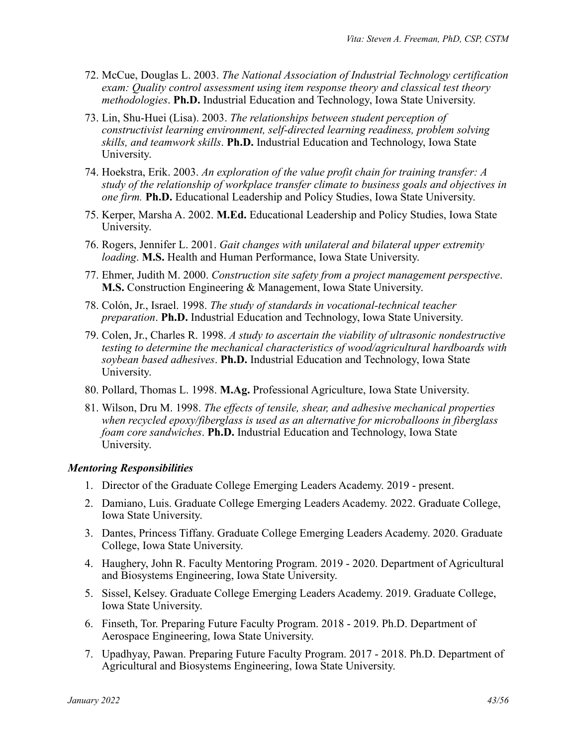72. McCue, Douglas L. 2003. *The National Association of Industrial Technology certification exam: Quality control assessment using item response theory and classical test theory methodologies*. **Ph.D.** Industrial Education and Technology, Iowa State University.

73. Lin, Shu-Huei (Lisa). 2003. *The relationships between student perception of constructivist learning environment, self-directed learning readiness, problem solving skills, and teamwork skills*. **Ph.D.** Industrial Education and Technology, Iowa State University.

74. Hoekstra, Erik. 2003. *An exploration of the value profit chain for training transfer: A study of the relationship of workplace transfer climate to business goals and objectives in one firm.* **Ph.D.** Educational Leadership and Policy Studies, Iowa State University.

75. Kerper, Marsha A. 2002. **M.Ed.** Educational Leadership and Policy Studies, Iowa State University.

76. Rogers, Jennifer L. 2001. *Gait changes with unilateral and bilateral upper extremity loading*. **M.S.** Health and Human Performance, Iowa State University.

77. Ehmer, Judith M. 2000. *Construction site safety from a project management perspective*. **M.S.** Construction Engineering & Management, Iowa State University.

78. Colón, Jr., Israel. 1998. *The study of standards in vocational-technical teacher preparation*. **Ph.D.** Industrial Education and Technology, Iowa State University.

79. Colen, Jr., Charles R. 1998. *A study to ascertain the viability of ultrasonic nondestructive testing to determine the mechanical characteristics of wood/agricultural hardboards with soybean based adhesives*. **Ph.D.** Industrial Education and Technology, Iowa State University.

80. Pollard, Thomas L. 1998. **M.Ag.** Professional Agriculture, Iowa State University.

81. Wilson, Dru M. 1998. *The effects of tensile, shear, and adhesive mechanical properties when recycled epoxy/fiberglass is used as an alternative for microballoons in fiberglass foam core sandwiches*. **Ph.D.** Industrial Education and Technology, Iowa State University.

### *Mentoring Responsibilities*

1. Director of the Graduate College Emerging Leaders Academy. 2019 - present.
2. Damiano, Luis. Graduate College Emerging Leaders Academy. 2022. Graduate College, Iowa State University.
3. Dantes, Princess Tiffany. Graduate College Emerging Leaders Academy. 2020. Graduate College, Iowa State University.
4. Haughery, John R. Faculty Mentoring Program. 2019 - 2020. Department of Agricultural and Biosystems Engineering, Iowa State University.
5. Sissel, Kelsey. Graduate College Emerging Leaders Academy. 2019. Graduate College, Iowa State University.
6. Finseth, Tor. Preparing Future Faculty Program. 2018 - 2019. Ph.D. Department of Aerospace Engineering, Iowa State University.
7. Upadhyay, Pawan. Preparing Future Faculty Program. 2017 - 2018. Ph.D. Department of Agricultural and Biosystems Engineering, Iowa State University.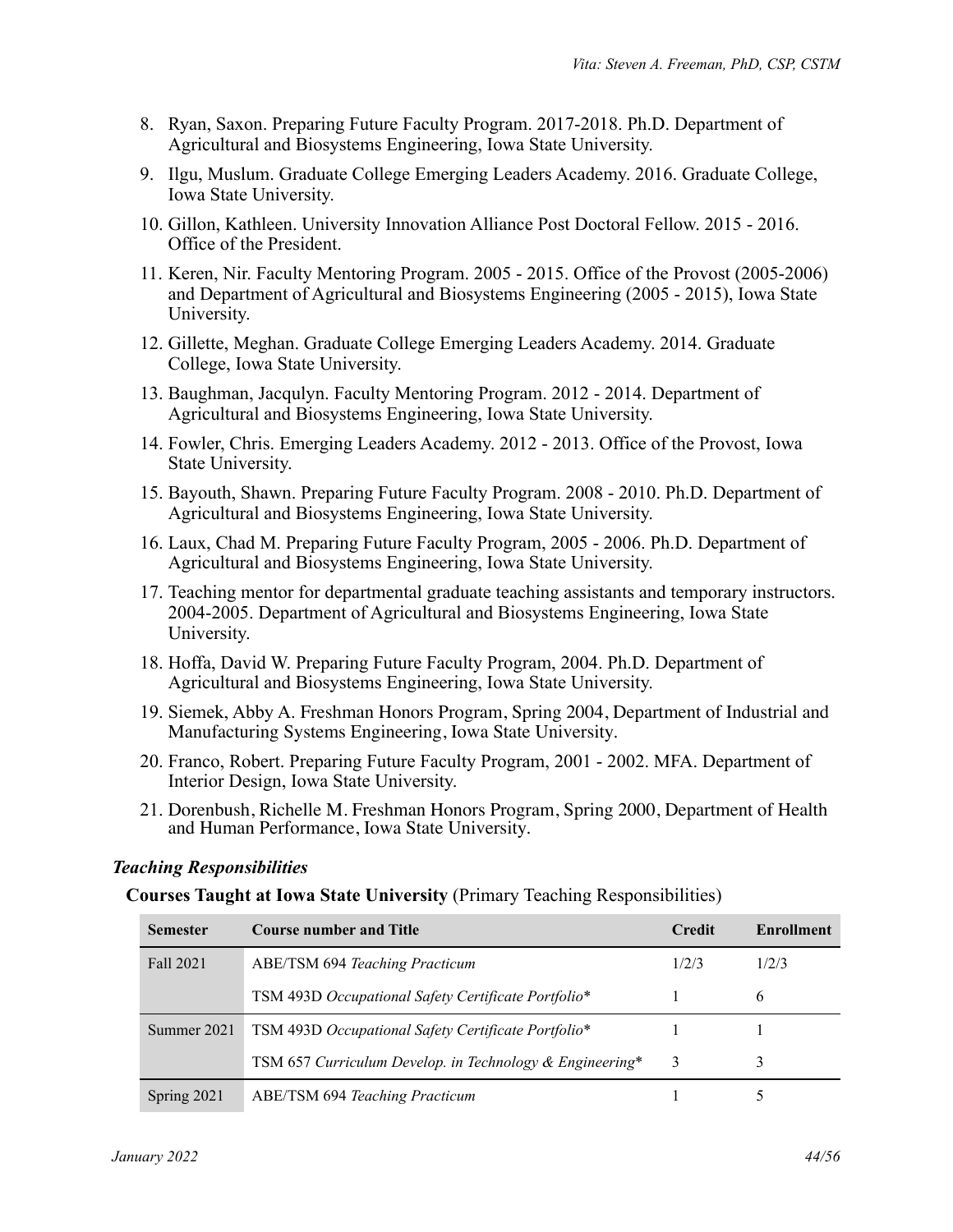8. Ryan, Saxon. Preparing Future Faculty Program. 2017-2018. Ph.D. Department of Agricultural and Biosystems Engineering, Iowa State University.
9. Ilgu, Muslum. Graduate College Emerging Leaders Academy. 2016. Graduate College, Iowa State University.
10. Gillon, Kathleen. University Innovation Alliance Post Doctoral Fellow. 2015 - 2016. Office of the President.
11. Keren, Nir. Faculty Mentoring Program. 2005 - 2015. Office of the Provost (2005-2006) and Department of Agricultural and Biosystems Engineering (2005 - 2015), Iowa State University.
12. Gillette, Meghan. Graduate College Emerging Leaders Academy. 2014. Graduate College, Iowa State University.
13. Baughman, Jacqulyn. Faculty Mentoring Program. 2012 - 2014. Department of Agricultural and Biosystems Engineering, Iowa State University.
14. Fowler, Chris. Emerging Leaders Academy. 2012 - 2013. Office of the Provost, Iowa State University.
15. Bayouth, Shawn. Preparing Future Faculty Program. 2008 - 2010. Ph.D. Department of Agricultural and Biosystems Engineering, Iowa State University.
16. Laux, Chad M. Preparing Future Faculty Program, 2005 - 2006. Ph.D. Department of Agricultural and Biosystems Engineering, Iowa State University.
17. Teaching mentor for departmental graduate teaching assistants and temporary instructors. 2004-2005. Department of Agricultural and Biosystems Engineering, Iowa State University.
18. Hoffa, David W. Preparing Future Faculty Program, 2004. Ph.D. Department of Agricultural and Biosystems Engineering, Iowa State University.
19. Siemek, Abby A. Freshman Honors Program, Spring 2004, Department of Industrial and Manufacturing Systems Engineering, Iowa State University.
20. Franco, Robert. Preparing Future Faculty Program, 2001 - 2002. MFA. Department of Interior Design, Iowa State University.
21. Dorenbush, Richelle M. Freshman Honors Program, Spring 2000, Department of Health and Human Performance, Iowa State University.

### *Teaching Responsibilities*

**Courses Taught at Iowa State University** (Primary Teaching Responsibilities)

| Semester | Course number and Title | Credit | Enrollment |
|---|---|---|---|
| Fall 2021 | ABE/TSM 694 *Teaching Practicum* | 1/2/3 | 1/2/3 |
| | TSM 493D *Occupational Safety Certificate Portfolio** | 1 | 6 |
| Summer 2021 | TSM 493D *Occupational Safety Certificate Portfolio** | 1 | 1 |
| | TSM 657 *Curriculum Develop. in Technology & Engineering** | 3 | 3 |
| Spring 2021 | ABE/TSM 694 *Teaching Practicum* | 1 | 5 |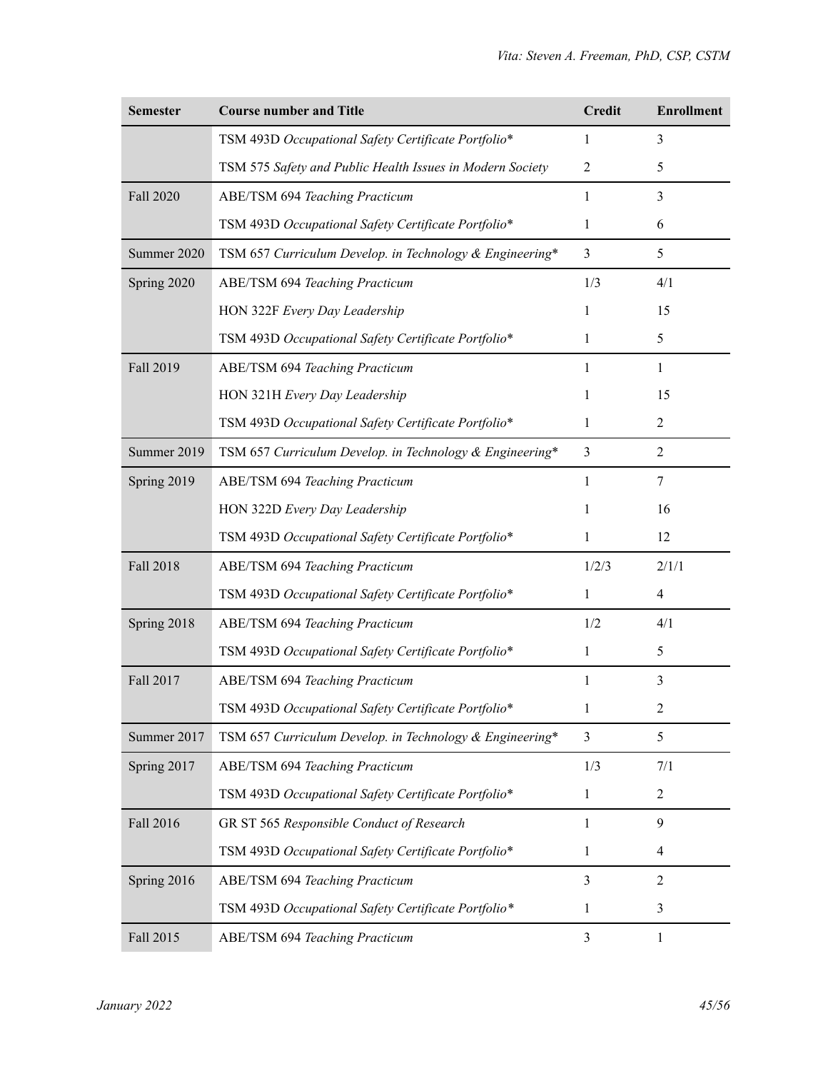| Semester | Course number and Title | Credit | Enrollment |
|---|---|---|---|
| | TSM 493D *Occupational Safety Certificate Portfolio** | 1 | 3 |
| | TSM 575 *Safety and Public Health Issues in Modern Society* | 2 | 5 |
| Fall 2020 | ABE/TSM 694 *Teaching Practicum* | 1 | 3 |
| | TSM 493D *Occupational Safety Certificate Portfolio** | 1 | 6 |
| Summer 2020 | TSM 657 *Curriculum Develop. in Technology & Engineering** | 3 | 5 |
| Spring 2020 | ABE/TSM 694 *Teaching Practicum* | 1/3 | 4/1 |
| | HON 322F *Every Day Leadership* | 1 | 15 |
| | TSM 493D *Occupational Safety Certificate Portfolio** | 1 | 5 |
| Fall 2019 | ABE/TSM 694 *Teaching Practicum* | 1 | 1 |
| | HON 321H *Every Day Leadership* | 1 | 15 |
| | TSM 493D *Occupational Safety Certificate Portfolio** | 1 | 2 |
| Summer 2019 | TSM 657 *Curriculum Develop. in Technology & Engineering** | 3 | 2 |
| Spring 2019 | ABE/TSM 694 *Teaching Practicum* | 1 | 7 |
| | HON 322D *Every Day Leadership* | 1 | 16 |
| | TSM 493D *Occupational Safety Certificate Portfolio** | 1 | 12 |
| Fall 2018 | ABE/TSM 694 *Teaching Practicum* | 1/2/3 | 2/1/1 |
| | TSM 493D *Occupational Safety Certificate Portfolio** | 1 | 4 |
| Spring 2018 | ABE/TSM 694 *Teaching Practicum* | 1/2 | 4/1 |
| | TSM 493D *Occupational Safety Certificate Portfolio** | 1 | 5 |
| Fall 2017 | ABE/TSM 694 *Teaching Practicum* | 1 | 3 |
| | TSM 493D *Occupational Safety Certificate Portfolio** | 1 | 2 |
| Summer 2017 | TSM 657 *Curriculum Develop. in Technology & Engineering** | 3 | 5 |
| Spring 2017 | ABE/TSM 694 *Teaching Practicum* | 1/3 | 7/1 |
| | TSM 493D *Occupational Safety Certificate Portfolio** | 1 | 2 |
| Fall 2016 | GR ST 565 *Responsible Conduct of Research* | 1 | 9 |
| | TSM 493D *Occupational Safety Certificate Portfolio** | 1 | 4 |
| Spring 2016 | ABE/TSM 694 *Teaching Practicum* | 3 | 2 |
| | TSM 493D *Occupational Safety Certificate Portfolio** | 1 | 3 |
| Fall 2015 | ABE/TSM 694 *Teaching Practicum* | 3 | 1 |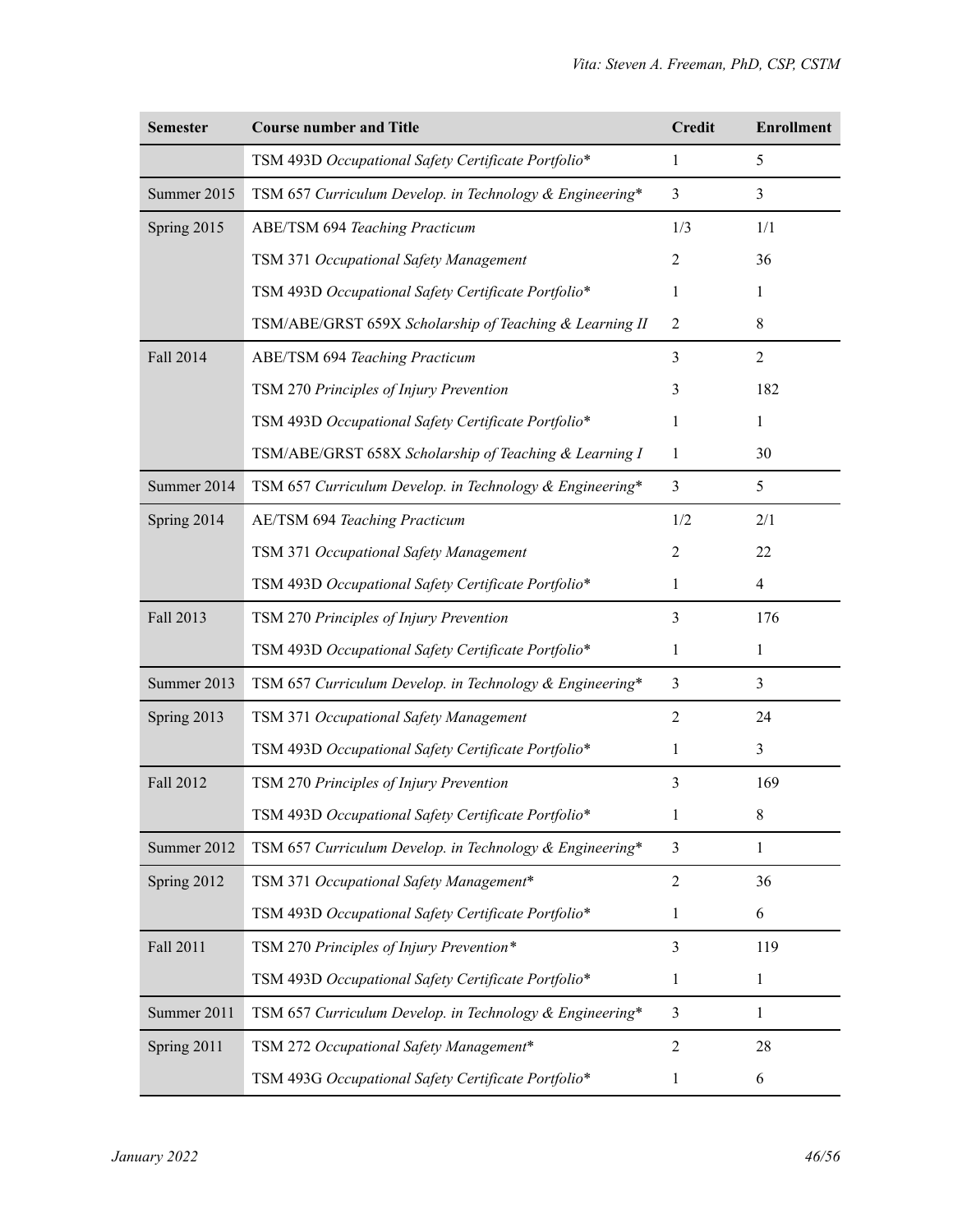| Semester | Course number and Title | Credit | Enrollment |
|---|---|---|---|
| | TSM 493D *Occupational Safety Certificate Portfolio** | 1 | 5 |
| Summer 2015 | TSM 657 *Curriculum Develop. in Technology & Engineering** | 3 | 3 |
| Spring 2015 | ABE/TSM 694 *Teaching Practicum* | 1/3 | 1/1 |
| | TSM 371 *Occupational Safety Management* | 2 | 36 |
| | TSM 493D *Occupational Safety Certificate Portfolio** | 1 | 1 |
| | TSM/ABE/GRST 659X *Scholarship of Teaching & Learning II* | 2 | 8 |
| Fall 2014 | ABE/TSM 694 *Teaching Practicum* | 3 | 2 |
| | TSM 270 *Principles of Injury Prevention* | 3 | 182 |
| | TSM 493D *Occupational Safety Certificate Portfolio** | 1 | 1 |
| | TSM/ABE/GRST 658X *Scholarship of Teaching & Learning I* | 1 | 30 |
| Summer 2014 | TSM 657 *Curriculum Develop. in Technology & Engineering** | 3 | 5 |
| Spring 2014 | AE/TSM 694 *Teaching Practicum* | 1/2 | 2/1 |
| | TSM 371 *Occupational Safety Management* | 2 | 22 |
| | TSM 493D *Occupational Safety Certificate Portfolio** | 1 | 4 |
| Fall 2013 | TSM 270 *Principles of Injury Prevention* | 3 | 176 |
| | TSM 493D *Occupational Safety Certificate Portfolio** | 1 | 1 |
| Summer 2013 | TSM 657 *Curriculum Develop. in Technology & Engineering** | 3 | 3 |
| Spring 2013 | TSM 371 *Occupational Safety Management* | 2 | 24 |
| | TSM 493D *Occupational Safety Certificate Portfolio** | 1 | 3 |
| Fall 2012 | TSM 270 *Principles of Injury Prevention* | 3 | 169 |
| | TSM 493D *Occupational Safety Certificate Portfolio** | 1 | 8 |
| Summer 2012 | TSM 657 *Curriculum Develop. in Technology & Engineering** | 3 | 1 |
| Spring 2012 | TSM 371 *Occupational Safety Management** | 2 | 36 |
| | TSM 493D *Occupational Safety Certificate Portfolio** | 1 | 6 |
| Fall 2011 | TSM 270 *Principles of Injury Prevention** | 3 | 119 |
| | TSM 493D *Occupational Safety Certificate Portfolio** | 1 | 1 |
| Summer 2011 | TSM 657 *Curriculum Develop. in Technology & Engineering** | 3 | 1 |
| Spring 2011 | TSM 272 *Occupational Safety Management** | 2 | 28 |
| | TSM 493G *Occupational Safety Certificate Portfolio** | 1 | 6 |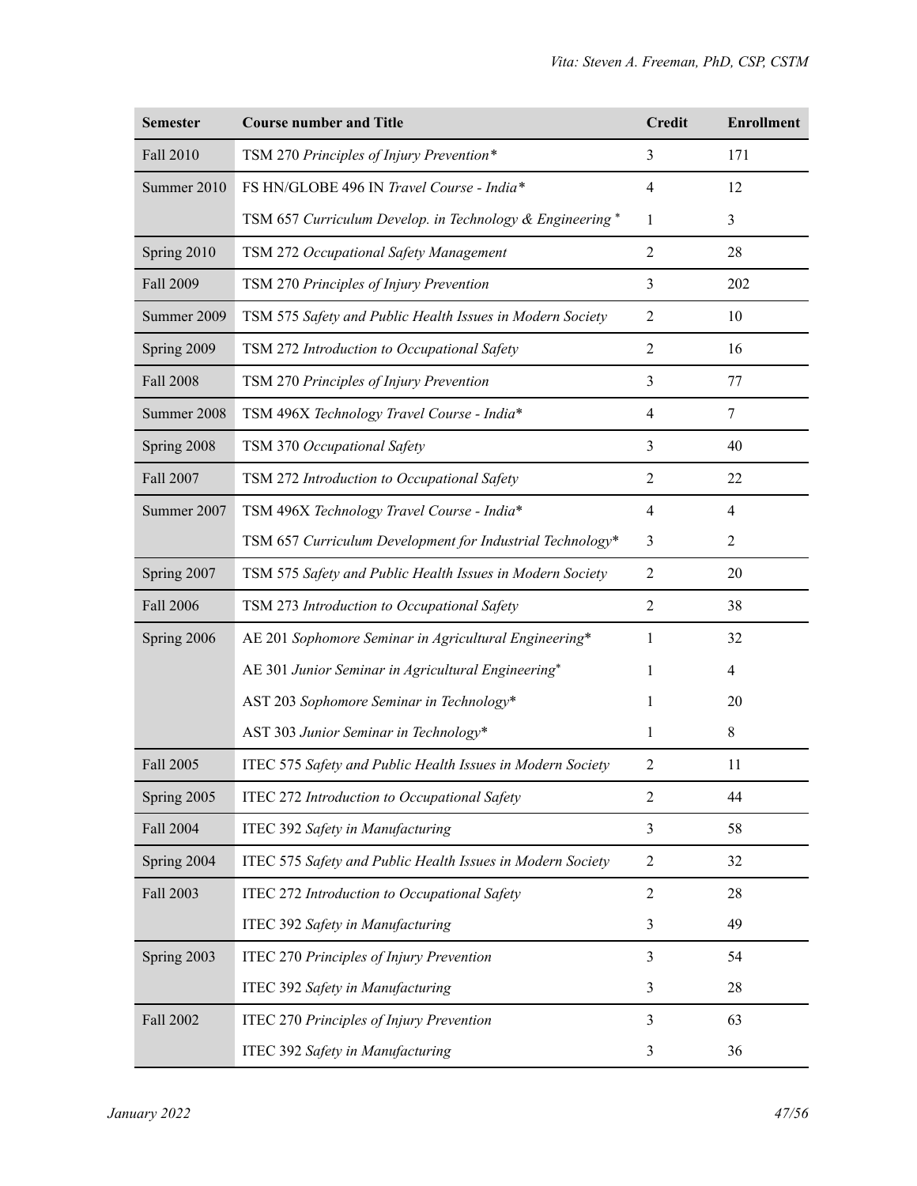| Semester | Course number and Title | Credit | Enrollment |
|---|---|---|---|
| Fall 2010 | TSM 270 *Principles of Injury Prevention** | 3 | 171 |
| Summer 2010 | FS HN/GLOBE 496 IN *Travel Course - India** | 4 | 12 |
| | TSM 657 *Curriculum Develop. in Technology & Engineering** | 1 | 3 |
| Spring 2010 | TSM 272 *Occupational Safety Management* | 2 | 28 |
| Fall 2009 | TSM 270 *Principles of Injury Prevention* | 3 | 202 |
| Summer 2009 | TSM 575 *Safety and Public Health Issues in Modern Society* | 2 | 10 |
| Spring 2009 | TSM 272 *Introduction to Occupational Safety* | 2 | 16 |
| Fall 2008 | TSM 270 *Principles of Injury Prevention* | 3 | 77 |
| Summer 2008 | TSM 496X *Technology Travel Course - India** | 4 | 7 |
| Spring 2008 | TSM 370 *Occupational Safety* | 3 | 40 |
| Fall 2007 | TSM 272 *Introduction to Occupational Safety* | 2 | 22 |
| Summer 2007 | TSM 496X *Technology Travel Course - India** | 4 | 4 |
| | TSM 657 *Curriculum Development for Industrial Technology** | 3 | 2 |
| Spring 2007 | TSM 575 *Safety and Public Health Issues in Modern Society* | 2 | 20 |
| Fall 2006 | TSM 273 *Introduction to Occupational Safety* | 2 | 38 |
| Spring 2006 | AE 201 *Sophomore Seminar in Agricultural Engineering** | 1 | 32 |
| | AE 301 *Junior Seminar in Agricultural Engineering** | 1 | 4 |
| | AST 203 *Sophomore Seminar in Technology** | 1 | 20 |
| | AST 303 *Junior Seminar in Technology** | 1 | 8 |
| Fall 2005 | ITEC 575 *Safety and Public Health Issues in Modern Society* | 2 | 11 |
| Spring 2005 | ITEC 272 *Introduction to Occupational Safety* | 2 | 44 |
| Fall 2004 | ITEC 392 *Safety in Manufacturing* | 3 | 58 |
| Spring 2004 | ITEC 575 *Safety and Public Health Issues in Modern Society* | 2 | 32 |
| Fall 2003 | ITEC 272 *Introduction to Occupational Safety* | 2 | 28 |
| | ITEC 392 *Safety in Manufacturing* | 3 | 49 |
| Spring 2003 | ITEC 270 *Principles of Injury Prevention* | 3 | 54 |
| | ITEC 392 *Safety in Manufacturing* | 3 | 28 |
| Fall 2002 | ITEC 270 *Principles of Injury Prevention* | 3 | 63 |
| | ITEC 392 *Safety in Manufacturing* | 3 | 36 |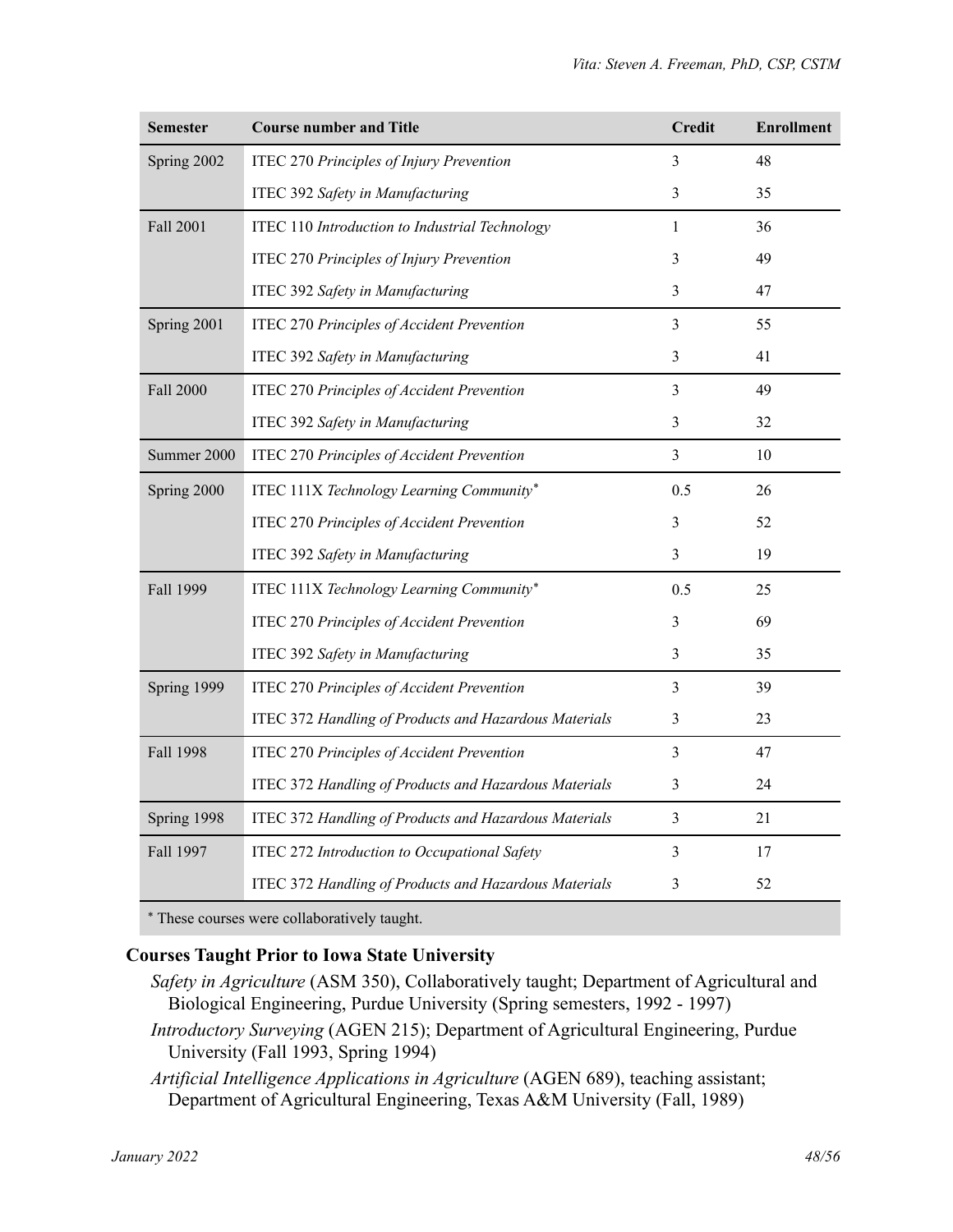| Semester | Course number and Title | Credit | Enrollment |
|---|---|---|---|
| Spring 2002 | ITEC 270 *Principles of Injury Prevention* | 3 | 48 |
| | ITEC 392 *Safety in Manufacturing* | 3 | 35 |
| Fall 2001 | ITEC 110 *Introduction to Industrial Technology* | 1 | 36 |
| | ITEC 270 *Principles of Injury Prevention* | 3 | 49 |
| | ITEC 392 *Safety in Manufacturing* | 3 | 47 |
| Spring 2001 | ITEC 270 *Principles of Accident Prevention* | 3 | 55 |
| | ITEC 392 *Safety in Manufacturing* | 3 | 41 |
| Fall 2000 | ITEC 270 *Principles of Accident Prevention* | 3 | 49 |
| | ITEC 392 *Safety in Manufacturing* | 3 | 32 |
| Summer 2000 | ITEC 270 *Principles of Accident Prevention* | 3 | 10 |
| Spring 2000 | ITEC 111X *Technology Learning Community** | 0.5 | 26 |
| | ITEC 270 *Principles of Accident Prevention* | 3 | 52 |
| | ITEC 392 *Safety in Manufacturing* | 3 | 19 |
| Fall 1999 | ITEC 111X *Technology Learning Community** | 0.5 | 25 |
| | ITEC 270 *Principles of Accident Prevention* | 3 | 69 |
| | ITEC 392 *Safety in Manufacturing* | 3 | 35 |
| Spring 1999 | ITEC 270 *Principles of Accident Prevention* | 3 | 39 |
| | ITEC 372 *Handling of Products and Hazardous Materials* | 3 | 23 |
| Fall 1998 | ITEC 270 *Principles of Accident Prevention* | 3 | 47 |
| | ITEC 372 *Handling of Products and Hazardous Materials* | 3 | 24 |
| Spring 1998 | ITEC 372 *Handling of Products and Hazardous Materials* | 3 | 21 |
| Fall 1997 | ITEC 272 *Introduction to Occupational Safety* | 3 | 17 |
| | ITEC 372 *Handling of Products and Hazardous Materials* | 3 | 52 |

* These courses were collaboratively taught.

### Courses Taught Prior to Iowa State University

*Safety in Agriculture* (ASM 350), Collaboratively taught; Department of Agricultural and Biological Engineering, Purdue University (Spring semesters, 1992 - 1997)

*Introductory Surveying* (AGEN 215); Department of Agricultural Engineering, Purdue University (Fall 1993, Spring 1994)

*Artificial Intelligence Applications in Agriculture* (AGEN 689), teaching assistant; Department of Agricultural Engineering, Texas A&M University (Fall, 1989)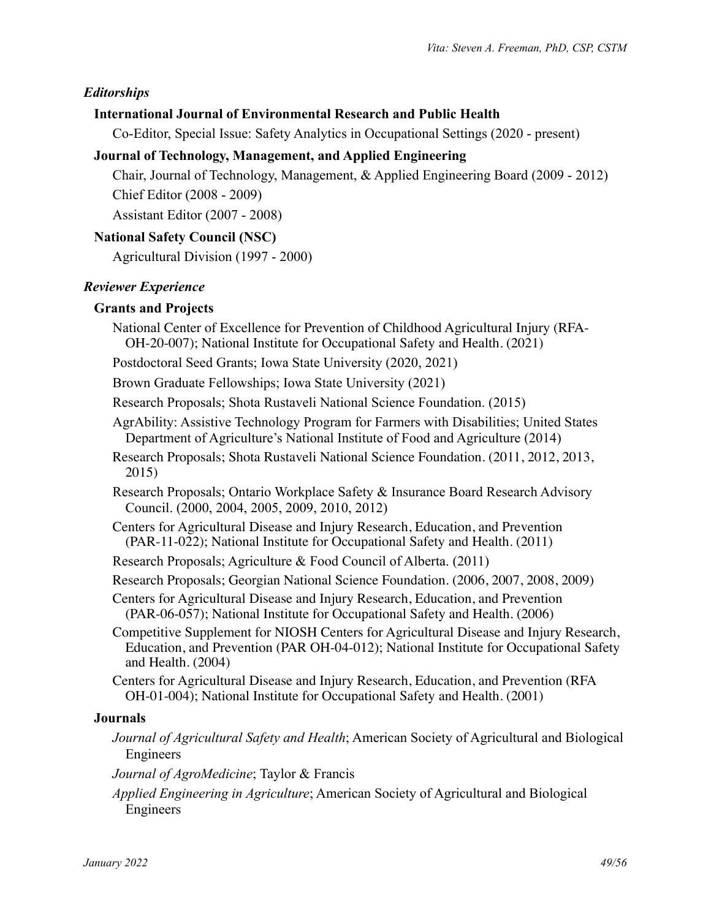### *Editorships*

**International Journal of Environmental Research and Public Health**

Co-Editor, Special Issue: Safety Analytics in Occupational Settings (2020 - present)

**Journal of Technology, Management, and Applied Engineering**

Chair, Journal of Technology, Management, & Applied Engineering Board (2009 - 2012)

Chief Editor (2008 - 2009)

Assistant Editor (2007 - 2008)

**National Safety Council (NSC)**

Agricultural Division (1997 - 2000)

### *Reviewer Experience*

**Grants and Projects**

National Center of Excellence for Prevention of Childhood Agricultural Injury (RFA-OH-20-007); National Institute for Occupational Safety and Health. (2021)

Postdoctoral Seed Grants; Iowa State University (2020, 2021)

Brown Graduate Fellowships; Iowa State University (2021)

Research Proposals; Shota Rustaveli National Science Foundation. (2015)

AgrAbility: Assistive Technology Program for Farmers with Disabilities; United States Department of Agriculture's National Institute of Food and Agriculture (2014)

Research Proposals; Shota Rustaveli National Science Foundation. (2011, 2012, 2013, 2015)

Research Proposals; Ontario Workplace Safety & Insurance Board Research Advisory Council. (2000, 2004, 2005, 2009, 2010, 2012)

Centers for Agricultural Disease and Injury Research, Education, and Prevention (PAR-11-022); National Institute for Occupational Safety and Health. (2011)

Research Proposals; Agriculture & Food Council of Alberta. (2011)

Research Proposals; Georgian National Science Foundation. (2006, 2007, 2008, 2009)

Centers for Agricultural Disease and Injury Research, Education, and Prevention (PAR-06-057); National Institute for Occupational Safety and Health. (2006)

Competitive Supplement for NIOSH Centers for Agricultural Disease and Injury Research, Education, and Prevention (PAR OH-04-012); National Institute for Occupational Safety and Health. (2004)

Centers for Agricultural Disease and Injury Research, Education, and Prevention (RFA OH-01-004); National Institute for Occupational Safety and Health. (2001)

**Journals**

*Journal of Agricultural Safety and Health*; American Society of Agricultural and Biological Engineers

*Journal of AgroMedicine*; Taylor & Francis

*Applied Engineering in Agriculture*; American Society of Agricultural and Biological Engineers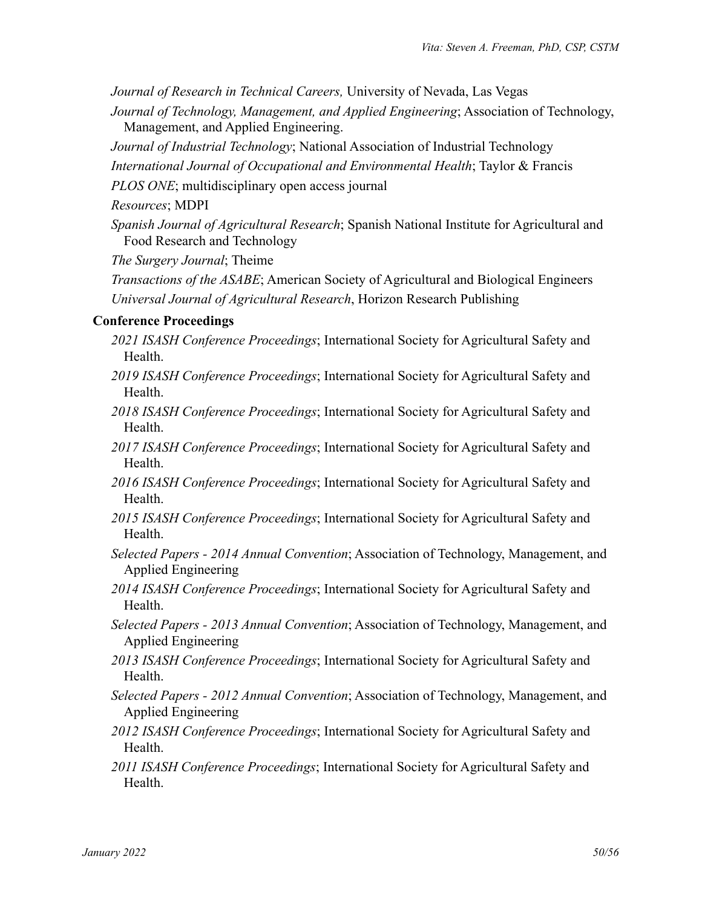*Journal of Research in Technical Careers,* University of Nevada, Las Vegas

*Journal of Technology, Management, and Applied Engineering*; Association of Technology, Management, and Applied Engineering.

*Journal of Industrial Technology*; National Association of Industrial Technology

*International Journal of Occupational and Environmental Health*; Taylor & Francis

*PLOS ONE*; multidisciplinary open access journal

*Resources*; MDPI

*Spanish Journal of Agricultural Research*; Spanish National Institute for Agricultural and Food Research and Technology

*The Surgery Journal*; Theime

*Transactions of the ASABE*; American Society of Agricultural and Biological Engineers

*Universal Journal of Agricultural Research*, Horizon Research Publishing

**Conference Proceedings**

*2021 ISASH Conference Proceedings*; International Society for Agricultural Safety and Health.

*2019 ISASH Conference Proceedings*; International Society for Agricultural Safety and Health.

*2018 ISASH Conference Proceedings*; International Society for Agricultural Safety and Health.

*2017 ISASH Conference Proceedings*; International Society for Agricultural Safety and Health.

*2016 ISASH Conference Proceedings*; International Society for Agricultural Safety and Health.

*2015 ISASH Conference Proceedings*; International Society for Agricultural Safety and Health.

*Selected Papers - 2014 Annual Convention*; Association of Technology, Management, and Applied Engineering

*2014 ISASH Conference Proceedings*; International Society for Agricultural Safety and Health.

*Selected Papers - 2013 Annual Convention*; Association of Technology, Management, and Applied Engineering

*2013 ISASH Conference Proceedings*; International Society for Agricultural Safety and Health.

*Selected Papers - 2012 Annual Convention*; Association of Technology, Management, and Applied Engineering

*2012 ISASH Conference Proceedings*; International Society for Agricultural Safety and Health.

*2011 ISASH Conference Proceedings*; International Society for Agricultural Safety and Health.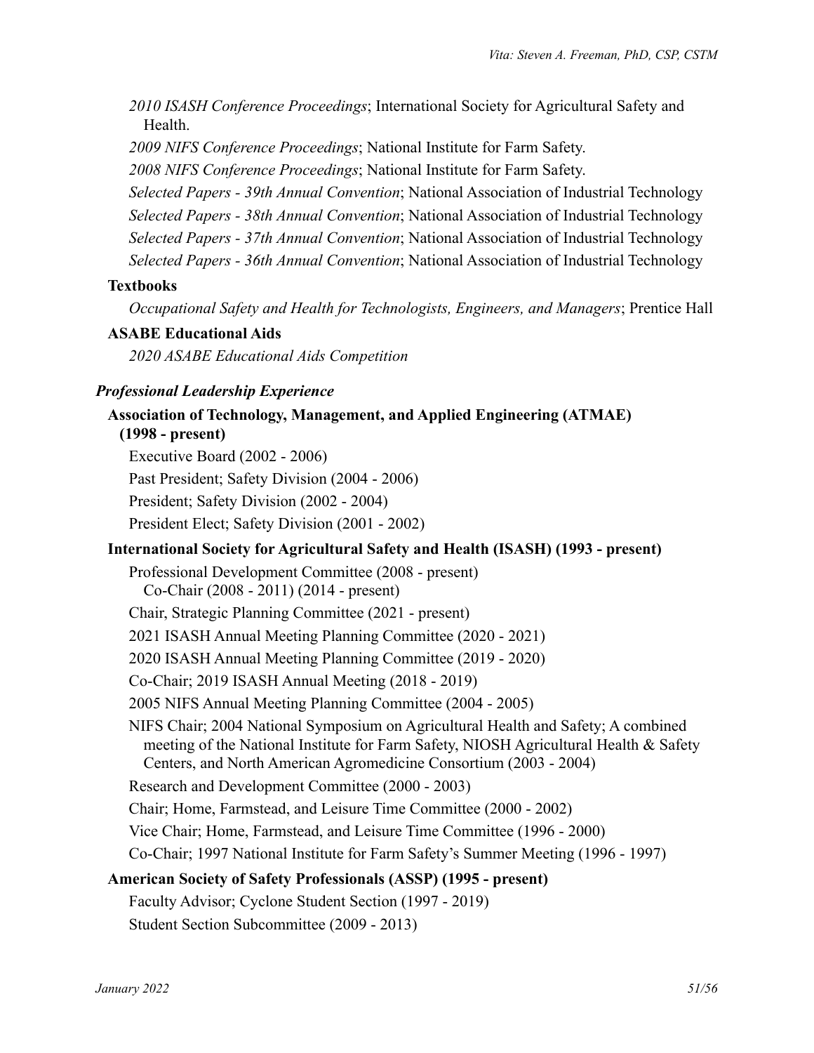*2010 ISASH Conference Proceedings*; International Society for Agricultural Safety and Health.

*2009 NIFS Conference Proceedings*; National Institute for Farm Safety.

*2008 NIFS Conference Proceedings*; National Institute for Farm Safety.

*Selected Papers - 39th Annual Convention*; National Association of Industrial Technology

*Selected Papers - 38th Annual Convention*; National Association of Industrial Technology

*Selected Papers - 37th Annual Convention*; National Association of Industrial Technology

*Selected Papers - 36th Annual Convention*; National Association of Industrial Technology

**Textbooks**

*Occupational Safety and Health for Technologists, Engineers, and Managers*; Prentice Hall

**ASABE Educational Aids**

*2020 ASABE Educational Aids Competition*

### *Professional Leadership Experience*

**Association of Technology, Management, and Applied Engineering (ATMAE) (1998 - present)**

Executive Board (2002 - 2006)

Past President; Safety Division (2004 - 2006)

President; Safety Division (2002 - 2004)

President Elect; Safety Division (2001 - 2002)

**International Society for Agricultural Safety and Health (ISASH) (1993 - present)**

Professional Development Committee (2008 - present)
Co-Chair (2008 - 2011) (2014 - present)

Chair, Strategic Planning Committee (2021 - present)

2021 ISASH Annual Meeting Planning Committee (2020 - 2021)

2020 ISASH Annual Meeting Planning Committee (2019 - 2020)

Co-Chair; 2019 ISASH Annual Meeting (2018 - 2019)

2005 NIFS Annual Meeting Planning Committee (2004 - 2005)

NIFS Chair; 2004 National Symposium on Agricultural Health and Safety; A combined meeting of the National Institute for Farm Safety, NIOSH Agricultural Health & Safety Centers, and North American Agromedicine Consortium (2003 - 2004)

Research and Development Committee (2000 - 2003)

Chair; Home, Farmstead, and Leisure Time Committee (2000 - 2002)

Vice Chair; Home, Farmstead, and Leisure Time Committee (1996 - 2000)

Co-Chair; 1997 National Institute for Farm Safety's Summer Meeting (1996 - 1997)

**American Society of Safety Professionals (ASSP) (1995 - present)**

Faculty Advisor; Cyclone Student Section (1997 - 2019)

Student Section Subcommittee (2009 - 2013)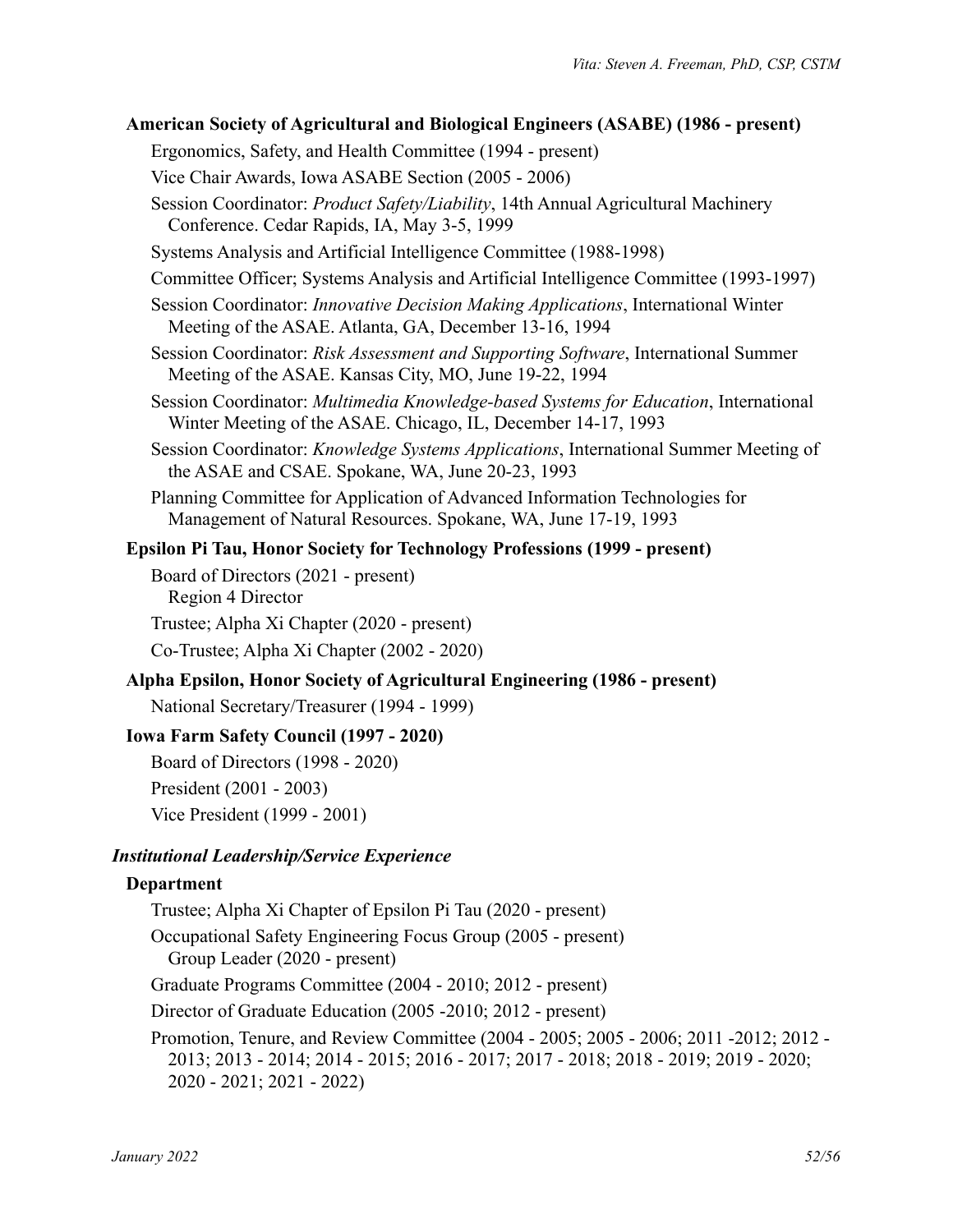**American Society of Agricultural and Biological Engineers (ASABE) (1986 - present)**

Ergonomics, Safety, and Health Committee (1994 - present)

Vice Chair Awards, Iowa ASABE Section (2005 - 2006)

Session Coordinator: *Product Safety/Liability*, 14th Annual Agricultural Machinery Conference. Cedar Rapids, IA, May 3-5, 1999

Systems Analysis and Artificial Intelligence Committee (1988-1998)

Committee Officer; Systems Analysis and Artificial Intelligence Committee (1993-1997)

Session Coordinator: *Innovative Decision Making Applications*, International Winter Meeting of the ASAE. Atlanta, GA, December 13-16, 1994

Session Coordinator: *Risk Assessment and Supporting Software*, International Summer Meeting of the ASAE. Kansas City, MO, June 19-22, 1994

Session Coordinator: *Multimedia Knowledge-based Systems for Education*, International Winter Meeting of the ASAE. Chicago, IL, December 14-17, 1993

Session Coordinator: *Knowledge Systems Applications*, International Summer Meeting of the ASAE and CSAE. Spokane, WA, June 20-23, 1993

Planning Committee for Application of Advanced Information Technologies for Management of Natural Resources. Spokane, WA, June 17-19, 1993

**Epsilon Pi Tau, Honor Society for Technology Professions (1999 - present)**

Board of Directors (2021 - present)
Region 4 Director

Trustee; Alpha Xi Chapter (2020 - present)

Co-Trustee; Alpha Xi Chapter (2002 - 2020)

**Alpha Epsilon, Honor Society of Agricultural Engineering (1986 - present)**

National Secretary/Treasurer (1994 - 1999)

**Iowa Farm Safety Council (1997 - 2020)**

Board of Directors (1998 - 2020)

President (2001 - 2003)

Vice President (1999 - 2001)

### *Institutional Leadership/Service Experience*

**Department**

Trustee; Alpha Xi Chapter of Epsilon Pi Tau (2020 - present)

Occupational Safety Engineering Focus Group (2005 - present)
Group Leader (2020 - present)

Graduate Programs Committee (2004 - 2010; 2012 - present)

Director of Graduate Education (2005 -2010; 2012 - present)

Promotion, Tenure, and Review Committee (2004 - 2005; 2005 - 2006; 2011 -2012; 2012 - 2013; 2013 - 2014; 2014 - 2015; 2016 - 2017; 2017 - 2018; 2018 - 2019; 2019 - 2020; 2020 - 2021; 2021 - 2022)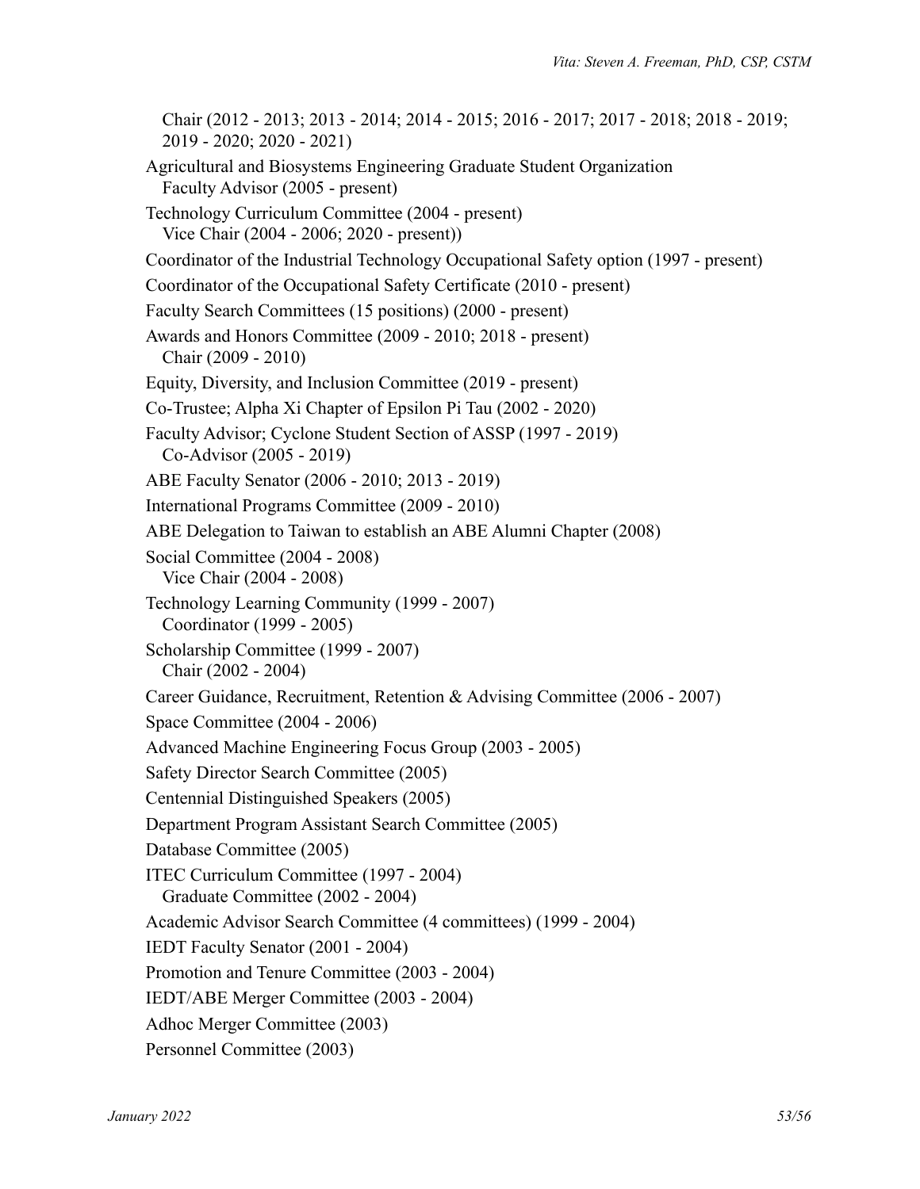Chair (2012 - 2013; 2013 - 2014; 2014 - 2015; 2016 - 2017; 2017 - 2018; 2018 - 2019; 2019 - 2020; 2020 - 2021)

Agricultural and Biosystems Engineering Graduate Student Organization
  Faculty Advisor (2005 - present)

Technology Curriculum Committee (2004 - present)
  Vice Chair (2004 - 2006; 2020 - present))

Coordinator of the Industrial Technology Occupational Safety option (1997 - present)

Coordinator of the Occupational Safety Certificate (2010 - present)

Faculty Search Committees (15 positions) (2000 - present)

Awards and Honors Committee (2009 - 2010; 2018 - present)
  Chair (2009 - 2010)

Equity, Diversity, and Inclusion Committee (2019 - present)

Co-Trustee; Alpha Xi Chapter of Epsilon Pi Tau (2002 - 2020)

Faculty Advisor; Cyclone Student Section of ASSP (1997 - 2019)
  Co-Advisor (2005 - 2019)

ABE Faculty Senator (2006 - 2010; 2013 - 2019)

International Programs Committee (2009 - 2010)

ABE Delegation to Taiwan to establish an ABE Alumni Chapter (2008)

Social Committee (2004 - 2008)
  Vice Chair (2004 - 2008)

Technology Learning Community (1999 - 2007)
  Coordinator (1999 - 2005)

Scholarship Committee (1999 - 2007)
  Chair (2002 - 2004)

Career Guidance, Recruitment, Retention & Advising Committee (2006 - 2007)

Space Committee (2004 - 2006)

Advanced Machine Engineering Focus Group (2003 - 2005)

Safety Director Search Committee (2005)

Centennial Distinguished Speakers (2005)

Department Program Assistant Search Committee (2005)

Database Committee (2005)

ITEC Curriculum Committee (1997 - 2004)
  Graduate Committee (2002 - 2004)

Academic Advisor Search Committee (4 committees) (1999 - 2004)

IEDT Faculty Senator (2001 - 2004)

Promotion and Tenure Committee (2003 - 2004)

IEDT/ABE Merger Committee (2003 - 2004)

Adhoc Merger Committee (2003)

Personnel Committee (2003)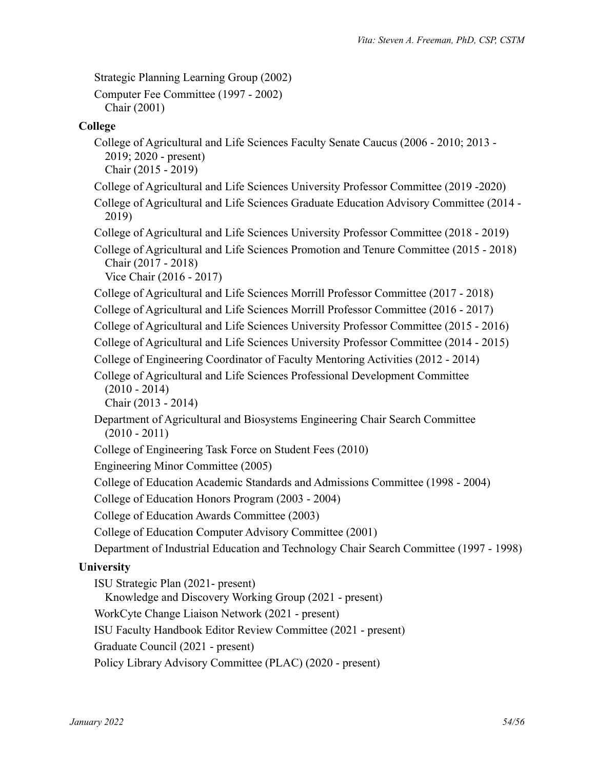Strategic Planning Learning Group (2002)

Computer Fee Committee (1997 - 2002)
  Chair (2001)

**College**

College of Agricultural and Life Sciences Faculty Senate Caucus (2006 - 2010; 2013 - 2019; 2020 - present)
  Chair (2015 - 2019)

College of Agricultural and Life Sciences University Professor Committee (2019 -2020)

College of Agricultural and Life Sciences Graduate Education Advisory Committee (2014 - 2019)

College of Agricultural and Life Sciences University Professor Committee (2018 - 2019)

College of Agricultural and Life Sciences Promotion and Tenure Committee (2015 - 2018)
  Chair (2017 - 2018)
  Vice Chair (2016 - 2017)

College of Agricultural and Life Sciences Morrill Professor Committee (2017 - 2018)

College of Agricultural and Life Sciences Morrill Professor Committee (2016 - 2017)

College of Agricultural and Life Sciences University Professor Committee (2015 - 2016)

College of Agricultural and Life Sciences University Professor Committee (2014 - 2015)

College of Engineering Coordinator of Faculty Mentoring Activities (2012 - 2014)

College of Agricultural and Life Sciences Professional Development Committee (2010 - 2014)
  Chair (2013 - 2014)

Department of Agricultural and Biosystems Engineering Chair Search Committee (2010 - 2011)

College of Engineering Task Force on Student Fees (2010)

Engineering Minor Committee (2005)

College of Education Academic Standards and Admissions Committee (1998 - 2004)

College of Education Honors Program (2003 - 2004)

College of Education Awards Committee (2003)

College of Education Computer Advisory Committee (2001)

Department of Industrial Education and Technology Chair Search Committee (1997 - 1998)

**University**

ISU Strategic Plan (2021- present)
  Knowledge and Discovery Working Group (2021 - present)

WorkCyte Change Liaison Network (2021 - present)

ISU Faculty Handbook Editor Review Committee (2021 - present)

Graduate Council (2021 - present)

Policy Library Advisory Committee (PLAC) (2020 - present)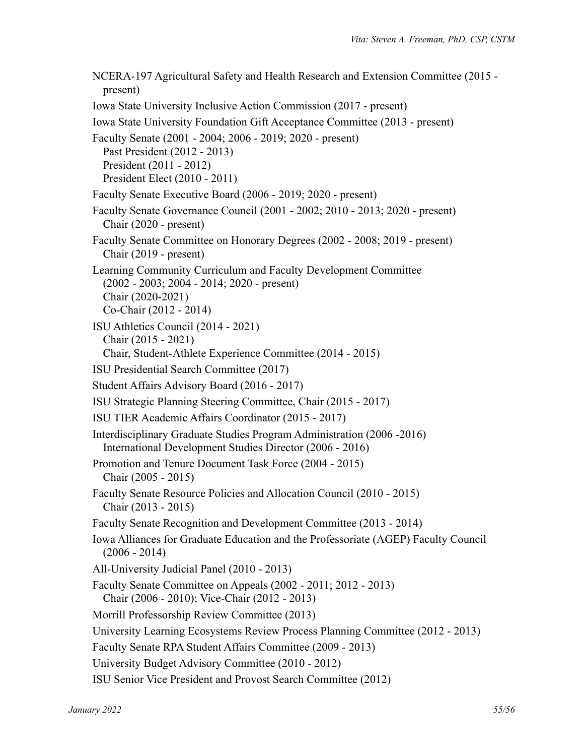NCERA-197 Agricultural Safety and Health Research and Extension Committee (2015 - present)

Iowa State University Inclusive Action Commission (2017 - present)

Iowa State University Foundation Gift Acceptance Committee (2013 - present)

Faculty Senate (2001 - 2004; 2006 - 2019; 2020 - present)
  Past President (2012 - 2013)
  President (2011 - 2012)
  President Elect (2010 - 2011)

Faculty Senate Executive Board (2006 - 2019; 2020 - present)

Faculty Senate Governance Council (2001 - 2002; 2010 - 2013; 2020 - present)
  Chair (2020 - present)

Faculty Senate Committee on Honorary Degrees (2002 - 2008; 2019 - present)
  Chair (2019 - present)

Learning Community Curriculum and Faculty Development Committee
  (2002 - 2003; 2004 - 2014; 2020 - present)
  Chair (2020-2021)
  Co-Chair (2012 - 2014)

ISU Athletics Council (2014 - 2021)
  Chair (2015 - 2021)
  Chair, Student-Athlete Experience Committee (2014 - 2015)

ISU Presidential Search Committee (2017)

Student Affairs Advisory Board (2016 - 2017)

ISU Strategic Planning Steering Committee, Chair (2015 - 2017)

ISU TIER Academic Affairs Coordinator (2015 - 2017)

Interdisciplinary Graduate Studies Program Administration (2006 -2016)
  International Development Studies Director (2006 - 2016)

Promotion and Tenure Document Task Force (2004 - 2015)
  Chair (2005 - 2015)

Faculty Senate Resource Policies and Allocation Council (2010 - 2015)
  Chair (2013 - 2015)

Faculty Senate Recognition and Development Committee (2013 - 2014)

Iowa Alliances for Graduate Education and the Professoriate (AGEP) Faculty Council (2006 - 2014)

All-University Judicial Panel (2010 - 2013)

Faculty Senate Committee on Appeals (2002 - 2011; 2012 - 2013)
  Chair (2006 - 2010); Vice-Chair (2012 - 2013)

Morrill Professorship Review Committee (2013)

University Learning Ecosystems Review Process Planning Committee (2012 - 2013)

Faculty Senate RPA Student Affairs Committee (2009 - 2013)

University Budget Advisory Committee (2010 - 2012)

ISU Senior Vice President and Provost Search Committee (2012)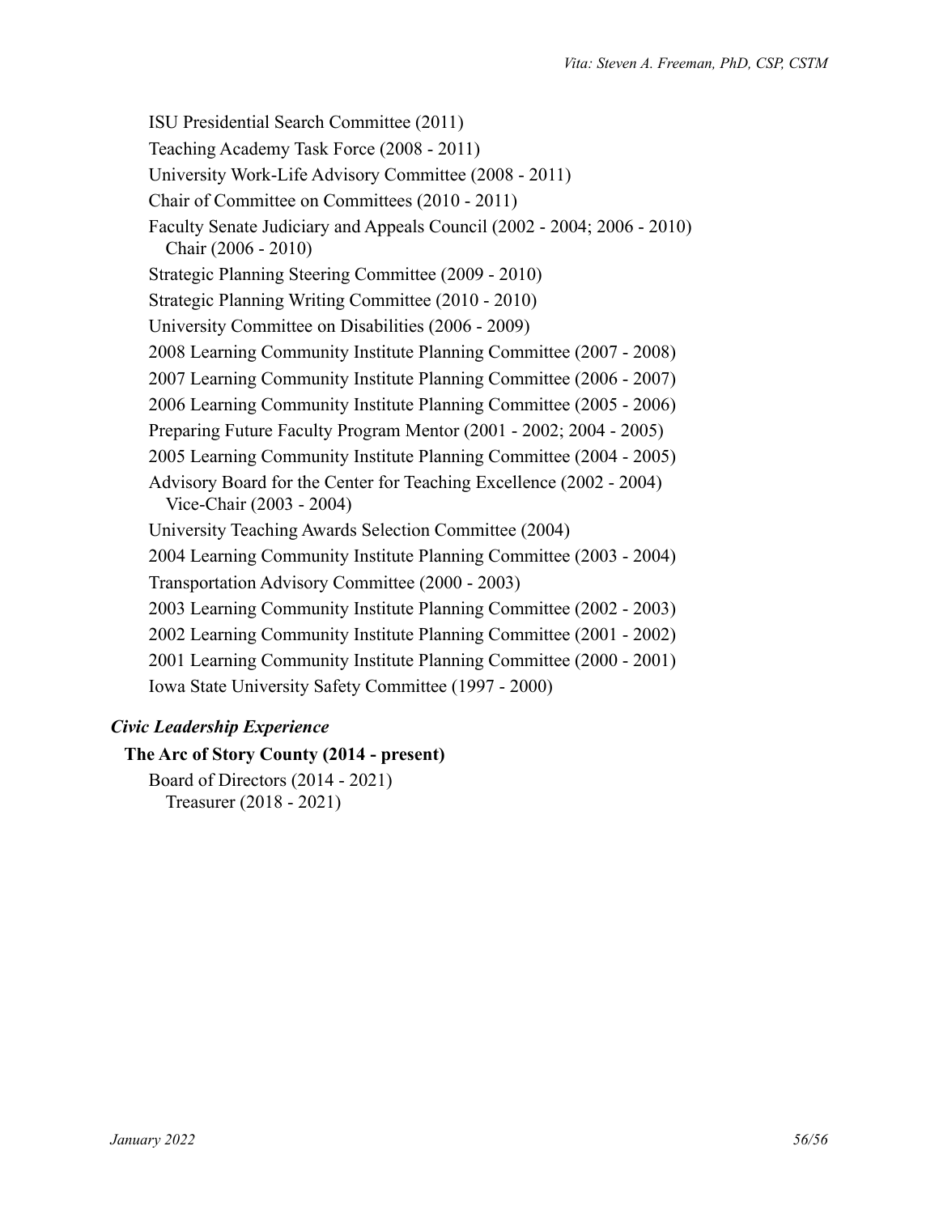ISU Presidential Search Committee (2011)

Teaching Academy Task Force (2008 - 2011)

University Work-Life Advisory Committee (2008 - 2011)

Chair of Committee on Committees (2010 - 2011)

Faculty Senate Judiciary and Appeals Council (2002 - 2004; 2006 - 2010)
Chair (2006 - 2010)

Strategic Planning Steering Committee (2009 - 2010)

Strategic Planning Writing Committee (2010 - 2010)

University Committee on Disabilities (2006 - 2009)

2008 Learning Community Institute Planning Committee (2007 - 2008)

2007 Learning Community Institute Planning Committee (2006 - 2007)

2006 Learning Community Institute Planning Committee (2005 - 2006)

Preparing Future Faculty Program Mentor (2001 - 2002; 2004 - 2005)

2005 Learning Community Institute Planning Committee (2004 - 2005)

Advisory Board for the Center for Teaching Excellence (2002 - 2004)
Vice-Chair (2003 - 2004)

University Teaching Awards Selection Committee (2004)

2004 Learning Community Institute Planning Committee (2003 - 2004)

Transportation Advisory Committee (2000 - 2003)

2003 Learning Community Institute Planning Committee (2002 - 2003)

2002 Learning Community Institute Planning Committee (2001 - 2002)

2001 Learning Community Institute Planning Committee (2000 - 2001)

Iowa State University Safety Committee (1997 - 2000)

### *Civic Leadership Experience*

**The Arc of Story County (2014 - present)**

Board of Directors (2014 - 2021)
Treasurer (2018 - 2021)